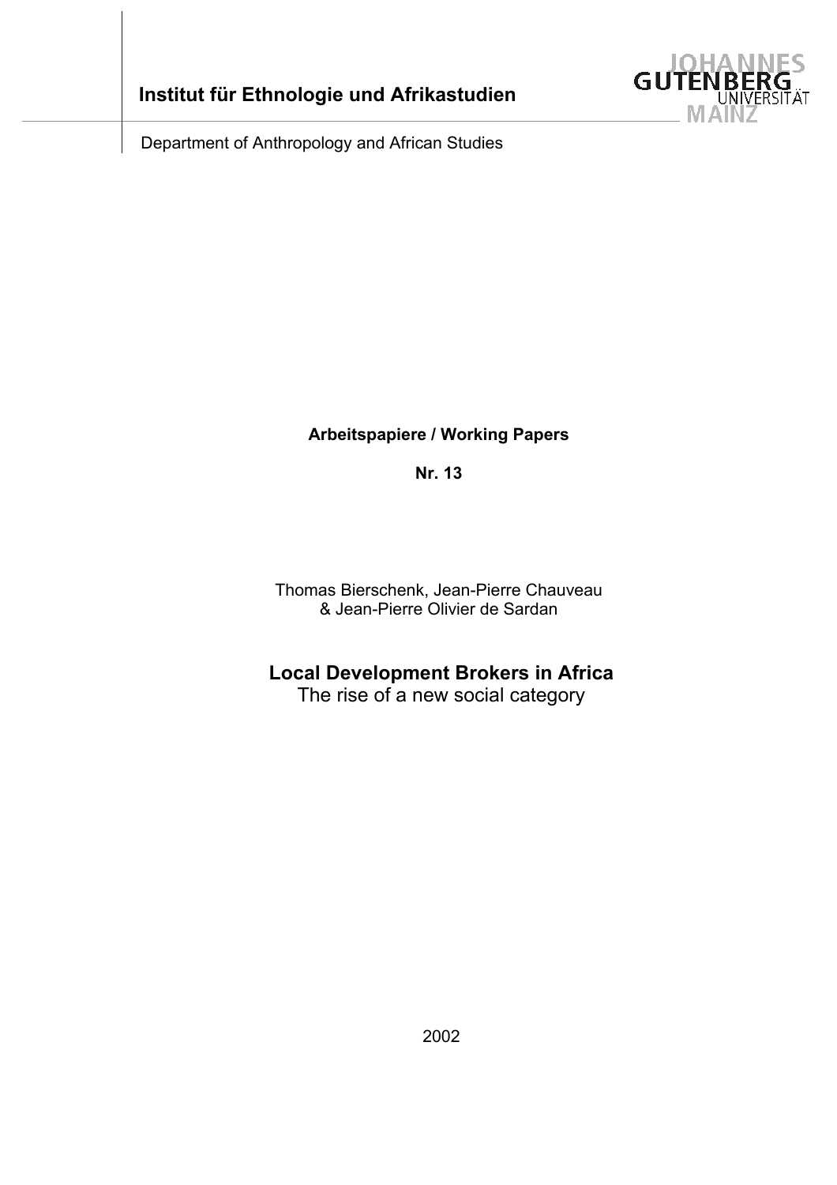**Institut für Ethnologie und Afrikastudien**

JOHANNES GUTENBERG UNIVERSITÄT MAINZ

Department of Anthropology and African Studies

**Arbeitspapiere / Working Papers**

**Nr. 13**

Thomas Bierschenk, Jean-Pierre Chauveau & Jean-Pierre Olivier de Sardan

# Local Development Brokers in Africa

The rise of a new social category

2002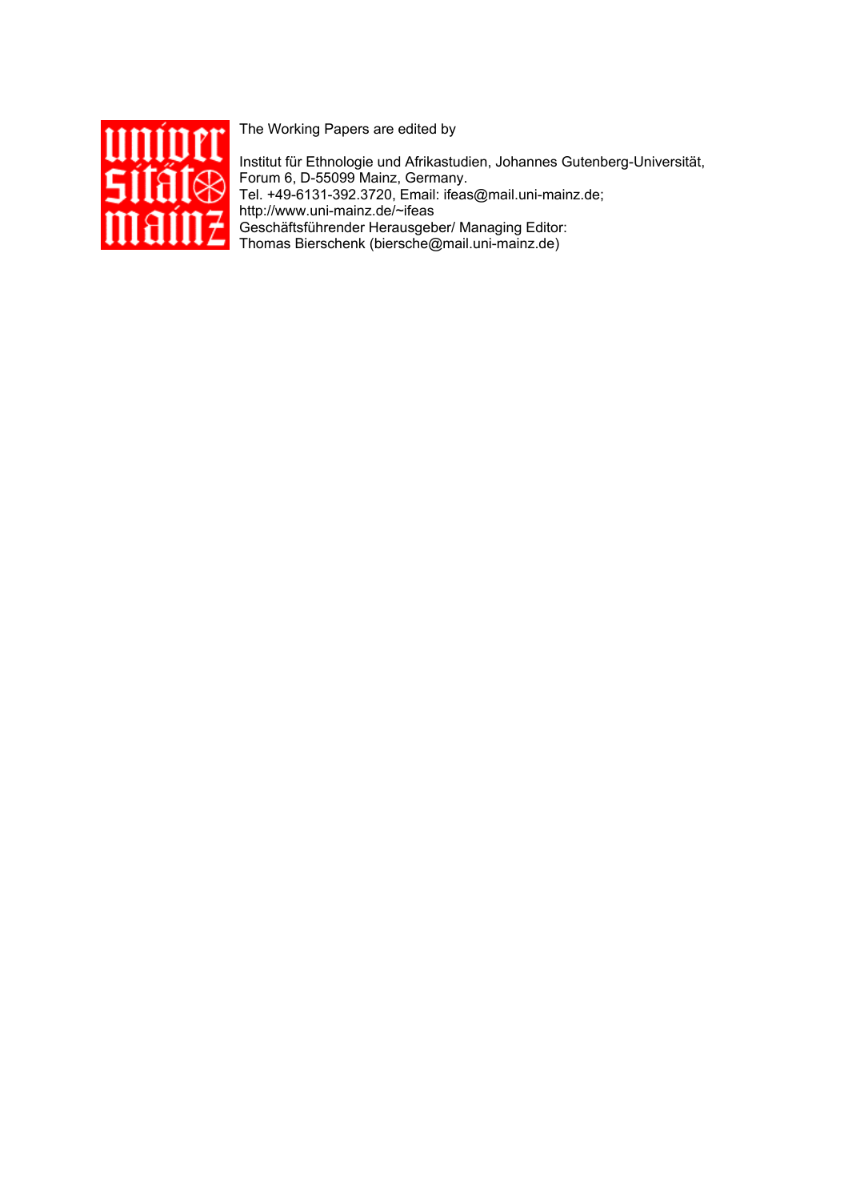The Working Papers are edited by

Institut für Ethnologie und Afrikastudien, Johannes Gutenberg-Universität, Forum 6, D-55099 Mainz, Germany.
Tel. +49-6131-392.3720, Email: ifeas@mail.uni-mainz.de;
http://www.uni-mainz.de/~ifeas
Geschäftsführender Herausgeber/ Managing Editor:
Thomas Bierschenk (biersche@mail.uni-mainz.de)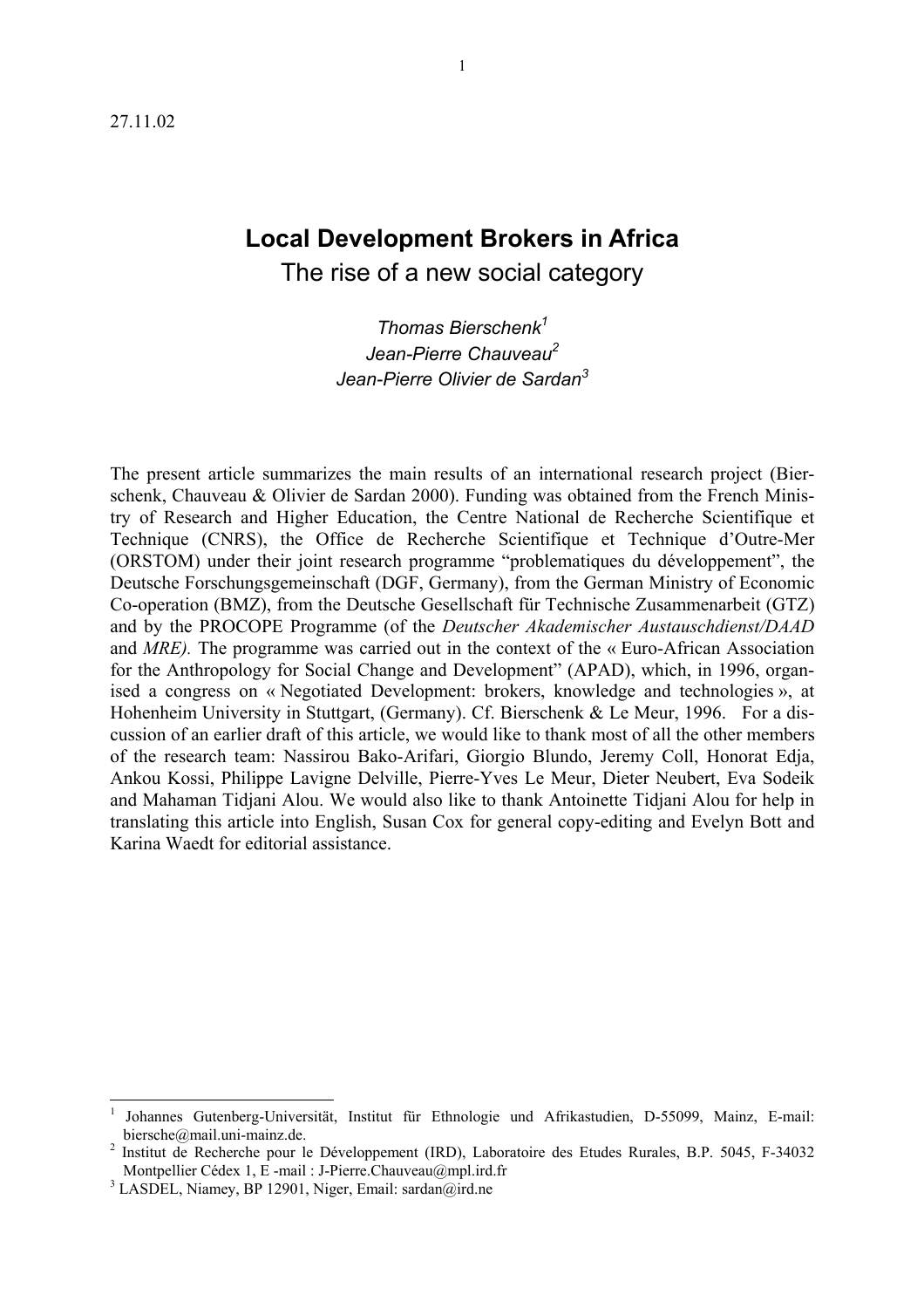27.11.02

# Local Development Brokers in Africa

## The rise of a new social category

*Thomas Bierschenk*[1]
*Jean-Pierre Chauveau*[2]
*Jean-Pierre Olivier de Sardan*[3]

The present article summarizes the main results of an international research project (Bierschenk, Chauveau & Olivier de Sardan 2000). Funding was obtained from the French Ministry of Research and Higher Education, the Centre National de Recherche Scientifique et Technique (CNRS), the Office de Recherche Scientifique et Technique d'Outre-Mer (ORSTOM) under their joint research programme "problematiques du développement", the Deutsche Forschungsgemeinschaft (DGF, Germany), from the German Ministry of Economic Co-operation (BMZ), from the Deutsche Gesellschaft für Technische Zusammenarbeit (GTZ) and by the PROCOPE Programme (of the *Deutscher Akademischer Austauschdienst/DAAD* and *MRE).* The programme was carried out in the context of the « Euro-African Association for the Anthropology for Social Change and Development" (APAD), which, in 1996, organised a congress on « Negotiated Development: brokers, knowledge and technologies », at Hohenheim University in Stuttgart, (Germany). Cf. Bierschenk & Le Meur, 1996. For a discussion of an earlier draft of this article, we would like to thank most of all the other members of the research team: Nassirou Bako-Arifari, Giorgio Blundo, Jeremy Coll, Honorat Edja, Ankou Kossi, Philippe Lavigne Delville, Pierre-Yves Le Meur, Dieter Neubert, Eva Sodeik and Mahaman Tidjani Alou. We would also like to thank Antoinette Tidjani Alou for help in translating this article into English, Susan Cox for general copy-editing and Evelyn Bott and Karina Waedt for editorial assistance.

---

[1] Johannes Gutenberg-Universität, Institut für Ethnologie und Afrikastudien, D-55099, Mainz, E-mail: biersche@mail.uni-mainz.de.

[2] Institut de Recherche pour le Développement (IRD), Laboratoire des Etudes Rurales, B.P. 5045, F-34032 Montpellier Cédex 1, E -mail : J-Pierre.Chauveau@mpl.ird.fr

[3] LASDEL, Niamey, BP 12901, Niger, Email: sardan@ird.ne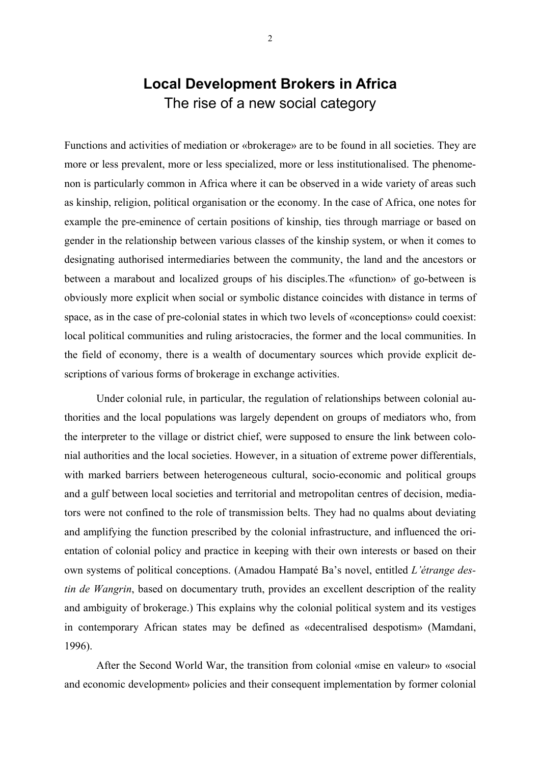# Local Development Brokers in Africa

## The rise of a new social category

Functions and activities of mediation or «brokerage» are to be found in all societies. They are more or less prevalent, more or less specialized, more or less institutionalised. The phenomenon is particularly common in Africa where it can be observed in a wide variety of areas such as kinship, religion, political organisation or the economy. In the case of Africa, one notes for example the pre-eminence of certain positions of kinship, ties through marriage or based on gender in the relationship between various classes of the kinship system, or when it comes to designating authorised intermediaries between the community, the land and the ancestors or between a marabout and localized groups of his disciples.The «function» of go-between is obviously more explicit when social or symbolic distance coincides with distance in terms of space, as in the case of pre-colonial states in which two levels of «conceptions» could coexist: local political communities and ruling aristocracies, the former and the local communities. In the field of economy, there is a wealth of documentary sources which provide explicit descriptions of various forms of brokerage in exchange activities.

Under colonial rule, in particular, the regulation of relationships between colonial authorities and the local populations was largely dependent on groups of mediators who, from the interpreter to the village or district chief, were supposed to ensure the link between colonial authorities and the local societies. However, in a situation of extreme power differentials, with marked barriers between heterogeneous cultural, socio-economic and political groups and a gulf between local societies and territorial and metropolitan centres of decision, mediators were not confined to the role of transmission belts. They had no qualms about deviating and amplifying the function prescribed by the colonial infrastructure, and influenced the orientation of colonial policy and practice in keeping with their own interests or based on their own systems of political conceptions. (Amadou Hampaté Ba's novel, entitled *L'étrange destin de Wangrin*, based on documentary truth, provides an excellent description of the reality and ambiguity of brokerage.) This explains why the colonial political system and its vestiges in contemporary African states may be defined as «decentralised despotism» (Mamdani, 1996).

After the Second World War, the transition from colonial «mise en valeur» to «social and economic development» policies and their consequent implementation by former colonial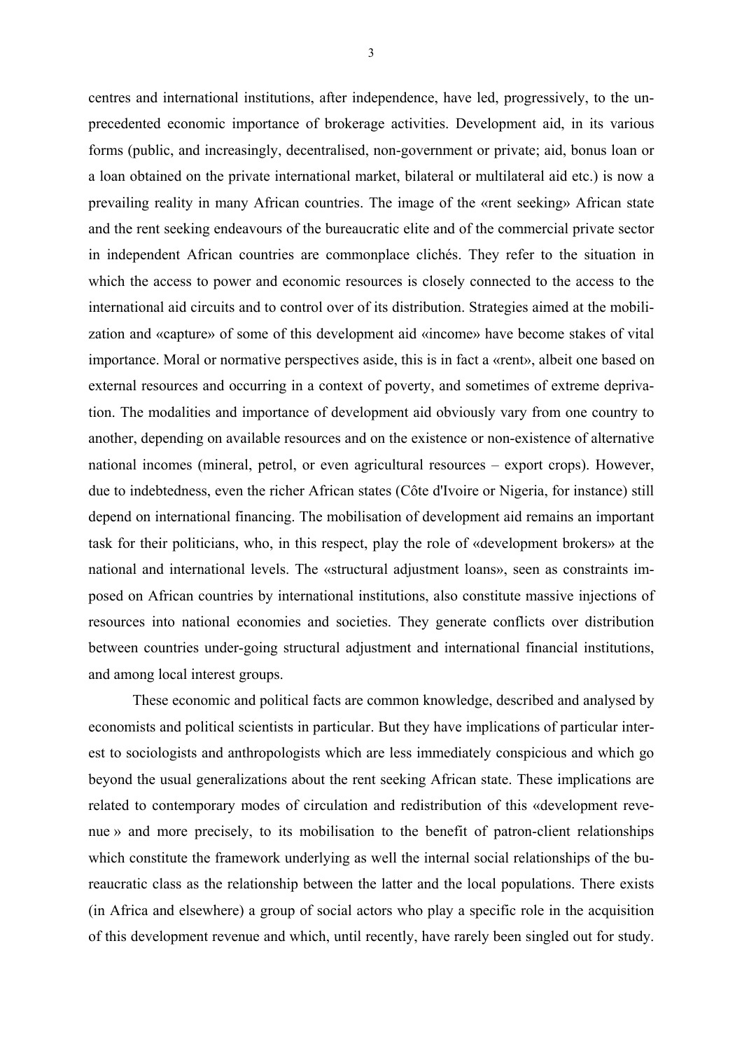centres and international institutions, after independence, have led, progressively, to the unprecedented economic importance of brokerage activities. Development aid, in its various forms (public, and increasingly, decentralised, non-government or private; aid, bonus loan or a loan obtained on the private international market, bilateral or multilateral aid etc.) is now a prevailing reality in many African countries. The image of the «rent seeking» African state and the rent seeking endeavours of the bureaucratic elite and of the commercial private sector in independent African countries are commonplace clichés. They refer to the situation in which the access to power and economic resources is closely connected to the access to the international aid circuits and to control over of its distribution. Strategies aimed at the mobilization and «capture» of some of this development aid «income» have become stakes of vital importance. Moral or normative perspectives aside, this is in fact a «rent», albeit one based on external resources and occurring in a context of poverty, and sometimes of extreme deprivation. The modalities and importance of development aid obviously vary from one country to another, depending on available resources and on the existence or non-existence of alternative national incomes (mineral, petrol, or even agricultural resources – export crops). However, due to indebtedness, even the richer African states (Côte d'Ivoire or Nigeria, for instance) still depend on international financing. The mobilisation of development aid remains an important task for their politicians, who, in this respect, play the role of «development brokers» at the national and international levels. The «structural adjustment loans», seen as constraints imposed on African countries by international institutions, also constitute massive injections of resources into national economies and societies. They generate conflicts over distribution between countries under-going structural adjustment and international financial institutions, and among local interest groups.

These economic and political facts are common knowledge, described and analysed by economists and political scientists in particular. But they have implications of particular interest to sociologists and anthropologists which are less immediately conspicuous and which go beyond the usual generalizations about the rent seeking African state. These implications are related to contemporary modes of circulation and redistribution of this «development revenue » and more precisely, to its mobilisation to the benefit of patron-client relationships which constitute the framework underlying as well the internal social relationships of the bureaucratic class as the relationship between the latter and the local populations. There exists (in Africa and elsewhere) a group of social actors who play a specific role in the acquisition of this development revenue and which, until recently, have rarely been singled out for study.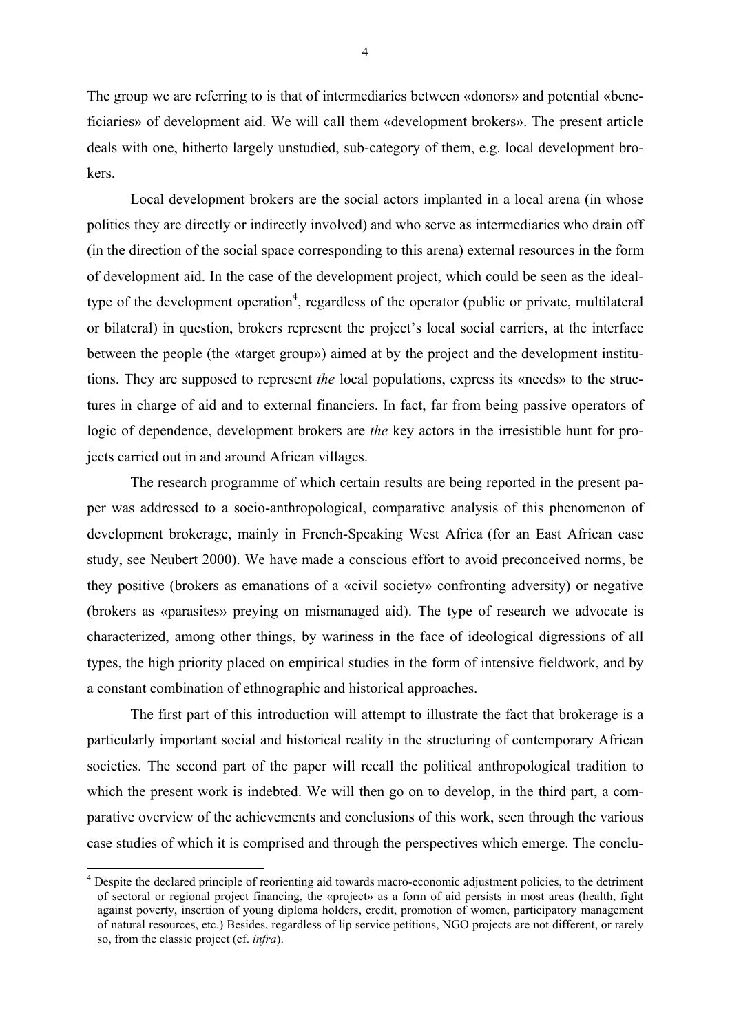The group we are referring to is that of intermediaries between «donors» and potential «beneficiaries» of development aid. We will call them «development brokers». The present article deals with one, hitherto largely unstudied, sub-category of them, e.g. local development brokers.

Local development brokers are the social actors implanted in a local arena (in whose politics they are directly or indirectly involved) and who serve as intermediaries who drain off (in the direction of the social space corresponding to this arena) external resources in the form of development aid. In the case of the development project, which could be seen as the ideal-type of the development operation[4], regardless of the operator (public or private, multilateral or bilateral) in question, brokers represent the project's local social carriers, at the interface between the people (the «target group») aimed at by the project and the development institutions. They are supposed to represent *the* local populations, express its «needs» to the structures in charge of aid and to external financiers. In fact, far from being passive operators of logic of dependence, development brokers are *the* key actors in the irresistible hunt for projects carried out in and around African villages.

The research programme of which certain results are being reported in the present paper was addressed to a socio-anthropological, comparative analysis of this phenomenon of development brokerage, mainly in French-Speaking West Africa (for an East African case study, see Neubert 2000). We have made a conscious effort to avoid preconceived norms, be they positive (brokers as emanations of a «civil society» confronting adversity) or negative (brokers as «parasites» preying on mismanaged aid). The type of research we advocate is characterized, among other things, by wariness in the face of ideological digressions of all types, the high priority placed on empirical studies in the form of intensive fieldwork, and by a constant combination of ethnographic and historical approaches.

The first part of this introduction will attempt to illustrate the fact that brokerage is a particularly important social and historical reality in the structuring of contemporary African societies. The second part of the paper will recall the political anthropological tradition to which the present work is indebted. We will then go on to develop, in the third part, a comparative overview of the achievements and conclusions of this work, seen through the various case studies of which it is comprised and through the perspectives which emerge. The conclu-

---

[4] Despite the declared principle of reorienting aid towards macro-economic adjustment policies, to the detriment of sectoral or regional project financing, the «project» as a form of aid persists in most areas (health, fight against poverty, insertion of young diploma holders, credit, promotion of women, participatory management of natural resources, etc.) Besides, regardless of lip service petitions, NGO projects are not different, or rarely so, from the classic project (cf. *infra*).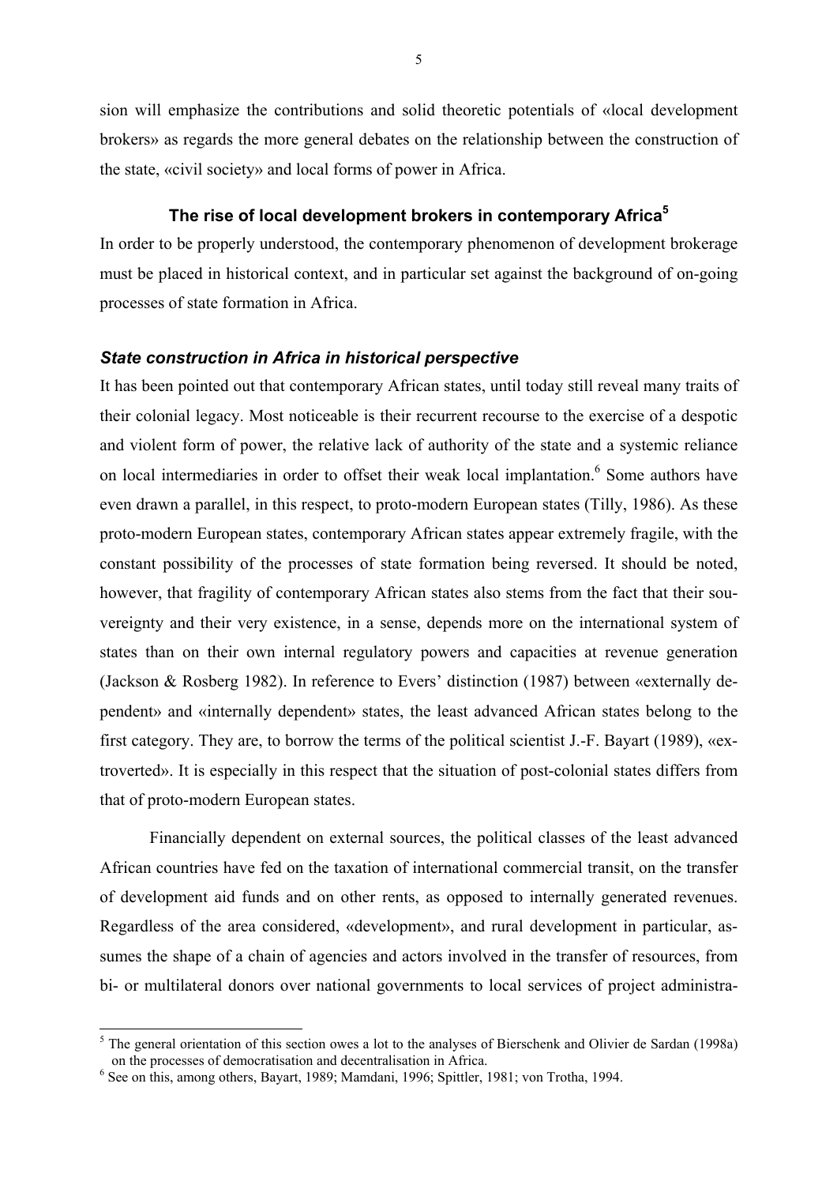sion will emphasize the contributions and solid theoretic potentials of «local development brokers» as regards the more general debates on the relationship between the construction of the state, «civil society» and local forms of power in Africa.

## The rise of local development brokers in contemporary Africa[5]

In order to be properly understood, the contemporary phenomenon of development brokerage must be placed in historical context, and in particular set against the background of on-going processes of state formation in Africa.

### *State construction in Africa in historical perspective*

It has been pointed out that contemporary African states, until today still reveal many traits of their colonial legacy. Most noticeable is their recurrent recourse to the exercise of a despotic and violent form of power, the relative lack of authority of the state and a systemic reliance on local intermediaries in order to offset their weak local implantation.[6] Some authors have even drawn a parallel, in this respect, to proto-modern European states (Tilly, 1986). As these proto-modern European states, contemporary African states appear extremely fragile, with the constant possibility of the processes of state formation being reversed. It should be noted, however, that fragility of contemporary African states also stems from the fact that their souvereignty and their very existence, in a sense, depends more on the international system of states than on their own internal regulatory powers and capacities at revenue generation (Jackson & Rosberg 1982). In reference to Evers' distinction (1987) between «externally dependent» and «internally dependent» states, the least advanced African states belong to the first category. They are, to borrow the terms of the political scientist J.-F. Bayart (1989), «extroverted». It is especially in this respect that the situation of post-colonial states differs from that of proto-modern European states.

Financially dependent on external sources, the political classes of the least advanced African countries have fed on the taxation of international commercial transit, on the transfer of development aid funds and on other rents, as opposed to internally generated revenues. Regardless of the area considered, «development», and rural development in particular, assumes the shape of a chain of agencies and actors involved in the transfer of resources, from bi- or multilateral donors over national governments to local services of project administra-

---

[5] The general orientation of this section owes a lot to the analyses of Bierschenk and Olivier de Sardan (1998a) on the processes of democratisation and decentralisation in Africa.

[6] See on this, among others, Bayart, 1989; Mamdani, 1996; Spittler, 1981; von Trotha, 1994.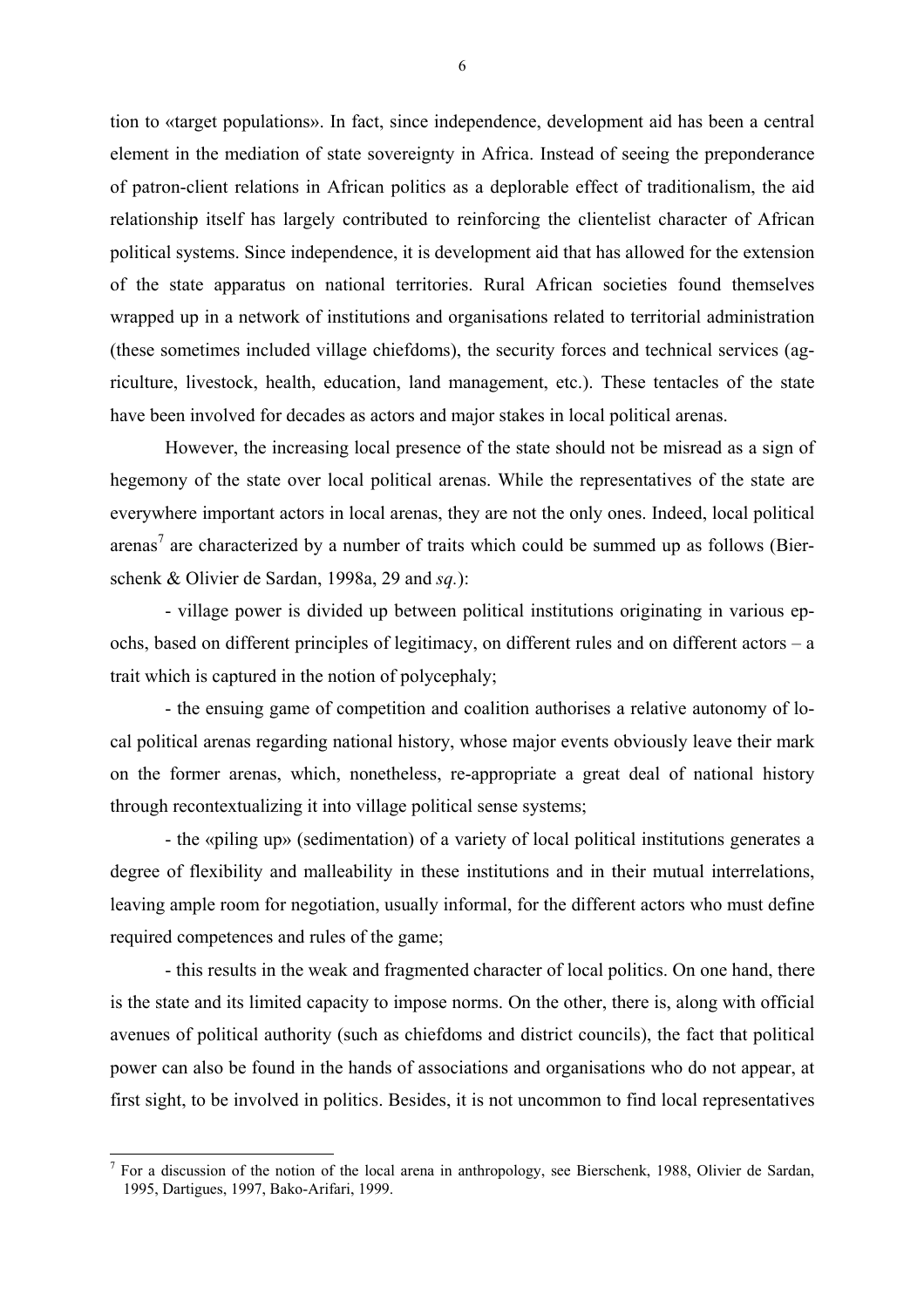tion to «target populations». In fact, since independence, development aid has been a central element in the mediation of state sovereignty in Africa. Instead of seeing the preponderance of patron-client relations in African politics as a deplorable effect of traditionalism, the aid relationship itself has largely contributed to reinforcing the clientelist character of African political systems. Since independence, it is development aid that has allowed for the extension of the state apparatus on national territories. Rural African societies found themselves wrapped up in a network of institutions and organisations related to territorial administration (these sometimes included village chiefdoms), the security forces and technical services (agriculture, livestock, health, education, land management, etc.). These tentacles of the state have been involved for decades as actors and major stakes in local political arenas.

However, the increasing local presence of the state should not be misread as a sign of hegemony of the state over local political arenas. While the representatives of the state are everywhere important actors in local arenas, they are not the only ones. Indeed, local political arenas[7] are characterized by a number of traits which could be summed up as follows (Bierschenk & Olivier de Sardan, 1998a, 29 and *sq.*):

- village power is divided up between political institutions originating in various epochs, based on different principles of legitimacy, on different rules and on different actors – a trait which is captured in the notion of polycephaly;

- the ensuing game of competition and coalition authorises a relative autonomy of local political arenas regarding national history, whose major events obviously leave their mark on the former arenas, which, nonetheless, re-appropriate a great deal of national history through recontextualizing it into village political sense systems;

- the «piling up» (sedimentation) of a variety of local political institutions generates a degree of flexibility and malleability in these institutions and in their mutual interrelations, leaving ample room for negotiation, usually informal, for the different actors who must define required competences and rules of the game;

- this results in the weak and fragmented character of local politics. On one hand, there is the state and its limited capacity to impose norms. On the other, there is, along with official avenues of political authority (such as chiefdoms and district councils), the fact that political power can also be found in the hands of associations and organisations who do not appear, at first sight, to be involved in politics. Besides, it is not uncommon to find local representatives

[7] For a discussion of the notion of the local arena in anthropology, see Bierschenk, 1988, Olivier de Sardan, 1995, Dartigues, 1997, Bako-Arifari, 1999.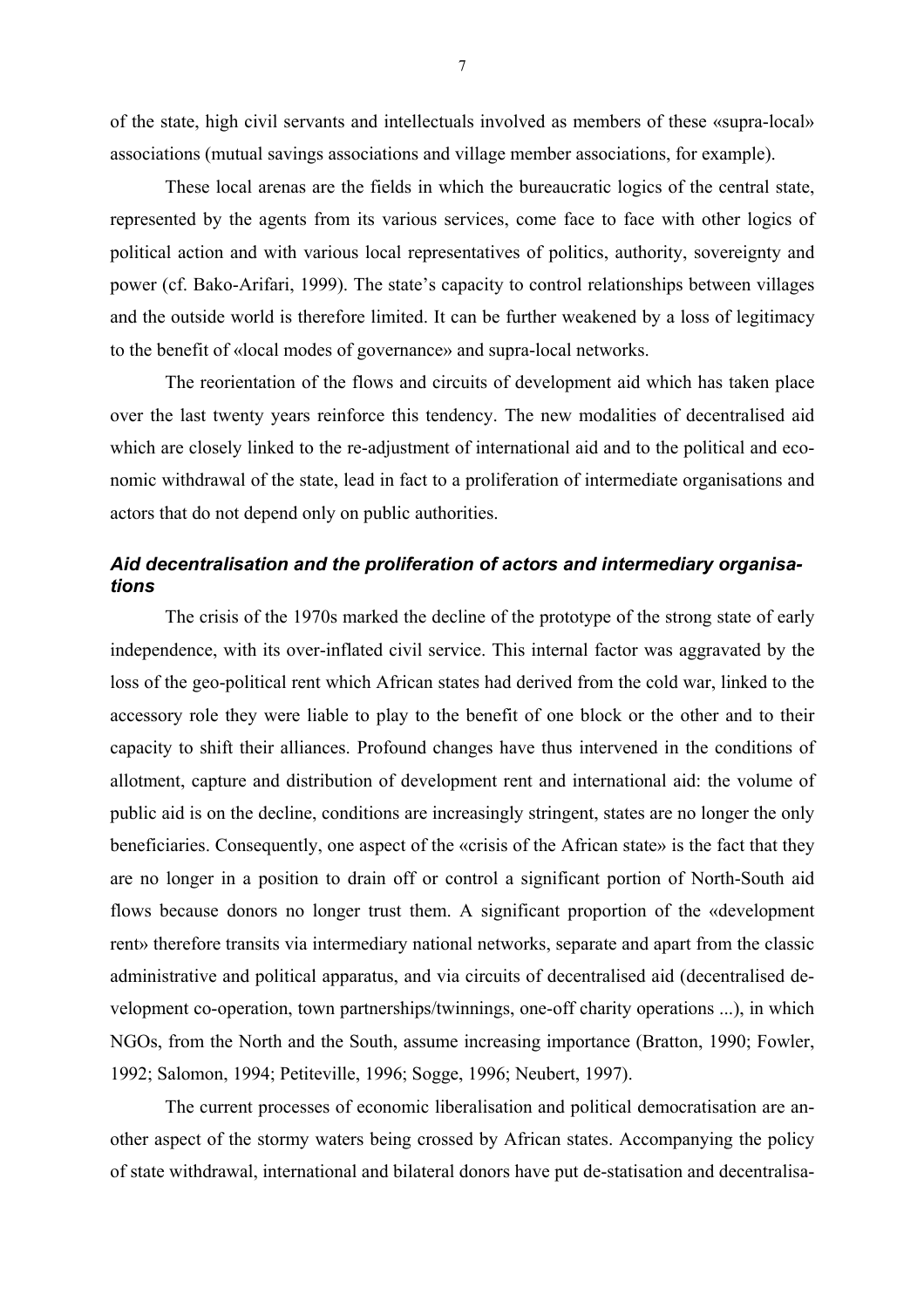of the state, high civil servants and intellectuals involved as members of these «supra-local» associations (mutual savings associations and village member associations, for example).

These local arenas are the fields in which the bureaucratic logics of the central state, represented by the agents from its various services, come face to face with other logics of political action and with various local representatives of politics, authority, sovereignty and power (cf. Bako-Arifari, 1999). The state's capacity to control relationships between villages and the outside world is therefore limited. It can be further weakened by a loss of legitimacy to the benefit of «local modes of governance» and supra-local networks.

The reorientation of the flows and circuits of development aid which has taken place over the last twenty years reinforce this tendency. The new modalities of decentralised aid which are closely linked to the re-adjustment of international aid and to the political and economic withdrawal of the state, lead in fact to a proliferation of intermediate organisations and actors that do not depend only on public authorities.

### *Aid decentralisation and the proliferation of actors and intermediary organisations*

The crisis of the 1970s marked the decline of the prototype of the strong state of early independence, with its over-inflated civil service. This internal factor was aggravated by the loss of the geo-political rent which African states had derived from the cold war, linked to the accessory role they were liable to play to the benefit of one block or the other and to their capacity to shift their alliances. Profound changes have thus intervened in the conditions of allotment, capture and distribution of development rent and international aid: the volume of public aid is on the decline, conditions are increasingly stringent, states are no longer the only beneficiaries. Consequently, one aspect of the «crisis of the African state» is the fact that they are no longer in a position to drain off or control a significant portion of North-South aid flows because donors no longer trust them. A significant proportion of the «development rent» therefore transits via intermediary national networks, separate and apart from the classic administrative and political apparatus, and via circuits of decentralised aid (decentralised development co-operation, town partnerships/twinnings, one-off charity operations ...), in which NGOs, from the North and the South, assume increasing importance (Bratton, 1990; Fowler, 1992; Salomon, 1994; Petiteville, 1996; Sogge, 1996; Neubert, 1997).

The current processes of economic liberalisation and political democratisation are another aspect of the stormy waters being crossed by African states. Accompanying the policy of state withdrawal, international and bilateral donors have put de-statisation and decentralisa-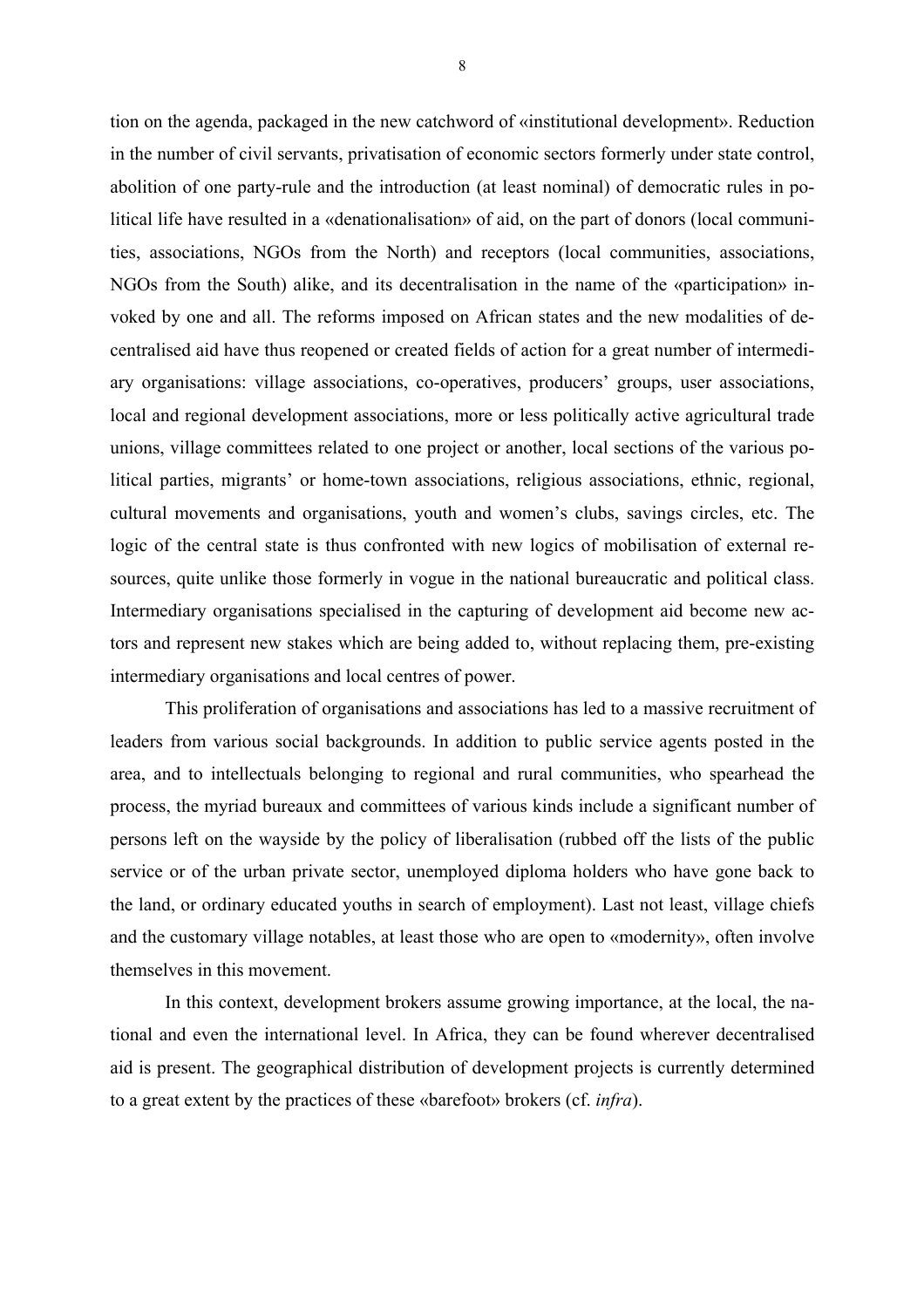tion on the agenda, packaged in the new catchword of «institutional development». Reduction in the number of civil servants, privatisation of economic sectors formerly under state control, abolition of one party-rule and the introduction (at least nominal) of democratic rules in political life have resulted in a «denationalisation» of aid, on the part of donors (local communities, associations, NGOs from the North) and receptors (local communities, associations, NGOs from the South) alike, and its decentralisation in the name of the «participation» invoked by one and all. The reforms imposed on African states and the new modalities of decentralised aid have thus reopened or created fields of action for a great number of intermediary organisations: village associations, co-operatives, producers' groups, user associations, local and regional development associations, more or less politically active agricultural trade unions, village committees related to one project or another, local sections of the various political parties, migrants' or home-town associations, religious associations, ethnic, regional, cultural movements and organisations, youth and women's clubs, savings circles, etc. The logic of the central state is thus confronted with new logics of mobilisation of external resources, quite unlike those formerly in vogue in the national bureaucratic and political class. Intermediary organisations specialised in the capturing of development aid become new actors and represent new stakes which are being added to, without replacing them, pre-existing intermediary organisations and local centres of power.

This proliferation of organisations and associations has led to a massive recruitment of leaders from various social backgrounds. In addition to public service agents posted in the area, and to intellectuals belonging to regional and rural communities, who spearhead the process, the myriad bureaux and committees of various kinds include a significant number of persons left on the wayside by the policy of liberalisation (rubbed off the lists of the public service or of the urban private sector, unemployed diploma holders who have gone back to the land, or ordinary educated youths in search of employment). Last not least, village chiefs and the customary village notables, at least those who are open to «modernity», often involve themselves in this movement.

In this context, development brokers assume growing importance, at the local, the national and even the international level. In Africa, they can be found wherever decentralised aid is present. The geographical distribution of development projects is currently determined to a great extent by the practices of these «barefoot» brokers (cf. *infra*).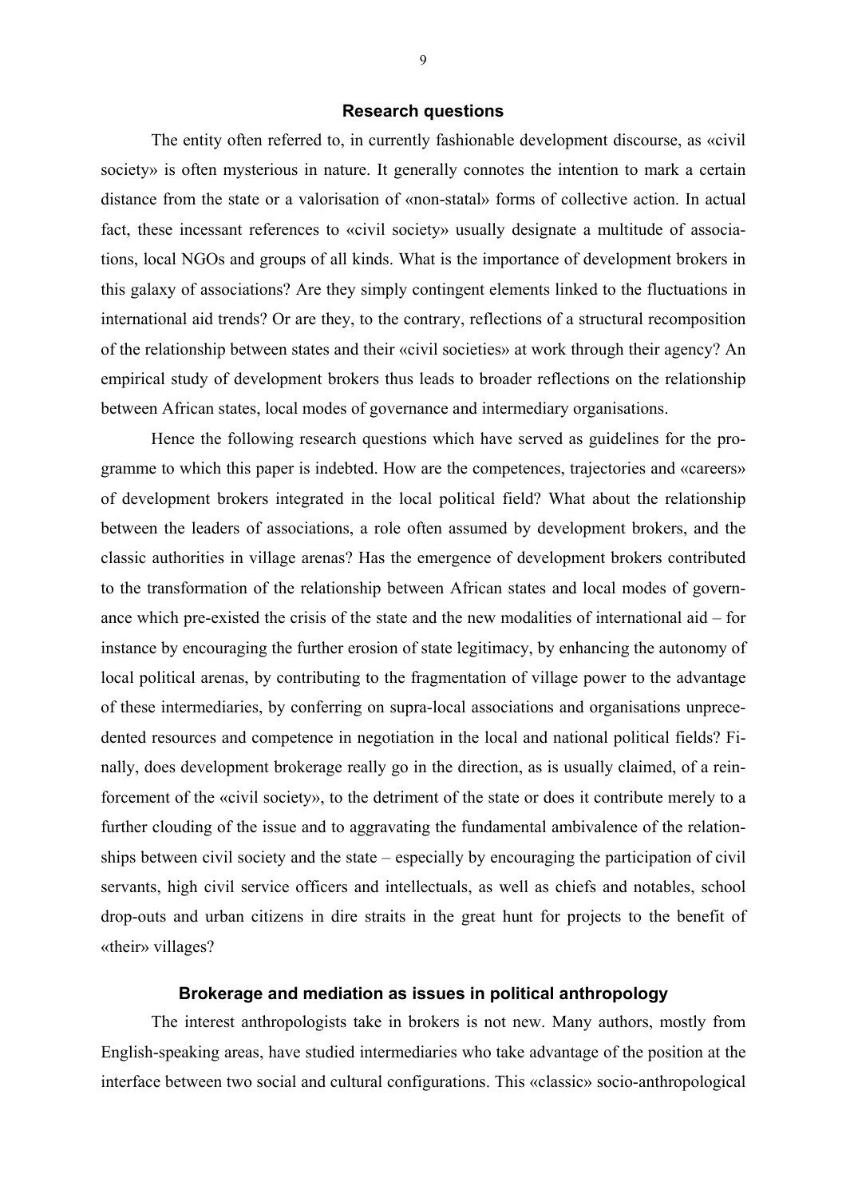## Research questions

The entity often referred to, in currently fashionable development discourse, as «civil society» is often mysterious in nature. It generally connotes the intention to mark a certain distance from the state or a valorisation of «non-statal» forms of collective action. In actual fact, these incessant references to «civil society» usually designate a multitude of associations, local NGOs and groups of all kinds. What is the importance of development brokers in this galaxy of associations? Are they simply contingent elements linked to the fluctuations in international aid trends? Or are they, to the contrary, reflections of a structural recomposition of the relationship between states and their «civil societies» at work through their agency? An empirical study of development brokers thus leads to broader reflections on the relationship between African states, local modes of governance and intermediary organisations.

Hence the following research questions which have served as guidelines for the programme to which this paper is indebted. How are the competences, trajectories and «careers» of development brokers integrated in the local political field? What about the relationship between the leaders of associations, a role often assumed by development brokers, and the classic authorities in village arenas? Has the emergence of development brokers contributed to the transformation of the relationship between African states and local modes of governance which pre-existed the crisis of the state and the new modalities of international aid – for instance by encouraging the further erosion of state legitimacy, by enhancing the autonomy of local political arenas, by contributing to the fragmentation of village power to the advantage of these intermediaries, by conferring on supra-local associations and organisations unprecedented resources and competence in negotiation in the local and national political fields? Finally, does development brokerage really go in the direction, as is usually claimed, of a reinforcement of the «civil society», to the detriment of the state or does it contribute merely to a further clouding of the issue and to aggravating the fundamental ambivalence of the relationships between civil society and the state – especially by encouraging the participation of civil servants, high civil service officers and intellectuals, as well as chiefs and notables, school drop-outs and urban citizens in dire straits in the great hunt for projects to the benefit of «their» villages?

## Brokerage and mediation as issues in political anthropology

The interest anthropologists take in brokers is not new. Many authors, mostly from English-speaking areas, have studied intermediaries who take advantage of the position at the interface between two social and cultural configurations. This «classic» socio-anthropological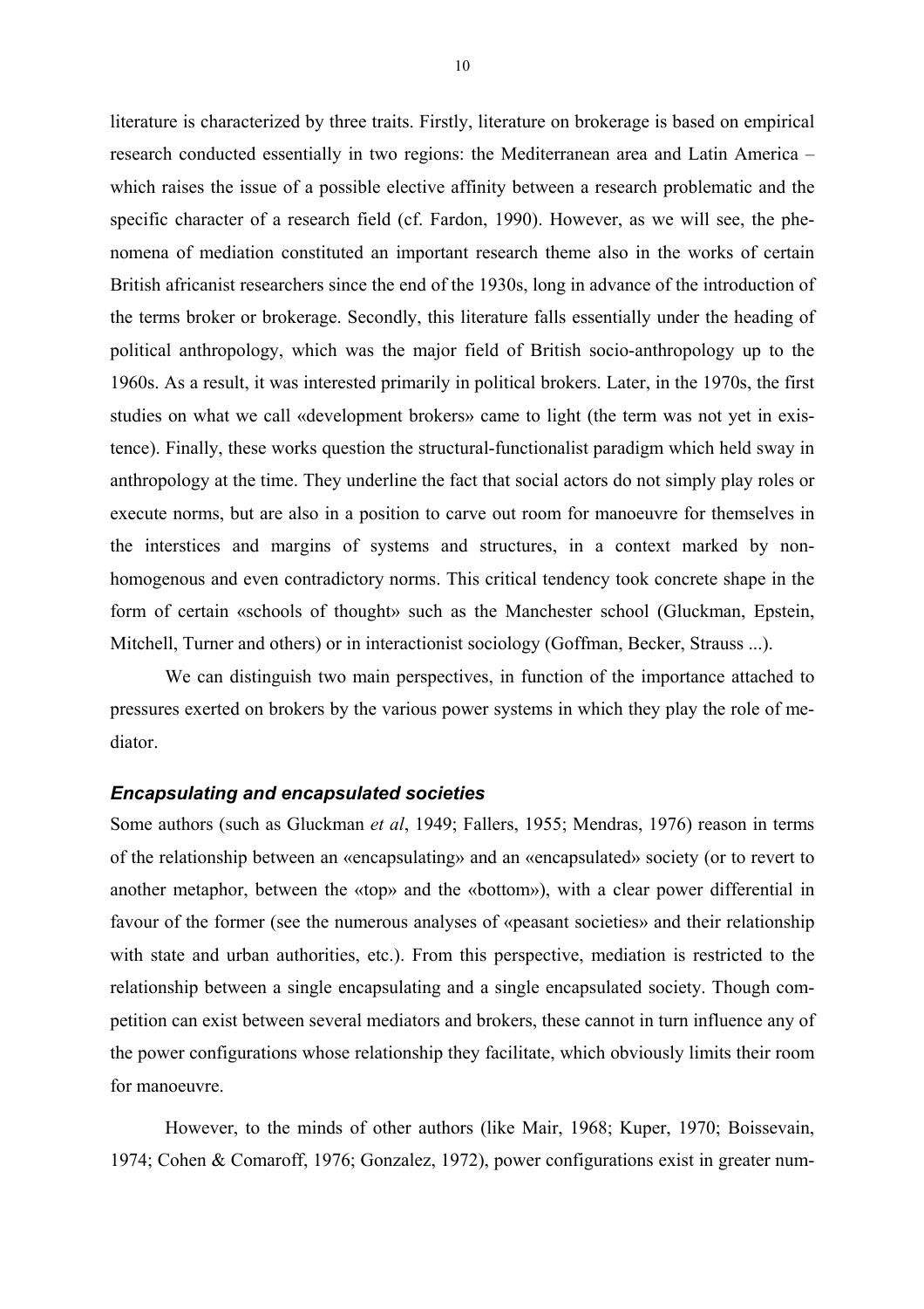literature is characterized by three traits. Firstly, literature on brokerage is based on empirical research conducted essentially in two regions: the Mediterranean area and Latin America – which raises the issue of a possible elective affinity between a research problematic and the specific character of a research field (cf. Fardon, 1990). However, as we will see, the phenomena of mediation constituted an important research theme also in the works of certain British africanist researchers since the end of the 1930s, long in advance of the introduction of the terms broker or brokerage. Secondly, this literature falls essentially under the heading of political anthropology, which was the major field of British socio-anthropology up to the 1960s. As a result, it was interested primarily in political brokers. Later, in the 1970s, the first studies on what we call «development brokers» came to light (the term was not yet in existence). Finally, these works question the structural-functionalist paradigm which held sway in anthropology at the time. They underline the fact that social actors do not simply play roles or execute norms, but are also in a position to carve out room for manoeuvre for themselves in the interstices and margins of systems and structures, in a context marked by non-homogenous and even contradictory norms. This critical tendency took concrete shape in the form of certain «schools of thought» such as the Manchester school (Gluckman, Epstein, Mitchell, Turner and others) or in interactionist sociology (Goffman, Becker, Strauss ...).

We can distinguish two main perspectives, in function of the importance attached to pressures exerted on brokers by the various power systems in which they play the role of mediator.

### *Encapsulating and encapsulated societies*

Some authors (such as Gluckman *et al*, 1949; Fallers, 1955; Mendras, 1976) reason in terms of the relationship between an «encapsulating» and an «encapsulated» society (or to revert to another metaphor, between the «top» and the «bottom»), with a clear power differential in favour of the former (see the numerous analyses of «peasant societies» and their relationship with state and urban authorities, etc.). From this perspective, mediation is restricted to the relationship between a single encapsulating and a single encapsulated society. Though competition can exist between several mediators and brokers, these cannot in turn influence any of the power configurations whose relationship they facilitate, which obviously limits their room for manoeuvre.

However, to the minds of other authors (like Mair, 1968; Kuper, 1970; Boissevain, 1974; Cohen & Comaroff, 1976; Gonzalez, 1972), power configurations exist in greater num-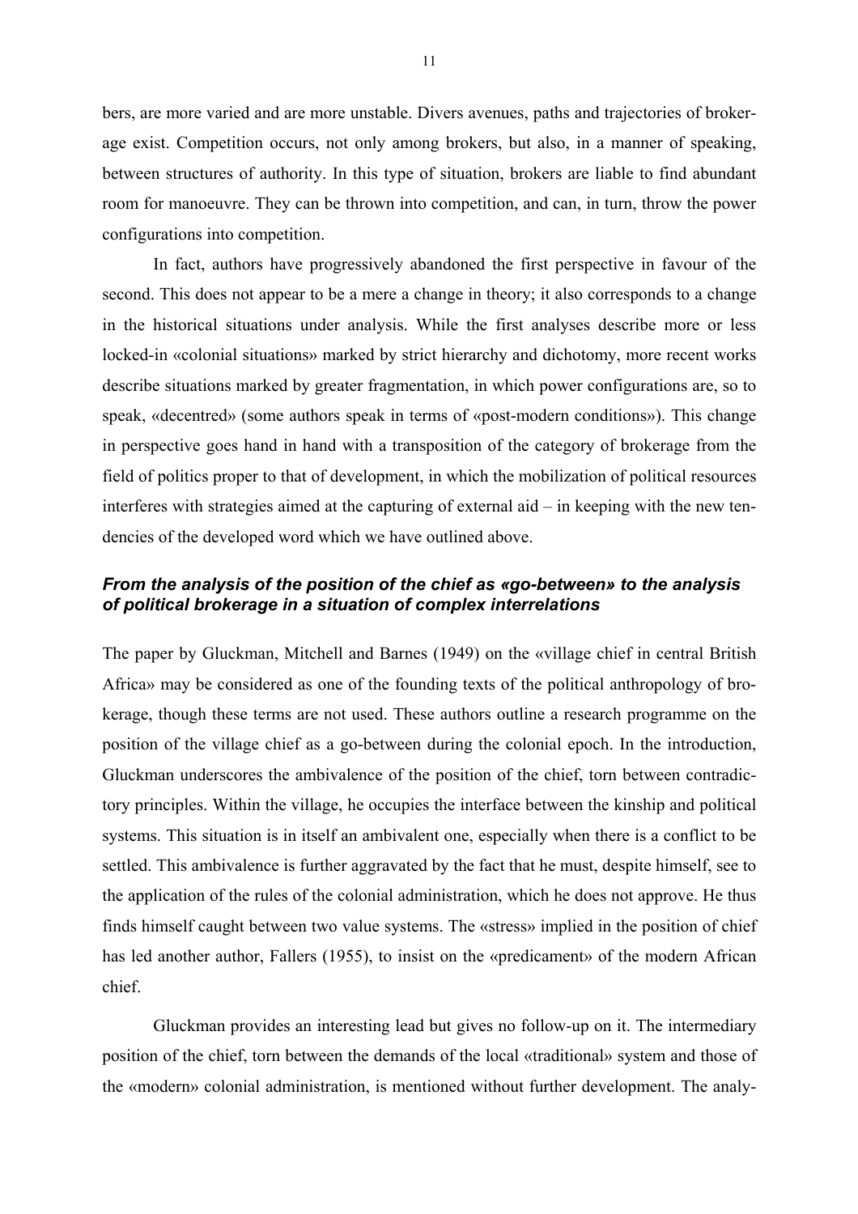bers, are more varied and are more unstable. Divers avenues, paths and trajectories of brokerage exist. Competition occurs, not only among brokers, but also, in a manner of speaking, between structures of authority. In this type of situation, brokers are liable to find abundant room for manoeuvre. They can be thrown into competition, and can, in turn, throw the power configurations into competition.

In fact, authors have progressively abandoned the first perspective in favour of the second. This does not appear to be a mere a change in theory; it also corresponds to a change in the historical situations under analysis. While the first analyses describe more or less locked-in «colonial situations» marked by strict hierarchy and dichotomy, more recent works describe situations marked by greater fragmentation, in which power configurations are, so to speak, «decentred» (some authors speak in terms of «post-modern conditions»). This change in perspective goes hand in hand with a transposition of the category of brokerage from the field of politics proper to that of development, in which the mobilization of political resources interferes with strategies aimed at the capturing of external aid – in keeping with the new tendencies of the developed word which we have outlined above.

### *From the analysis of the position of the chief as «go-between» to the analysis of political brokerage in a situation of complex interrelations*

The paper by Gluckman, Mitchell and Barnes (1949) on the «village chief in central British Africa» may be considered as one of the founding texts of the political anthropology of brokerage, though these terms are not used. These authors outline a research programme on the position of the village chief as a go-between during the colonial epoch. In the introduction, Gluckman underscores the ambivalence of the position of the chief, torn between contradictory principles. Within the village, he occupies the interface between the kinship and political systems. This situation is in itself an ambivalent one, especially when there is a conflict to be settled. This ambivalence is further aggravated by the fact that he must, despite himself, see to the application of the rules of the colonial administration, which he does not approve. He thus finds himself caught between two value systems. The «stress» implied in the position of chief has led another author, Fallers (1955), to insist on the «predicament» of the modern African chief.

Gluckman provides an interesting lead but gives no follow-up on it. The intermediary position of the chief, torn between the demands of the local «traditional» system and those of the «modern» colonial administration, is mentioned without further development. The analy-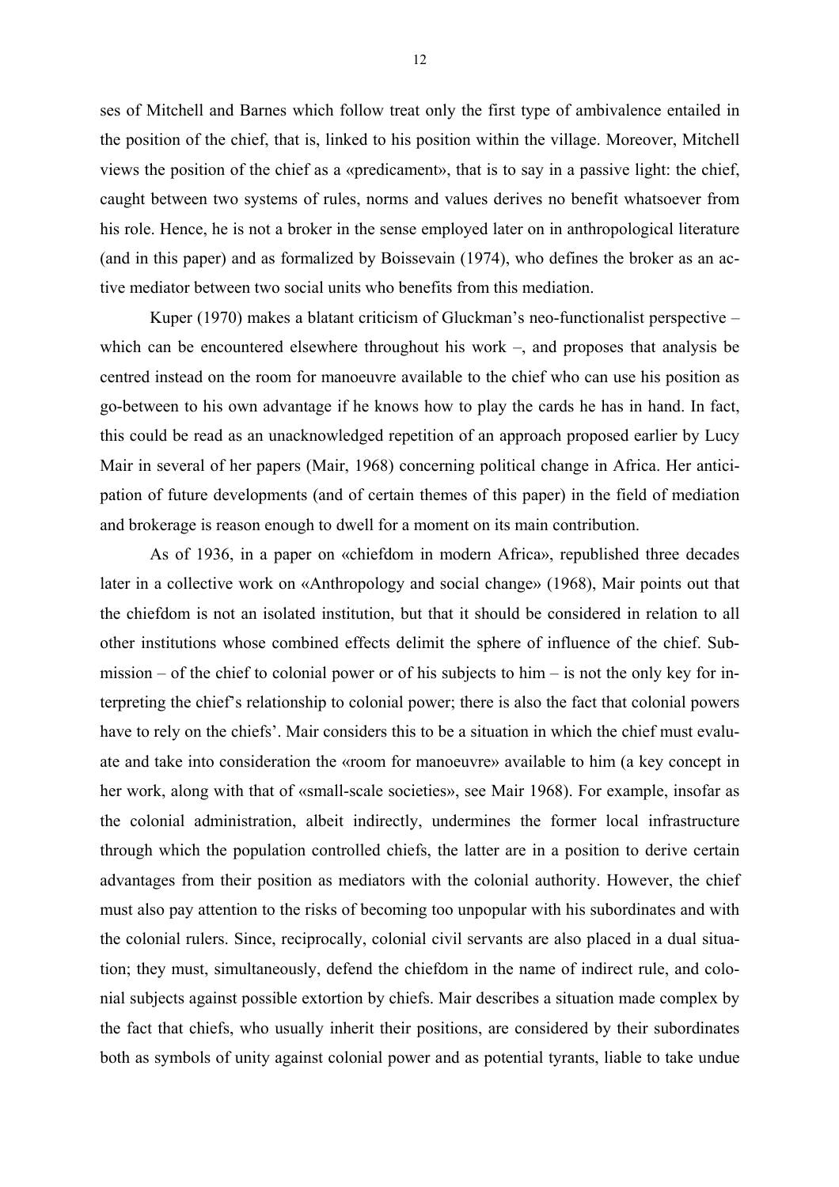ses of Mitchell and Barnes which follow treat only the first type of ambivalence entailed in the position of the chief, that is, linked to his position within the village. Moreover, Mitchell views the position of the chief as a «predicament», that is to say in a passive light: the chief, caught between two systems of rules, norms and values derives no benefit whatsoever from his role. Hence, he is not a broker in the sense employed later on in anthropological literature (and in this paper) and as formalized by Boissevain (1974), who defines the broker as an active mediator between two social units who benefits from this mediation.

Kuper (1970) makes a blatant criticism of Gluckman's neo-functionalist perspective – which can be encountered elsewhere throughout his work –, and proposes that analysis be centred instead on the room for manoeuvre available to the chief who can use his position as go-between to his own advantage if he knows how to play the cards he has in hand. In fact, this could be read as an unacknowledged repetition of an approach proposed earlier by Lucy Mair in several of her papers (Mair, 1968) concerning political change in Africa. Her anticipation of future developments (and of certain themes of this paper) in the field of mediation and brokerage is reason enough to dwell for a moment on its main contribution.

As of 1936, in a paper on «chiefdom in modern Africa», republished three decades later in a collective work on «Anthropology and social change» (1968), Mair points out that the chiefdom is not an isolated institution, but that it should be considered in relation to all other institutions whose combined effects delimit the sphere of influence of the chief. Submission – of the chief to colonial power or of his subjects to him – is not the only key for interpreting the chief's relationship to colonial power; there is also the fact that colonial powers have to rely on the chiefs'. Mair considers this to be a situation in which the chief must evaluate and take into consideration the «room for manoeuvre» available to him (a key concept in her work, along with that of «small-scale societies», see Mair 1968). For example, insofar as the colonial administration, albeit indirectly, undermines the former local infrastructure through which the population controlled chiefs, the latter are in a position to derive certain advantages from their position as mediators with the colonial authority. However, the chief must also pay attention to the risks of becoming too unpopular with his subordinates and with the colonial rulers. Since, reciprocally, colonial civil servants are also placed in a dual situation; they must, simultaneously, defend the chiefdom in the name of indirect rule, and colonial subjects against possible extortion by chiefs. Mair describes a situation made complex by the fact that chiefs, who usually inherit their positions, are considered by their subordinates both as symbols of unity against colonial power and as potential tyrants, liable to take undue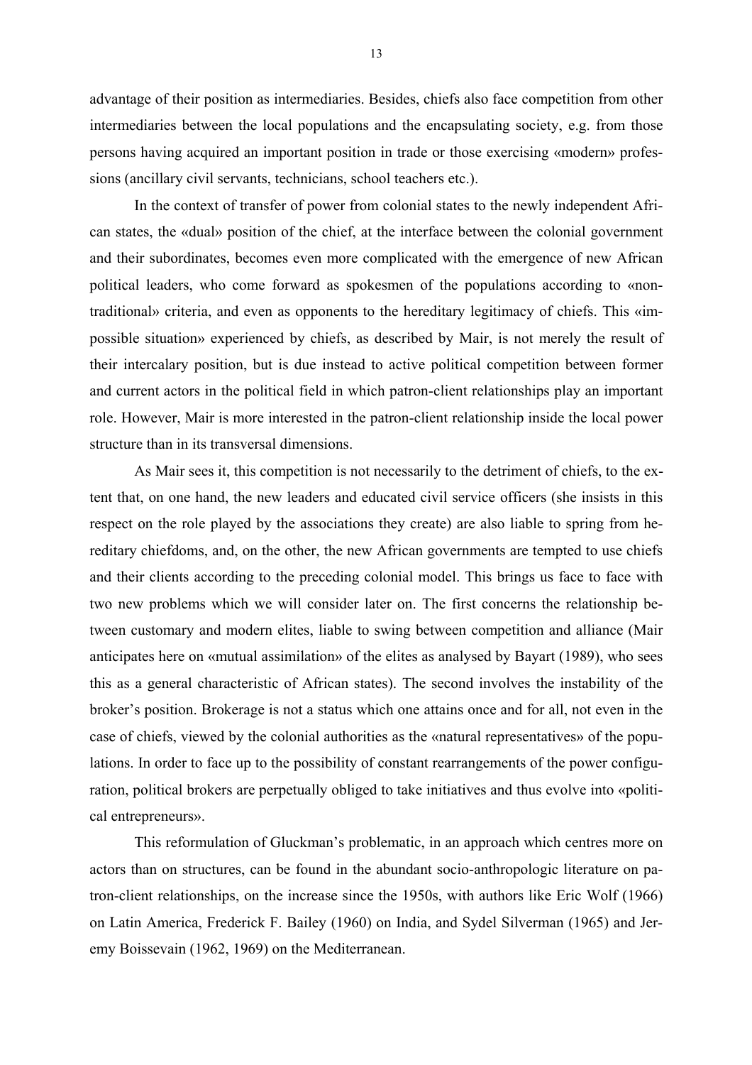advantage of their position as intermediaries. Besides, chiefs also face competition from other intermediaries between the local populations and the encapsulating society, e.g. from those persons having acquired an important position in trade or those exercising «modern» professions (ancillary civil servants, technicians, school teachers etc.).

In the context of transfer of power from colonial states to the newly independent African states, the «dual» position of the chief, at the interface between the colonial government and their subordinates, becomes even more complicated with the emergence of new African political leaders, who come forward as spokesmen of the populations according to «non-traditional» criteria, and even as opponents to the hereditary legitimacy of chiefs. This «impossible situation» experienced by chiefs, as described by Mair, is not merely the result of their intercalary position, but is due instead to active political competition between former and current actors in the political field in which patron-client relationships play an important role. However, Mair is more interested in the patron-client relationship inside the local power structure than in its transversal dimensions.

As Mair sees it, this competition is not necessarily to the detriment of chiefs, to the extent that, on one hand, the new leaders and educated civil service officers (she insists in this respect on the role played by the associations they create) are also liable to spring from hereditary chiefdoms, and, on the other, the new African governments are tempted to use chiefs and their clients according to the preceding colonial model. This brings us face to face with two new problems which we will consider later on. The first concerns the relationship between customary and modern elites, liable to swing between competition and alliance (Mair anticipates here on «mutual assimilation» of the elites as analysed by Bayart (1989), who sees this as a general characteristic of African states). The second involves the instability of the broker's position. Brokerage is not a status which one attains once and for all, not even in the case of chiefs, viewed by the colonial authorities as the «natural representatives» of the populations. In order to face up to the possibility of constant rearrangements of the power configuration, political brokers are perpetually obliged to take initiatives and thus evolve into «political entrepreneurs».

This reformulation of Gluckman's problematic, in an approach which centres more on actors than on structures, can be found in the abundant socio-anthropologic literature on patron-client relationships, on the increase since the 1950s, with authors like Eric Wolf (1966) on Latin America, Frederick F. Bailey (1960) on India, and Sydel Silverman (1965) and Jeremy Boissevain (1962, 1969) on the Mediterranean.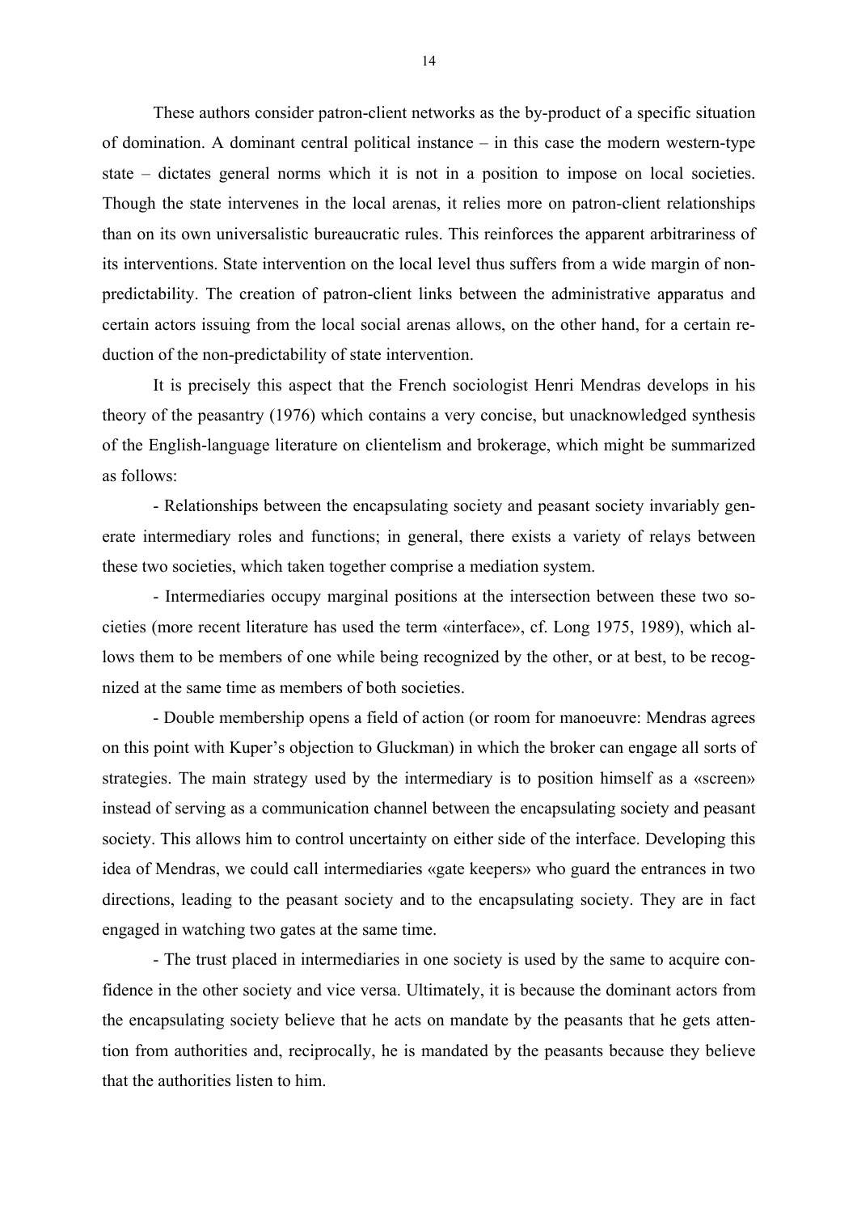These authors consider patron-client networks as the by-product of a specific situation of domination. A dominant central political instance – in this case the modern western-type state – dictates general norms which it is not in a position to impose on local societies. Though the state intervenes in the local arenas, it relies more on patron-client relationships than on its own universalistic bureaucratic rules. This reinforces the apparent arbitrariness of its interventions. State intervention on the local level thus suffers from a wide margin of non-predictability. The creation of patron-client links between the administrative apparatus and certain actors issuing from the local social arenas allows, on the other hand, for a certain reduction of the non-predictability of state intervention.

It is precisely this aspect that the French sociologist Henri Mendras develops in his theory of the peasantry (1976) which contains a very concise, but unacknowledged synthesis of the English-language literature on clientelism and brokerage, which might be summarized as follows:

- Relationships between the encapsulating society and peasant society invariably generate intermediary roles and functions; in general, there exists a variety of relays between these two societies, which taken together comprise a mediation system.

- Intermediaries occupy marginal positions at the intersection between these two societies (more recent literature has used the term «interface», cf. Long 1975, 1989), which allows them to be members of one while being recognized by the other, or at best, to be recognized at the same time as members of both societies.

- Double membership opens a field of action (or room for manoeuvre: Mendras agrees on this point with Kuper's objection to Gluckman) in which the broker can engage all sorts of strategies. The main strategy used by the intermediary is to position himself as a «screen» instead of serving as a communication channel between the encapsulating society and peasant society. This allows him to control uncertainty on either side of the interface. Developing this idea of Mendras, we could call intermediaries «gate keepers» who guard the entrances in two directions, leading to the peasant society and to the encapsulating society. They are in fact engaged in watching two gates at the same time.

- The trust placed in intermediaries in one society is used by the same to acquire confidence in the other society and vice versa. Ultimately, it is because the dominant actors from the encapsulating society believe that he acts on mandate by the peasants that he gets attention from authorities and, reciprocally, he is mandated by the peasants because they believe that the authorities listen to him.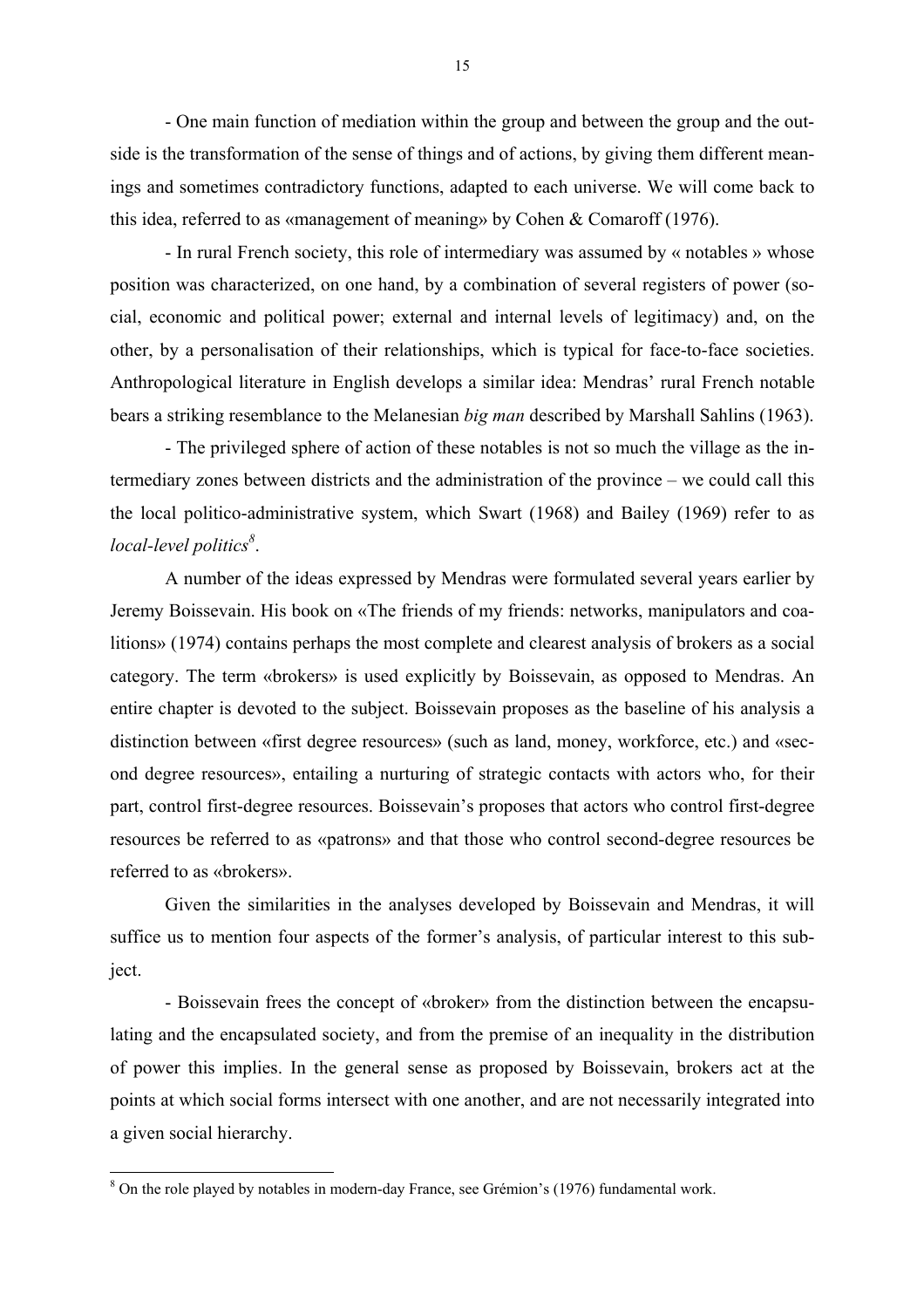- One main function of mediation within the group and between the group and the outside is the transformation of the sense of things and of actions, by giving them different meanings and sometimes contradictory functions, adapted to each universe. We will come back to this idea, referred to as «management of meaning» by Cohen & Comaroff (1976).

- In rural French society, this role of intermediary was assumed by « notables » whose position was characterized, on one hand, by a combination of several registers of power (social, economic and political power; external and internal levels of legitimacy) and, on the other, by a personalisation of their relationships, which is typical for face-to-face societies. Anthropological literature in English develops a similar idea: Mendras' rural French notable bears a striking resemblance to the Melanesian *big man* described by Marshall Sahlins (1963).

- The privileged sphere of action of these notables is not so much the village as the intermediary zones between districts and the administration of the province – we could call this the local politico-administrative system, which Swart (1968) and Bailey (1969) refer to as *local-level politics*[8].

A number of the ideas expressed by Mendras were formulated several years earlier by Jeremy Boissevain. His book on «The friends of my friends: networks, manipulators and coalitions» (1974) contains perhaps the most complete and clearest analysis of brokers as a social category. The term «brokers» is used explicitly by Boissevain, as opposed to Mendras. An entire chapter is devoted to the subject. Boissevain proposes as the baseline of his analysis a distinction between «first degree resources» (such as land, money, workforce, etc.) and «second degree resources», entailing a nurturing of strategic contacts with actors who, for their part, control first-degree resources. Boissevain's proposes that actors who control first-degree resources be referred to as «patrons» and that those who control second-degree resources be referred to as «brokers».

Given the similarities in the analyses developed by Boissevain and Mendras, it will suffice us to mention four aspects of the former's analysis, of particular interest to this subject.

- Boissevain frees the concept of «broker» from the distinction between the encapsulating and the encapsulated society, and from the premise of an inequality in the distribution of power this implies. In the general sense as proposed by Boissevain, brokers act at the points at which social forms intersect with one another, and are not necessarily integrated into a given social hierarchy.

---

[8] On the role played by notables in modern-day France, see Grémion's (1976) fundamental work.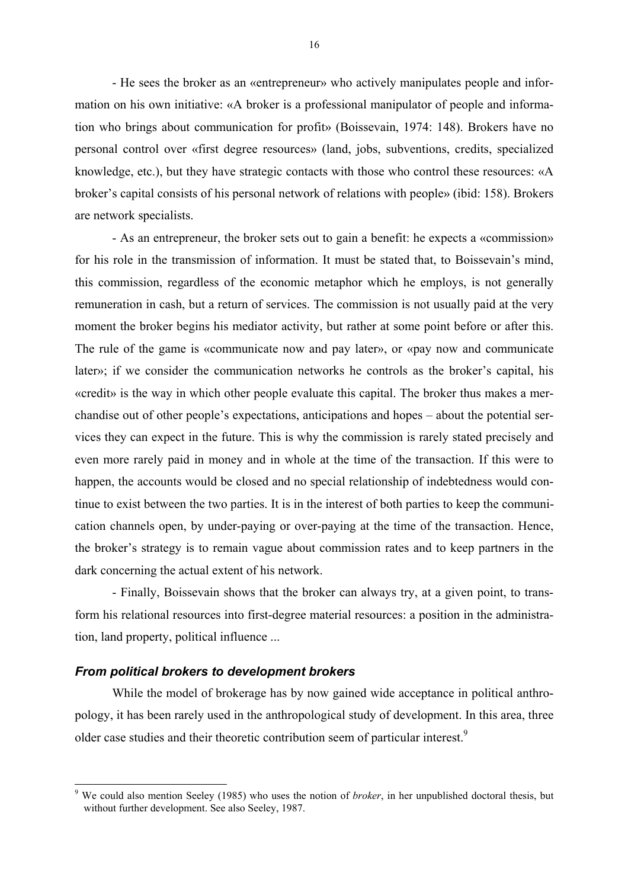- He sees the broker as an «entrepreneur» who actively manipulates people and information on his own initiative: «A broker is a professional manipulator of people and information who brings about communication for profit» (Boissevain, 1974: 148). Brokers have no personal control over «first degree resources» (land, jobs, subventions, credits, specialized knowledge, etc.), but they have strategic contacts with those who control these resources: «A broker's capital consists of his personal network of relations with people» (ibid: 158). Brokers are network specialists.

- As an entrepreneur, the broker sets out to gain a benefit: he expects a «commission» for his role in the transmission of information. It must be stated that, to Boissevain's mind, this commission, regardless of the economic metaphor which he employs, is not generally remuneration in cash, but a return of services. The commission is not usually paid at the very moment the broker begins his mediator activity, but rather at some point before or after this. The rule of the game is «communicate now and pay later», or «pay now and communicate later»; if we consider the communication networks he controls as the broker's capital, his «credit» is the way in which other people evaluate this capital. The broker thus makes a merchandise out of other people's expectations, anticipations and hopes – about the potential services they can expect in the future. This is why the commission is rarely stated precisely and even more rarely paid in money and in whole at the time of the transaction. If this were to happen, the accounts would be closed and no special relationship of indebtedness would continue to exist between the two parties. It is in the interest of both parties to keep the communication channels open, by under-paying or over-paying at the time of the transaction. Hence, the broker's strategy is to remain vague about commission rates and to keep partners in the dark concerning the actual extent of his network.

- Finally, Boissevain shows that the broker can always try, at a given point, to transform his relational resources into first-degree material resources: a position in the administration, land property, political influence ...

### *From political brokers to development brokers*

While the model of brokerage has by now gained wide acceptance in political anthropology, it has been rarely used in the anthropological study of development. In this area, three older case studies and their theoretic contribution seem of particular interest.[9]

[9] We could also mention Seeley (1985) who uses the notion of *broker*, in her unpublished doctoral thesis, but without further development. See also Seeley, 1987.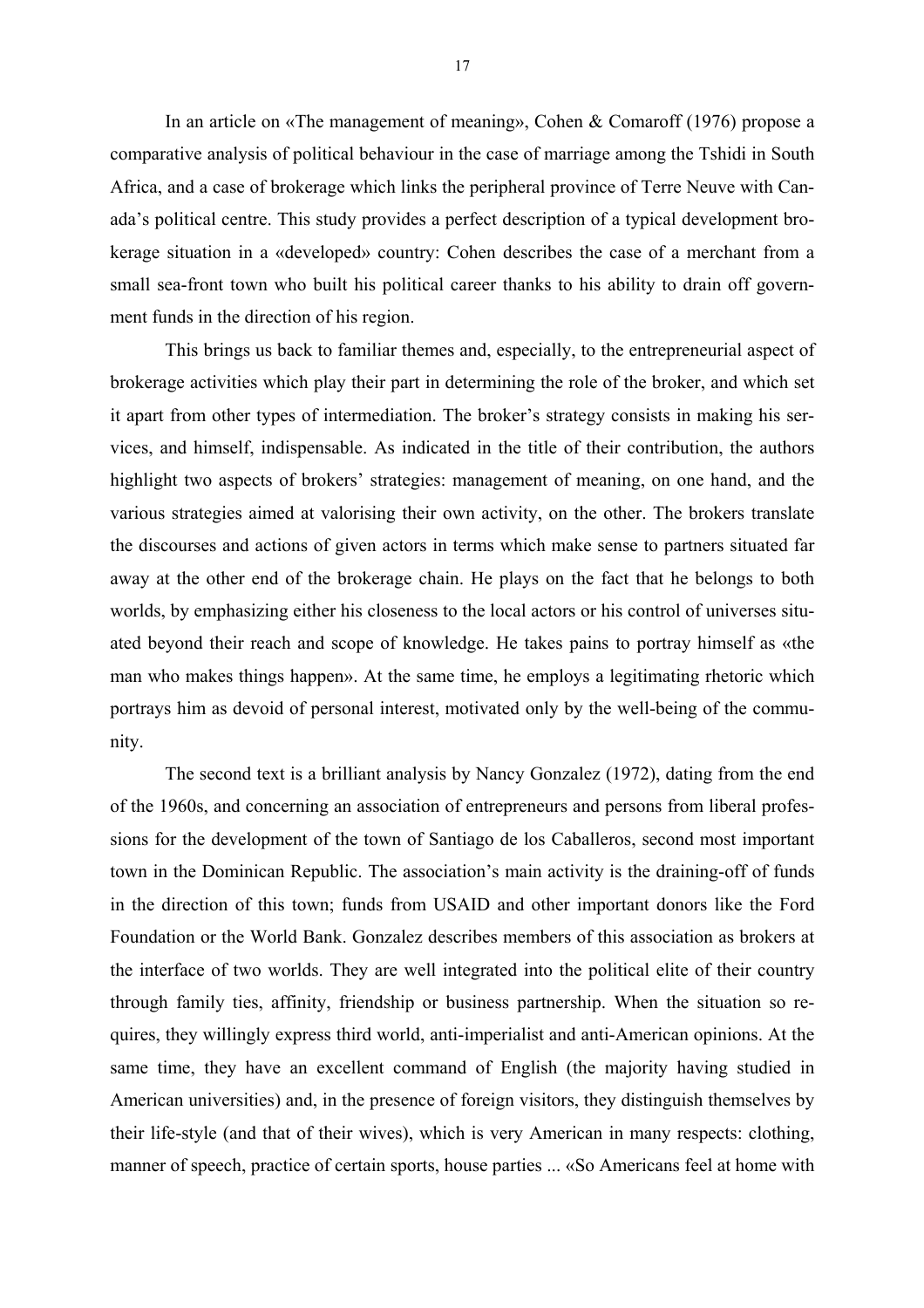In an article on «The management of meaning», Cohen & Comaroff (1976) propose a comparative analysis of political behaviour in the case of marriage among the Tshidi in South Africa, and a case of brokerage which links the peripheral province of Terre Neuve with Canada's political centre. This study provides a perfect description of a typical development brokerage situation in a «developed» country: Cohen describes the case of a merchant from a small sea-front town who built his political career thanks to his ability to drain off government funds in the direction of his region.

This brings us back to familiar themes and, especially, to the entrepreneurial aspect of brokerage activities which play their part in determining the role of the broker, and which set it apart from other types of intermediation. The broker's strategy consists in making his services, and himself, indispensable. As indicated in the title of their contribution, the authors highlight two aspects of brokers' strategies: management of meaning, on one hand, and the various strategies aimed at valorising their own activity, on the other. The brokers translate the discourses and actions of given actors in terms which make sense to partners situated far away at the other end of the brokerage chain. He plays on the fact that he belongs to both worlds, by emphasizing either his closeness to the local actors or his control of universes situated beyond their reach and scope of knowledge. He takes pains to portray himself as «the man who makes things happen». At the same time, he employs a legitimating rhetoric which portrays him as devoid of personal interest, motivated only by the well-being of the community.

The second text is a brilliant analysis by Nancy Gonzalez (1972), dating from the end of the 1960s, and concerning an association of entrepreneurs and persons from liberal professions for the development of the town of Santiago de los Caballeros, second most important town in the Dominican Republic. The association's main activity is the draining-off of funds in the direction of this town; funds from USAID and other important donors like the Ford Foundation or the World Bank. Gonzalez describes members of this association as brokers at the interface of two worlds. They are well integrated into the political elite of their country through family ties, affinity, friendship or business partnership. When the situation so requires, they willingly express third world, anti-imperialist and anti-American opinions. At the same time, they have an excellent command of English (the majority having studied in American universities) and, in the presence of foreign visitors, they distinguish themselves by their life-style (and that of their wives), which is very American in many respects: clothing, manner of speech, practice of certain sports, house parties ... «So Americans feel at home with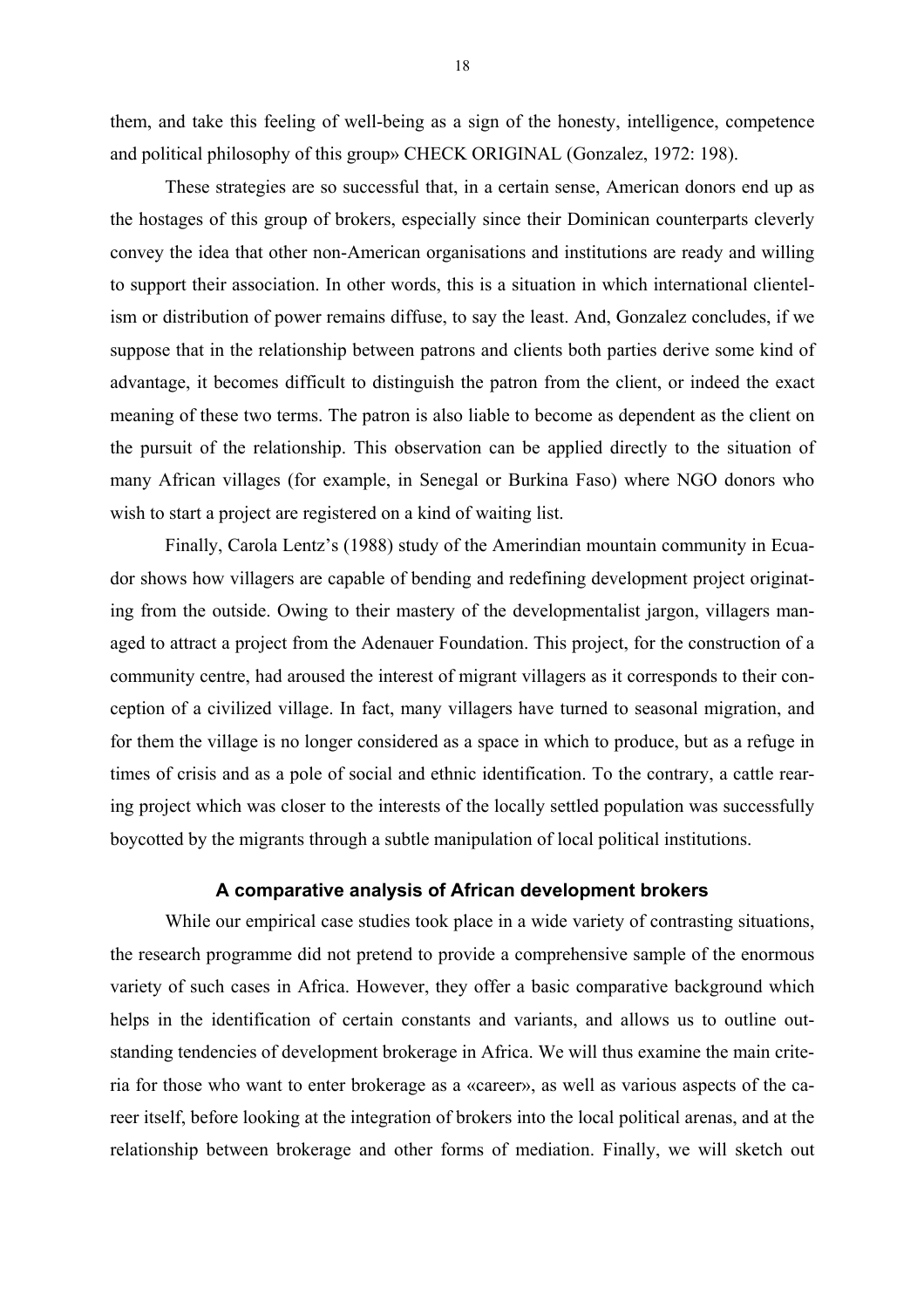them, and take this feeling of well-being as a sign of the honesty, intelligence, competence and political philosophy of this group» CHECK ORIGINAL (Gonzalez, 1972: 198).

These strategies are so successful that, in a certain sense, American donors end up as the hostages of this group of brokers, especially since their Dominican counterparts cleverly convey the idea that other non-American organisations and institutions are ready and willing to support their association. In other words, this is a situation in which international clientelism or distribution of power remains diffuse, to say the least. And, Gonzalez concludes, if we suppose that in the relationship between patrons and clients both parties derive some kind of advantage, it becomes difficult to distinguish the patron from the client, or indeed the exact meaning of these two terms. The patron is also liable to become as dependent as the client on the pursuit of the relationship. This observation can be applied directly to the situation of many African villages (for example, in Senegal or Burkina Faso) where NGO donors who wish to start a project are registered on a kind of waiting list.

Finally, Carola Lentz's (1988) study of the Amerindian mountain community in Ecuador shows how villagers are capable of bending and redefining development project originating from the outside. Owing to their mastery of the developmentalist jargon, villagers managed to attract a project from the Adenauer Foundation. This project, for the construction of a community centre, had aroused the interest of migrant villagers as it corresponds to their conception of a civilized village. In fact, many villagers have turned to seasonal migration, and for them the village is no longer considered as a space in which to produce, but as a refuge in times of crisis and as a pole of social and ethnic identification. To the contrary, a cattle rearing project which was closer to the interests of the locally settled population was successfully boycotted by the migrants through a subtle manipulation of local political institutions.

## A comparative analysis of African development brokers

While our empirical case studies took place in a wide variety of contrasting situations, the research programme did not pretend to provide a comprehensive sample of the enormous variety of such cases in Africa. However, they offer a basic comparative background which helps in the identification of certain constants and variants, and allows us to outline outstanding tendencies of development brokerage in Africa. We will thus examine the main criteria for those who want to enter brokerage as a «career», as well as various aspects of the career itself, before looking at the integration of brokers into the local political arenas, and at the relationship between brokerage and other forms of mediation. Finally, we will sketch out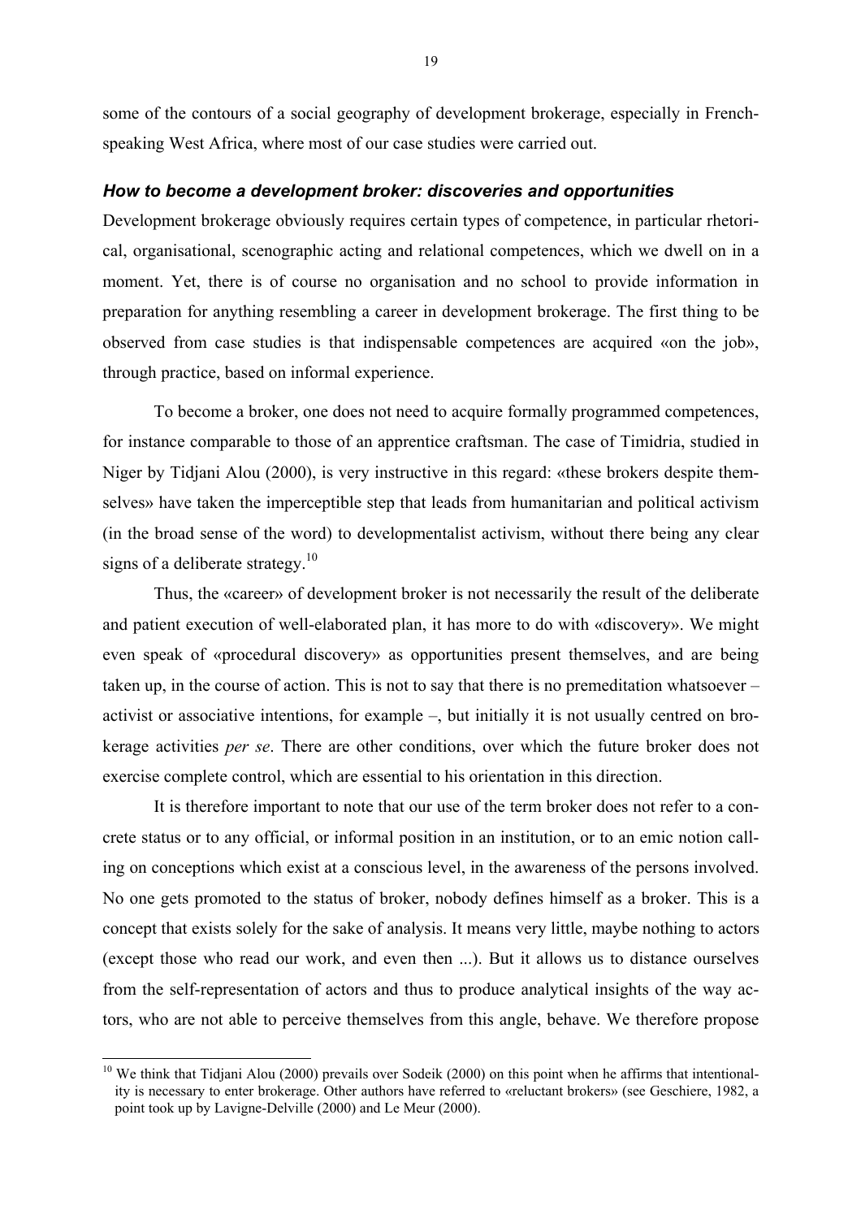some of the contours of a social geography of development brokerage, especially in French-speaking West Africa, where most of our case studies were carried out.

### *How to become a development broker: discoveries and opportunities*

Development brokerage obviously requires certain types of competence, in particular rhetorical, organisational, scenographic acting and relational competences, which we dwell on in a moment. Yet, there is of course no organisation and no school to provide information in preparation for anything resembling a career in development brokerage. The first thing to be observed from case studies is that indispensable competences are acquired «on the job», through practice, based on informal experience.

To become a broker, one does not need to acquire formally programmed competences, for instance comparable to those of an apprentice craftsman. The case of Timidria, studied in Niger by Tidjani Alou (2000), is very instructive in this regard: «these brokers despite themselves» have taken the imperceptible step that leads from humanitarian and political activism (in the broad sense of the word) to developmentalist activism, without there being any clear signs of a deliberate strategy.[10]

Thus, the «career» of development broker is not necessarily the result of the deliberate and patient execution of well-elaborated plan, it has more to do with «discovery». We might even speak of «procedural discovery» as opportunities present themselves, and are being taken up, in the course of action. This is not to say that there is no premeditation whatsoever – activist or associative intentions, for example –, but initially it is not usually centred on brokerage activities *per se*. There are other conditions, over which the future broker does not exercise complete control, which are essential to his orientation in this direction.

It is therefore important to note that our use of the term broker does not refer to a concrete status or to any official, or informal position in an institution, or to an emic notion calling on conceptions which exist at a conscious level, in the awareness of the persons involved. No one gets promoted to the status of broker, nobody defines himself as a broker. This is a concept that exists solely for the sake of analysis. It means very little, maybe nothing to actors (except those who read our work, and even then ...). But it allows us to distance ourselves from the self-representation of actors and thus to produce analytical insights of the way actors, who are not able to perceive themselves from this angle, behave. We therefore propose

[10] We think that Tidjani Alou (2000) prevails over Sodeik (2000) on this point when he affirms that intentionality is necessary to enter brokerage. Other authors have referred to «reluctant brokers» (see Geschiere, 1982, a point took up by Lavigne-Delville (2000) and Le Meur (2000).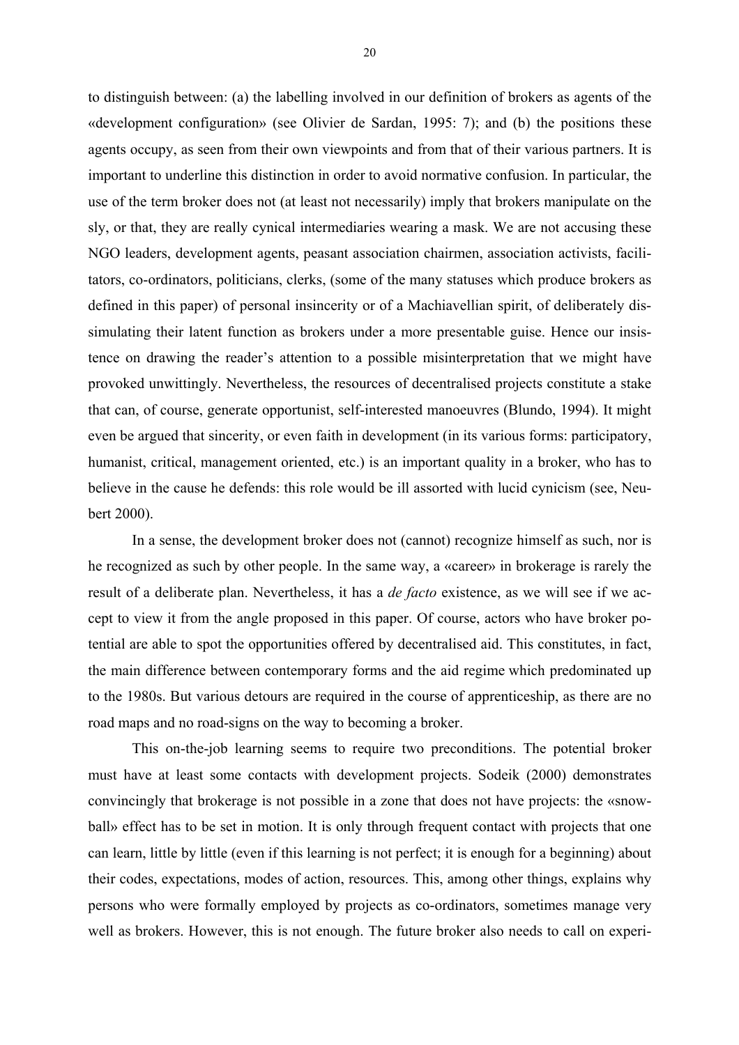to distinguish between: (a) the labelling involved in our definition of brokers as agents of the «development configuration» (see Olivier de Sardan, 1995: 7); and (b) the positions these agents occupy, as seen from their own viewpoints and from that of their various partners. It is important to underline this distinction in order to avoid normative confusion. In particular, the use of the term broker does not (at least not necessarily) imply that brokers manipulate on the sly, or that, they are really cynical intermediaries wearing a mask. We are not accusing these NGO leaders, development agents, peasant association chairmen, association activists, facilitators, co-ordinators, politicians, clerks, (some of the many statuses which produce brokers as defined in this paper) of personal insincerity or of a Machiavellian spirit, of deliberately dissimulating their latent function as brokers under a more presentable guise. Hence our insistence on drawing the reader's attention to a possible misinterpretation that we might have provoked unwittingly. Nevertheless, the resources of decentralised projects constitute a stake that can, of course, generate opportunist, self-interested manoeuvres (Blundo, 1994). It might even be argued that sincerity, or even faith in development (in its various forms: participatory, humanist, critical, management oriented, etc.) is an important quality in a broker, who has to believe in the cause he defends: this role would be ill assorted with lucid cynicism (see, Neubert 2000).

In a sense, the development broker does not (cannot) recognize himself as such, nor is he recognized as such by other people. In the same way, a «career» in brokerage is rarely the result of a deliberate plan. Nevertheless, it has a *de facto* existence, as we will see if we accept to view it from the angle proposed in this paper. Of course, actors who have broker potential are able to spot the opportunities offered by decentralised aid. This constitutes, in fact, the main difference between contemporary forms and the aid regime which predominated up to the 1980s. But various detours are required in the course of apprenticeship, as there are no road maps and no road-signs on the way to becoming a broker.

This on-the-job learning seems to require two preconditions. The potential broker must have at least some contacts with development projects. Sodeik (2000) demonstrates convincingly that brokerage is not possible in a zone that does not have projects: the «snowball» effect has to be set in motion. It is only through frequent contact with projects that one can learn, little by little (even if this learning is not perfect; it is enough for a beginning) about their codes, expectations, modes of action, resources. This, among other things, explains why persons who were formally employed by projects as co-ordinators, sometimes manage very well as brokers. However, this is not enough. The future broker also needs to call on experi-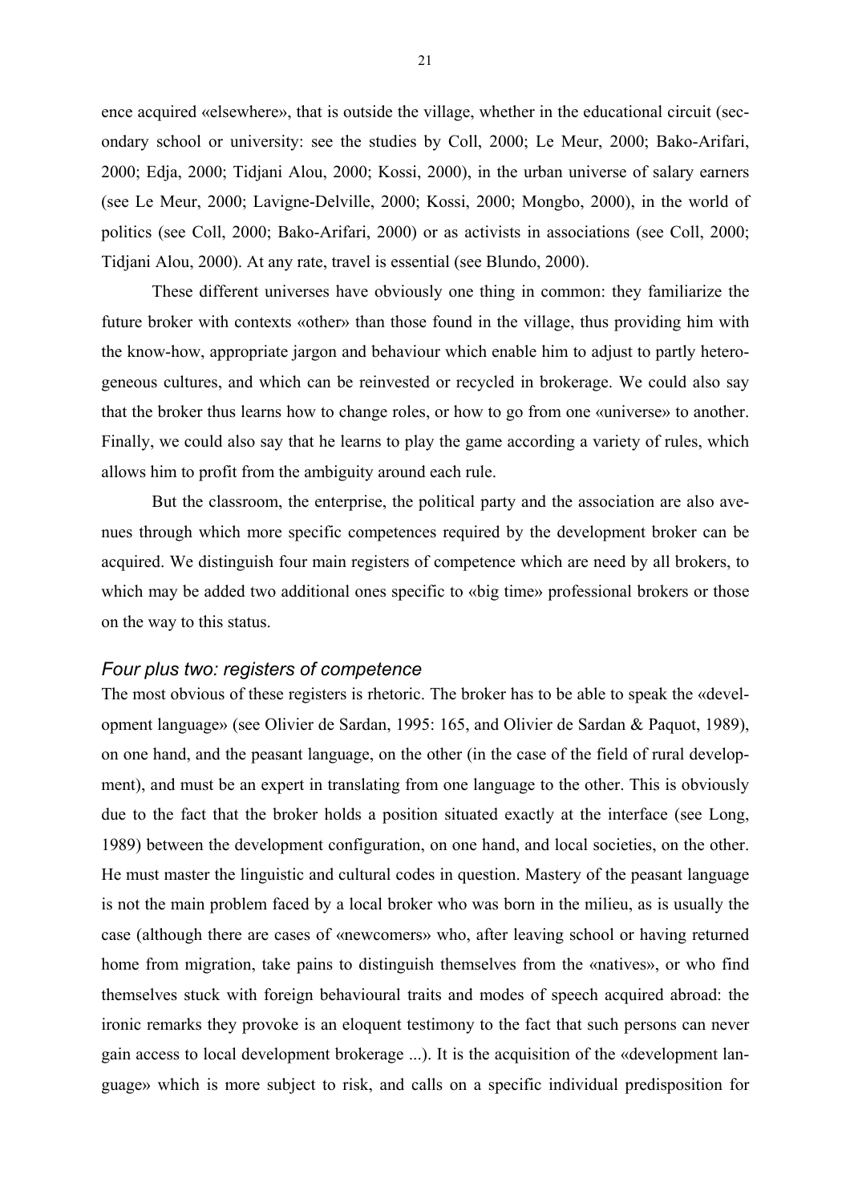ence acquired «elsewhere», that is outside the village, whether in the educational circuit (secondary school or university: see the studies by Coll, 2000; Le Meur, 2000; Bako-Arifari, 2000; Edja, 2000; Tidjani Alou, 2000; Kossi, 2000), in the urban universe of salary earners (see Le Meur, 2000; Lavigne-Delville, 2000; Kossi, 2000; Mongbo, 2000), in the world of politics (see Coll, 2000; Bako-Arifari, 2000) or as activists in associations (see Coll, 2000; Tidjani Alou, 2000). At any rate, travel is essential (see Blundo, 2000).

These different universes have obviously one thing in common: they familiarize the future broker with contexts «other» than those found in the village, thus providing him with the know-how, appropriate jargon and behaviour which enable him to adjust to partly heterogeneous cultures, and which can be reinvested or recycled in brokerage. We could also say that the broker thus learns how to change roles, or how to go from one «universe» to another. Finally, we could also say that he learns to play the game according a variety of rules, which allows him to profit from the ambiguity around each rule.

But the classroom, the enterprise, the political party and the association are also avenues through which more specific competences required by the development broker can be acquired. We distinguish four main registers of competence which are need by all brokers, to which may be added two additional ones specific to «big time» professional brokers or those on the way to this status.

### *Four plus two: registers of competence*

The most obvious of these registers is rhetoric. The broker has to be able to speak the «development language» (see Olivier de Sardan, 1995: 165, and Olivier de Sardan & Paquot, 1989), on one hand, and the peasant language, on the other (in the case of the field of rural development), and must be an expert in translating from one language to the other. This is obviously due to the fact that the broker holds a position situated exactly at the interface (see Long, 1989) between the development configuration, on one hand, and local societies, on the other. He must master the linguistic and cultural codes in question. Mastery of the peasant language is not the main problem faced by a local broker who was born in the milieu, as is usually the case (although there are cases of «newcomers» who, after leaving school or having returned home from migration, take pains to distinguish themselves from the «natives», or who find themselves stuck with foreign behavioural traits and modes of speech acquired abroad: the ironic remarks they provoke is an eloquent testimony to the fact that such persons can never gain access to local development brokerage ...). It is the acquisition of the «development language» which is more subject to risk, and calls on a specific individual predisposition for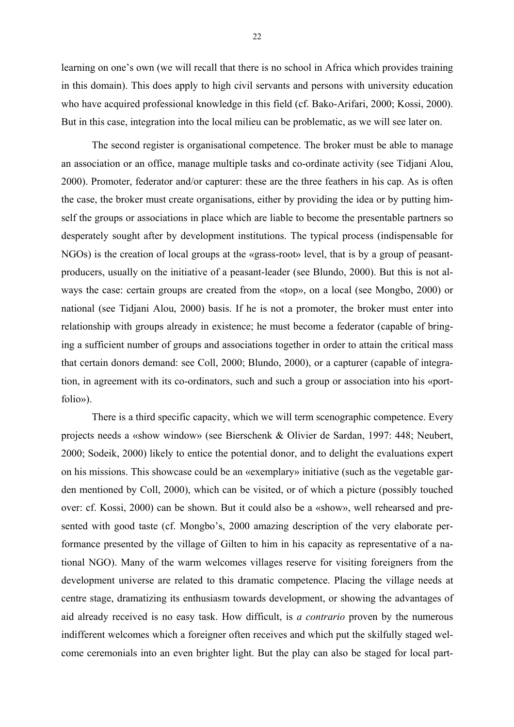learning on one's own (we will recall that there is no school in Africa which provides training in this domain). This does apply to high civil servants and persons with university education who have acquired professional knowledge in this field (cf. Bako-Arifari, 2000; Kossi, 2000). But in this case, integration into the local milieu can be problematic, as we will see later on.

The second register is organisational competence. The broker must be able to manage an association or an office, manage multiple tasks and co-ordinate activity (see Tidjani Alou, 2000). Promoter, federator and/or capturer: these are the three feathers in his cap. As is often the case, the broker must create organisations, either by providing the idea or by putting himself the groups or associations in place which are liable to become the presentable partners so desperately sought after by development institutions. The typical process (indispensable for NGOs) is the creation of local groups at the «grass-root» level, that is by a group of peasant-producers, usually on the initiative of a peasant-leader (see Blundo, 2000). But this is not always the case: certain groups are created from the «top», on a local (see Mongbo, 2000) or national (see Tidjani Alou, 2000) basis. If he is not a promoter, the broker must enter into relationship with groups already in existence; he must become a federator (capable of bringing a sufficient number of groups and associations together in order to attain the critical mass that certain donors demand: see Coll, 2000; Blundo, 2000), or a capturer (capable of integration, in agreement with its co-ordinators, such and such a group or association into his «portfolio»).

There is a third specific capacity, which we will term scenographic competence. Every projects needs a «show window» (see Bierschenk & Olivier de Sardan, 1997: 448; Neubert, 2000; Sodeik, 2000) likely to entice the potential donor, and to delight the evaluations expert on his missions. This showcase could be an «exemplary» initiative (such as the vegetable garden mentioned by Coll, 2000), which can be visited, or of which a picture (possibly touched over: cf. Kossi, 2000) can be shown. But it could also be a «show», well rehearsed and presented with good taste (cf. Mongbo's, 2000 amazing description of the very elaborate performance presented by the village of Gilten to him in his capacity as representative of a national NGO). Many of the warm welcomes villages reserve for visiting foreigners from the development universe are related to this dramatic competence. Placing the village needs at centre stage, dramatizing its enthusiasm towards development, or showing the advantages of aid already received is no easy task. How difficult, is *a contrario* proven by the numerous indifferent welcomes which a foreigner often receives and which put the skilfully staged welcome ceremonials into an even brighter light. But the play can also be staged for local part-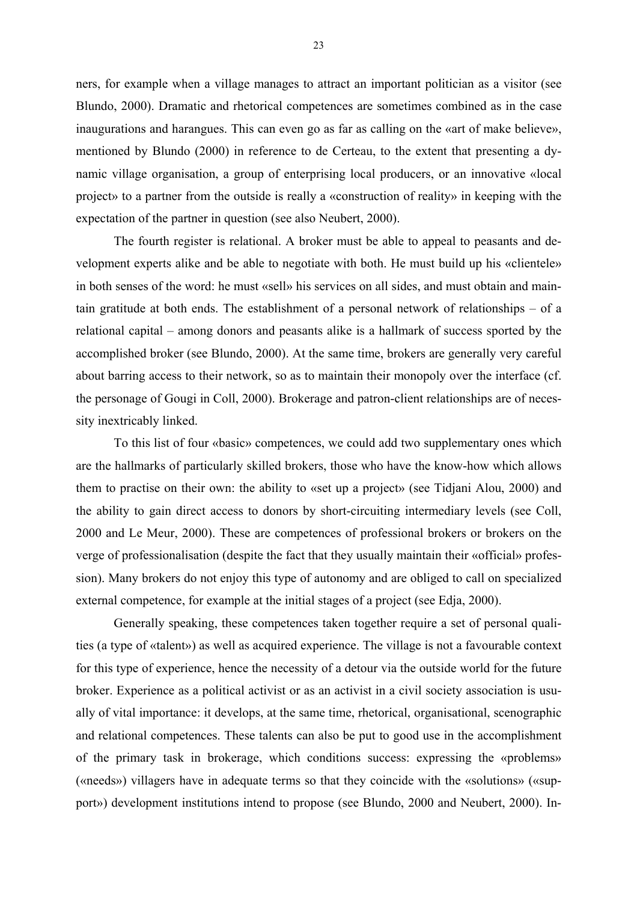ners, for example when a village manages to attract an important politician as a visitor (see Blundo, 2000). Dramatic and rhetorical competences are sometimes combined as in the case inaugurations and harangues. This can even go as far as calling on the «art of make believe», mentioned by Blundo (2000) in reference to de Certeau, to the extent that presenting a dynamic village organisation, a group of enterprising local producers, or an innovative «local project» to a partner from the outside is really a «construction of reality» in keeping with the expectation of the partner in question (see also Neubert, 2000).

The fourth register is relational. A broker must be able to appeal to peasants and development experts alike and be able to negotiate with both. He must build up his «clientele» in both senses of the word: he must «sell» his services on all sides, and must obtain and maintain gratitude at both ends. The establishment of a personal network of relationships – of a relational capital – among donors and peasants alike is a hallmark of success sported by the accomplished broker (see Blundo, 2000). At the same time, brokers are generally very careful about barring access to their network, so as to maintain their monopoly over the interface (cf. the personage of Gougi in Coll, 2000). Brokerage and patron-client relationships are of necessity inextricably linked.

To this list of four «basic» competences, we could add two supplementary ones which are the hallmarks of particularly skilled brokers, those who have the know-how which allows them to practise on their own: the ability to «set up a project» (see Tidjani Alou, 2000) and the ability to gain direct access to donors by short-circuiting intermediary levels (see Coll, 2000 and Le Meur, 2000). These are competences of professional brokers or brokers on the verge of professionalisation (despite the fact that they usually maintain their «official» profession). Many brokers do not enjoy this type of autonomy and are obliged to call on specialized external competence, for example at the initial stages of a project (see Edja, 2000).

Generally speaking, these competences taken together require a set of personal qualities (a type of «talent») as well as acquired experience. The village is not a favourable context for this type of experience, hence the necessity of a detour via the outside world for the future broker. Experience as a political activist or as an activist in a civil society association is usually of vital importance: it develops, at the same time, rhetorical, organisational, scenographic and relational competences. These talents can also be put to good use in the accomplishment of the primary task in brokerage, which conditions success: expressing the «problems» («needs») villagers have in adequate terms so that they coincide with the «solutions» («support») development institutions intend to propose (see Blundo, 2000 and Neubert, 2000). In-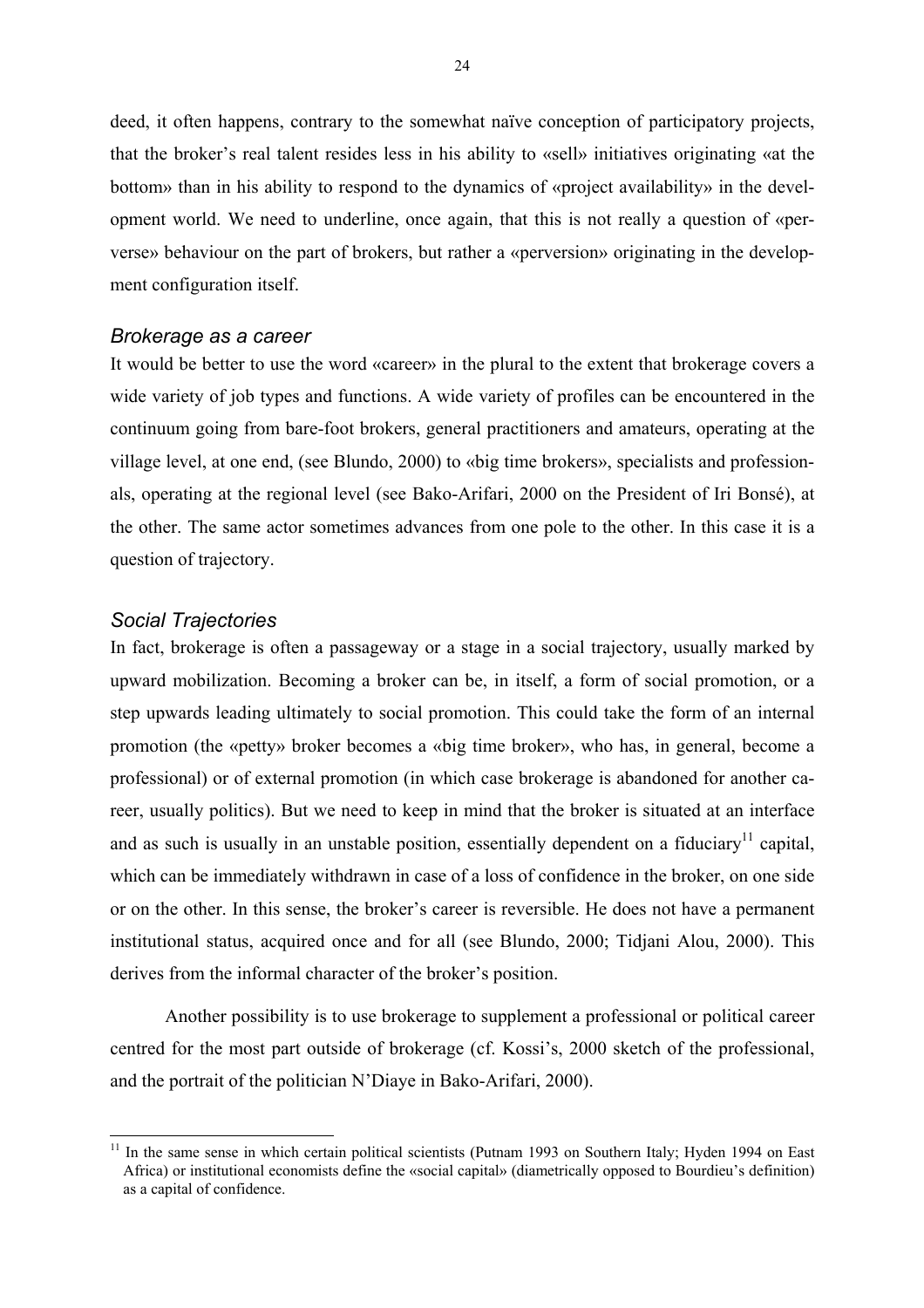deed, it often happens, contrary to the somewhat naïve conception of participatory projects, that the broker's real talent resides less in his ability to «sell» initiatives originating «at the bottom» than in his ability to respond to the dynamics of «project availability» in the development world. We need to underline, once again, that this is not really a question of «perverse» behaviour on the part of brokers, but rather a «perversion» originating in the development configuration itself.

### *Brokerage as a career*

It would be better to use the word «career» in the plural to the extent that brokerage covers a wide variety of job types and functions. A wide variety of profiles can be encountered in the continuum going from bare-foot brokers, general practitioners and amateurs, operating at the village level, at one end, (see Blundo, 2000) to «big time brokers», specialists and professionals, operating at the regional level (see Bako-Arifari, 2000 on the President of Iri Bonsé), at the other. The same actor sometimes advances from one pole to the other. In this case it is a question of trajectory.

### *Social Trajectories*

In fact, brokerage is often a passageway or a stage in a social trajectory, usually marked by upward mobilization. Becoming a broker can be, in itself, a form of social promotion, or a step upwards leading ultimately to social promotion. This could take the form of an internal promotion (the «petty» broker becomes a «big time broker», who has, in general, become a professional) or of external promotion (in which case brokerage is abandoned for another career, usually politics). But we need to keep in mind that the broker is situated at an interface and as such is usually in an unstable position, essentially dependent on a fiduciary[11] capital, which can be immediately withdrawn in case of a loss of confidence in the broker, on one side or on the other. In this sense, the broker's career is reversible. He does not have a permanent institutional status, acquired once and for all (see Blundo, 2000; Tidjani Alou, 2000). This derives from the informal character of the broker's position.

Another possibility is to use brokerage to supplement a professional or political career centred for the most part outside of brokerage (cf. Kossi's, 2000 sketch of the professional, and the portrait of the politician N'Diaye in Bako-Arifari, 2000).

---

[11] In the same sense in which certain political scientists (Putnam 1993 on Southern Italy; Hyden 1994 on East Africa) or institutional economists define the «social capital» (diametrically opposed to Bourdieu's definition) as a capital of confidence.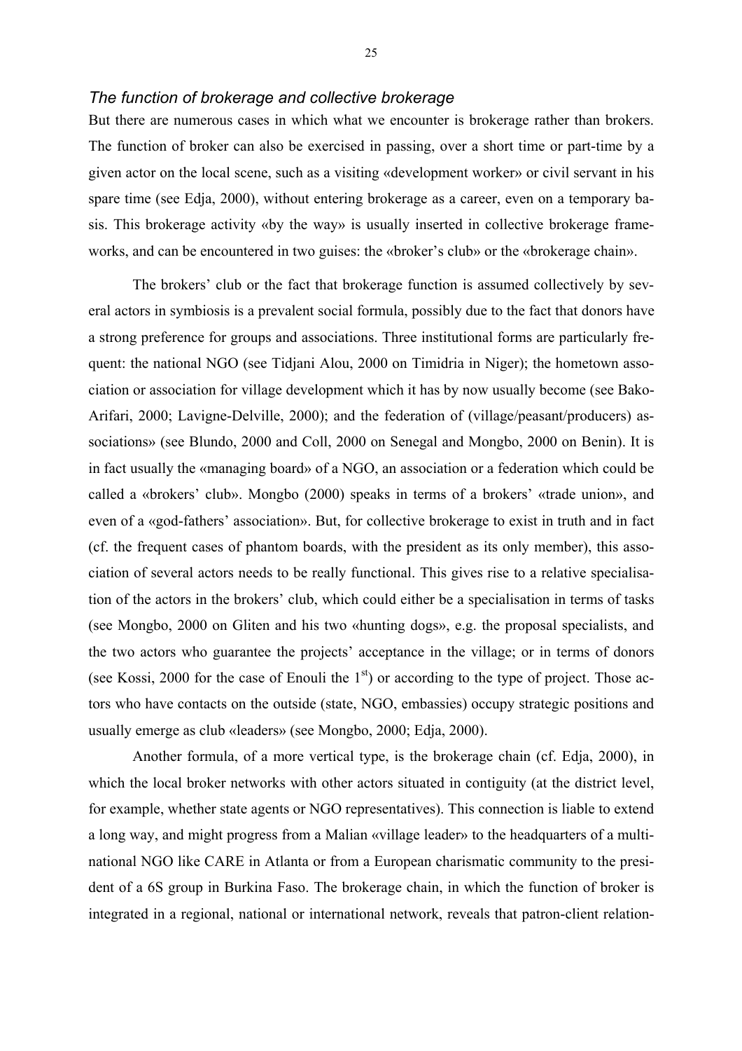### *The function of brokerage and collective brokerage*

But there are numerous cases in which what we encounter is brokerage rather than brokers. The function of broker can also be exercised in passing, over a short time or part-time by a given actor on the local scene, such as a visiting «development worker» or civil servant in his spare time (see Edja, 2000), without entering brokerage as a career, even on a temporary basis. This brokerage activity «by the way» is usually inserted in collective brokerage frameworks, and can be encountered in two guises: the «broker's club» or the «brokerage chain».

The brokers' club or the fact that brokerage function is assumed collectively by several actors in symbiosis is a prevalent social formula, possibly due to the fact that donors have a strong preference for groups and associations. Three institutional forms are particularly frequent: the national NGO (see Tidjani Alou, 2000 on Timidria in Niger); the hometown association or association for village development which it has by now usually become (see Bako-Arifari, 2000; Lavigne-Delville, 2000); and the federation of (village/peasant/producers) associations» (see Blundo, 2000 and Coll, 2000 on Senegal and Mongbo, 2000 on Benin). It is in fact usually the «managing board» of a NGO, an association or a federation which could be called a «brokers' club». Mongbo (2000) speaks in terms of a brokers' «trade union», and even of a «god-fathers' association». But, for collective brokerage to exist in truth and in fact (cf. the frequent cases of phantom boards, with the president as its only member), this association of several actors needs to be really functional. This gives rise to a relative specialisation of the actors in the brokers' club, which could either be a specialisation in terms of tasks (see Mongbo, 2000 on Gliten and his two «hunting dogs», e.g. the proposal specialists, and the two actors who guarantee the projects' acceptance in the village; or in terms of donors (see Kossi, 2000 for the case of Enouli the 1st) or according to the type of project. Those actors who have contacts on the outside (state, NGO, embassies) occupy strategic positions and usually emerge as club «leaders» (see Mongbo, 2000; Edja, 2000).

Another formula, of a more vertical type, is the brokerage chain (cf. Edja, 2000), in which the local broker networks with other actors situated in contiguity (at the district level, for example, whether state agents or NGO representatives). This connection is liable to extend a long way, and might progress from a Malian «village leader» to the headquarters of a multinational NGO like CARE in Atlanta or from a European charismatic community to the president of a 6S group in Burkina Faso. The brokerage chain, in which the function of broker is integrated in a regional, national or international network, reveals that patron-client relation-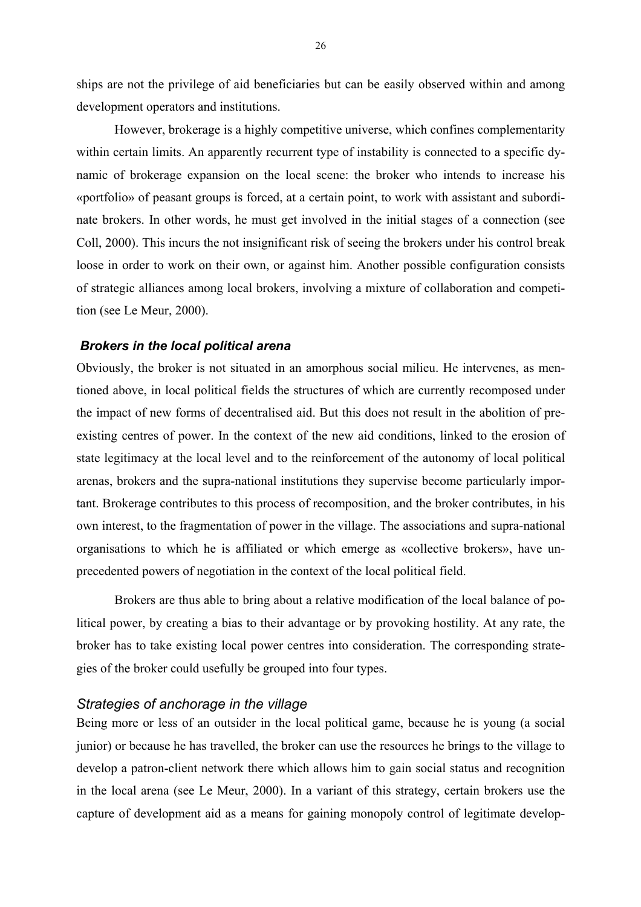ships are not the privilege of aid beneficiaries but can be easily observed within and among development operators and institutions.

However, brokerage is a highly competitive universe, which confines complementarity within certain limits. An apparently recurrent type of instability is connected to a specific dynamic of brokerage expansion on the local scene: the broker who intends to increase his «portfolio» of peasant groups is forced, at a certain point, to work with assistant and subordinate brokers. In other words, he must get involved in the initial stages of a connection (see Coll, 2000). This incurs the not insignificant risk of seeing the brokers under his control break loose in order to work on their own, or against him. Another possible configuration consists of strategic alliances among local brokers, involving a mixture of collaboration and competition (see Le Meur, 2000).

### *Brokers in the local political arena*

Obviously, the broker is not situated in an amorphous social milieu. He intervenes, as mentioned above, in local political fields the structures of which are currently recomposed under the impact of new forms of decentralised aid. But this does not result in the abolition of pre-existing centres of power. In the context of the new aid conditions, linked to the erosion of state legitimacy at the local level and to the reinforcement of the autonomy of local political arenas, brokers and the supra-national institutions they supervise become particularly important. Brokerage contributes to this process of recomposition, and the broker contributes, in his own interest, to the fragmentation of power in the village. The associations and supra-national organisations to which he is affiliated or which emerge as «collective brokers», have unprecedented powers of negotiation in the context of the local political field.

Brokers are thus able to bring about a relative modification of the local balance of political power, by creating a bias to their advantage or by provoking hostility. At any rate, the broker has to take existing local power centres into consideration. The corresponding strategies of the broker could usefully be grouped into four types.

#### *Strategies of anchorage in the village*

Being more or less of an outsider in the local political game, because he is young (a social junior) or because he has travelled, the broker can use the resources he brings to the village to develop a patron-client network there which allows him to gain social status and recognition in the local arena (see Le Meur, 2000). In a variant of this strategy, certain brokers use the capture of development aid as a means for gaining monopoly control of legitimate develop-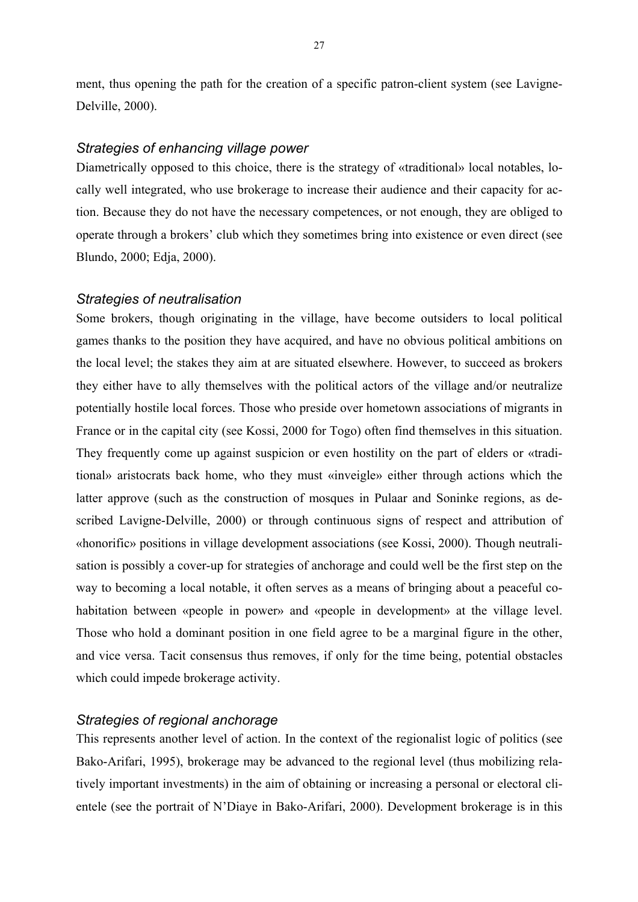ment, thus opening the path for the creation of a specific patron-client system (see Lavigne-Delville, 2000).

### *Strategies of enhancing village power*

Diametrically opposed to this choice, there is the strategy of «traditional» local notables, locally well integrated, who use brokerage to increase their audience and their capacity for action. Because they do not have the necessary competences, or not enough, they are obliged to operate through a brokers' club which they sometimes bring into existence or even direct (see Blundo, 2000; Edja, 2000).

### *Strategies of neutralisation*

Some brokers, though originating in the village, have become outsiders to local political games thanks to the position they have acquired, and have no obvious political ambitions on the local level; the stakes they aim at are situated elsewhere. However, to succeed as brokers they either have to ally themselves with the political actors of the village and/or neutralize potentially hostile local forces. Those who preside over hometown associations of migrants in France or in the capital city (see Kossi, 2000 for Togo) often find themselves in this situation. They frequently come up against suspicion or even hostility on the part of elders or «traditional» aristocrats back home, who they must «inveigle» either through actions which the latter approve (such as the construction of mosques in Pulaar and Soninke regions, as described Lavigne-Delville, 2000) or through continuous signs of respect and attribution of «honorific» positions in village development associations (see Kossi, 2000). Though neutralisation is possibly a cover-up for strategies of anchorage and could well be the first step on the way to becoming a local notable, it often serves as a means of bringing about a peaceful cohabitation between «people in power» and «people in development» at the village level. Those who hold a dominant position in one field agree to be a marginal figure in the other, and vice versa. Tacit consensus thus removes, if only for the time being, potential obstacles which could impede brokerage activity.

### *Strategies of regional anchorage*

This represents another level of action. In the context of the regionalist logic of politics (see Bako-Arifari, 1995), brokerage may be advanced to the regional level (thus mobilizing relatively important investments) in the aim of obtaining or increasing a personal or electoral clientele (see the portrait of N'Diaye in Bako-Arifari, 2000). Development brokerage is in this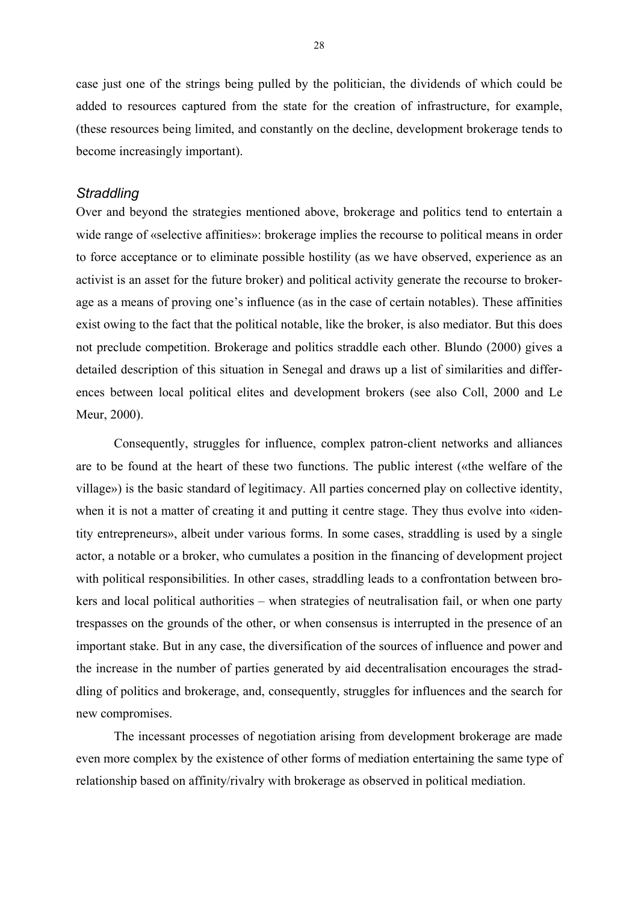case just one of the strings being pulled by the politician, the dividends of which could be added to resources captured from the state for the creation of infrastructure, for example, (these resources being limited, and constantly on the decline, development brokerage tends to become increasingly important).

### *Straddling*

Over and beyond the strategies mentioned above, brokerage and politics tend to entertain a wide range of «selective affinities»: brokerage implies the recourse to political means in order to force acceptance or to eliminate possible hostility (as we have observed, experience as an activist is an asset for the future broker) and political activity generate the recourse to brokerage as a means of proving one's influence (as in the case of certain notables). These affinities exist owing to the fact that the political notable, like the broker, is also mediator. But this does not preclude competition. Brokerage and politics straddle each other. Blundo (2000) gives a detailed description of this situation in Senegal and draws up a list of similarities and differences between local political elites and development brokers (see also Coll, 2000 and Le Meur, 2000).

Consequently, struggles for influence, complex patron-client networks and alliances are to be found at the heart of these two functions. The public interest («the welfare of the village») is the basic standard of legitimacy. All parties concerned play on collective identity, when it is not a matter of creating it and putting it centre stage. They thus evolve into «identity entrepreneurs», albeit under various forms. In some cases, straddling is used by a single actor, a notable or a broker, who cumulates a position in the financing of development project with political responsibilities. In other cases, straddling leads to a confrontation between brokers and local political authorities – when strategies of neutralisation fail, or when one party trespasses on the grounds of the other, or when consensus is interrupted in the presence of an important stake. But in any case, the diversification of the sources of influence and power and the increase in the number of parties generated by aid decentralisation encourages the straddling of politics and brokerage, and, consequently, struggles for influences and the search for new compromises.

The incessant processes of negotiation arising from development brokerage are made even more complex by the existence of other forms of mediation entertaining the same type of relationship based on affinity/rivalry with brokerage as observed in political mediation.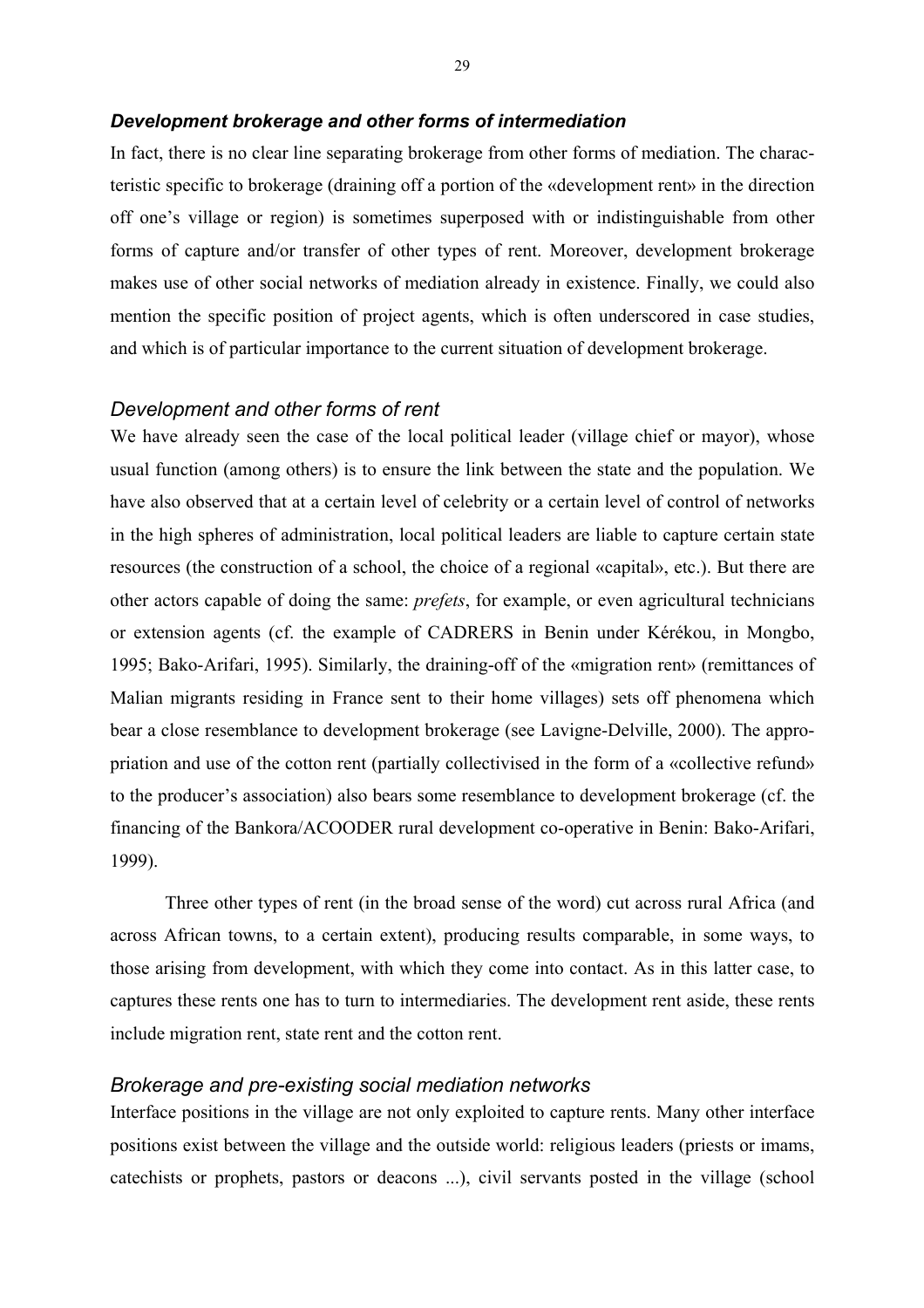### *Development brokerage and other forms of intermediation*

In fact, there is no clear line separating brokerage from other forms of mediation. The characteristic specific to brokerage (draining off a portion of the «development rent» in the direction off one's village or region) is sometimes superposed with or indistinguishable from other forms of capture and/or transfer of other types of rent. Moreover, development brokerage makes use of other social networks of mediation already in existence. Finally, we could also mention the specific position of project agents, which is often underscored in case studies, and which is of particular importance to the current situation of development brokerage.

### *Development and other forms of rent*

We have already seen the case of the local political leader (village chief or mayor), whose usual function (among others) is to ensure the link between the state and the population. We have also observed that at a certain level of celebrity or a certain level of control of networks in the high spheres of administration, local political leaders are liable to capture certain state resources (the construction of a school, the choice of a regional «capital», etc.). But there are other actors capable of doing the same: *prefets*, for example, or even agricultural technicians or extension agents (cf. the example of CADRERS in Benin under Kérékou, in Mongbo, 1995; Bako-Arifari, 1995). Similarly, the draining-off of the «migration rent» (remittances of Malian migrants residing in France sent to their home villages) sets off phenomena which bear a close resemblance to development brokerage (see Lavigne-Delville, 2000). The appropriation and use of the cotton rent (partially collectivised in the form of a «collective refund» to the producer's association) also bears some resemblance to development brokerage (cf. the financing of the Bankora/ACOODER rural development co-operative in Benin: Bako-Arifari, 1999).

Three other types of rent (in the broad sense of the word) cut across rural Africa (and across African towns, to a certain extent), producing results comparable, in some ways, to those arising from development, with which they come into contact. As in this latter case, to captures these rents one has to turn to intermediaries. The development rent aside, these rents include migration rent, state rent and the cotton rent.

### *Brokerage and pre-existing social mediation networks*

Interface positions in the village are not only exploited to capture rents. Many other interface positions exist between the village and the outside world: religious leaders (priests or imams, catechists or prophets, pastors or deacons ...), civil servants posted in the village (school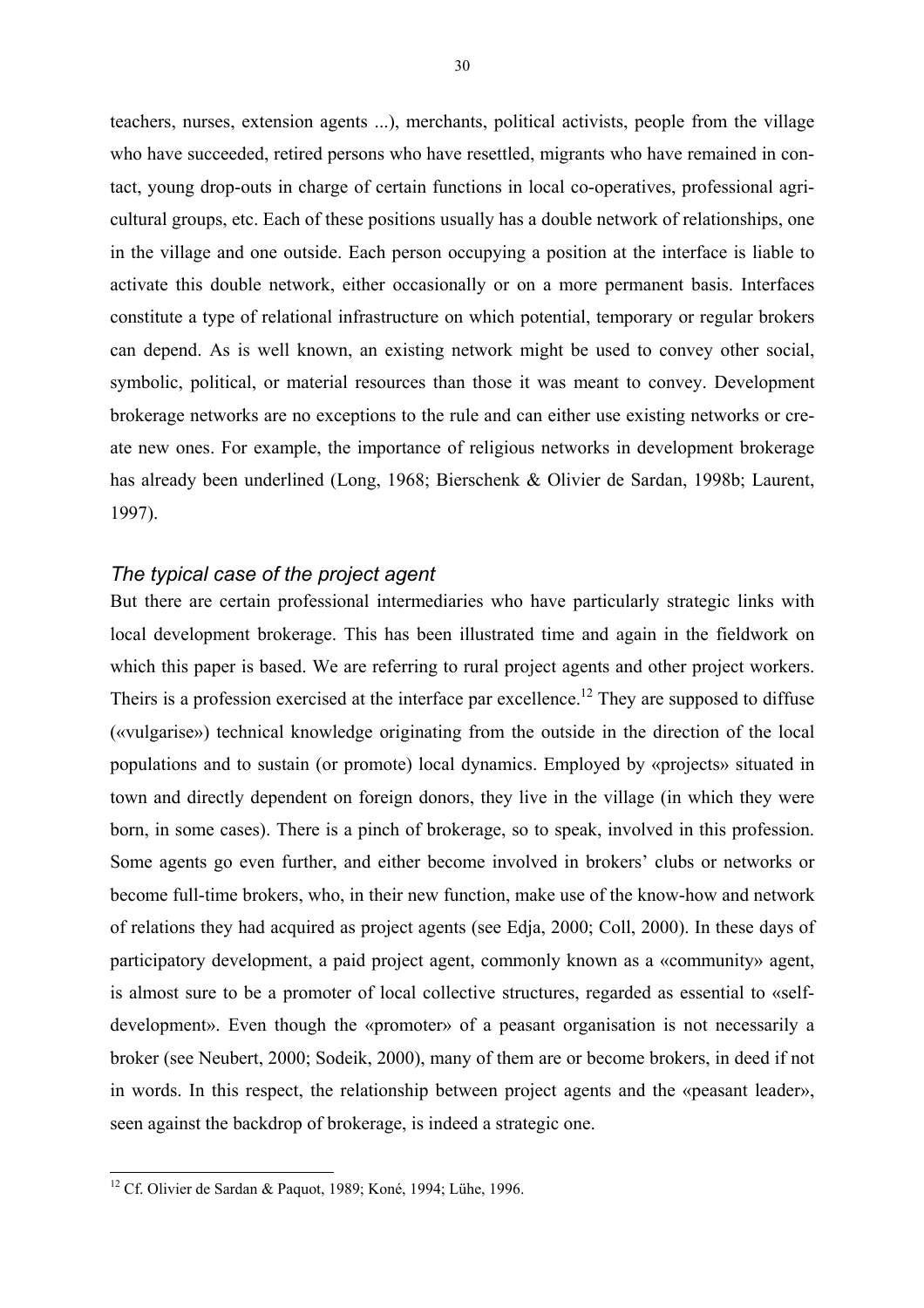teachers, nurses, extension agents ...), merchants, political activists, people from the village who have succeeded, retired persons who have resettled, migrants who have remained in contact, young drop-outs in charge of certain functions in local co-operatives, professional agricultural groups, etc. Each of these positions usually has a double network of relationships, one in the village and one outside. Each person occupying a position at the interface is liable to activate this double network, either occasionally or on a more permanent basis. Interfaces constitute a type of relational infrastructure on which potential, temporary or regular brokers can depend. As is well known, an existing network might be used to convey other social, symbolic, political, or material resources than those it was meant to convey. Development brokerage networks are no exceptions to the rule and can either use existing networks or create new ones. For example, the importance of religious networks in development brokerage has already been underlined (Long, 1968; Bierschenk & Olivier de Sardan, 1998b; Laurent, 1997).

### *The typical case of the project agent*

But there are certain professional intermediaries who have particularly strategic links with local development brokerage. This has been illustrated time and again in the fieldwork on which this paper is based. We are referring to rural project agents and other project workers. Theirs is a profession exercised at the interface par excellence.[12] They are supposed to diffuse («vulgarise») technical knowledge originating from the outside in the direction of the local populations and to sustain (or promote) local dynamics. Employed by «projects» situated in town and directly dependent on foreign donors, they live in the village (in which they were born, in some cases). There is a pinch of brokerage, so to speak, involved in this profession. Some agents go even further, and either become involved in brokers' clubs or networks or become full-time brokers, who, in their new function, make use of the know-how and network of relations they had acquired as project agents (see Edja, 2000; Coll, 2000). In these days of participatory development, a paid project agent, commonly known as a «community» agent, is almost sure to be a promoter of local collective structures, regarded as essential to «self-development». Even though the «promoter» of a peasant organisation is not necessarily a broker (see Neubert, 2000; Sodeik, 2000), many of them are or become brokers, in deed if not in words. In this respect, the relationship between project agents and the «peasant leader», seen against the backdrop of brokerage, is indeed a strategic one.

[12] Cf. Olivier de Sardan & Paquot, 1989; Koné, 1994; Lühe, 1996.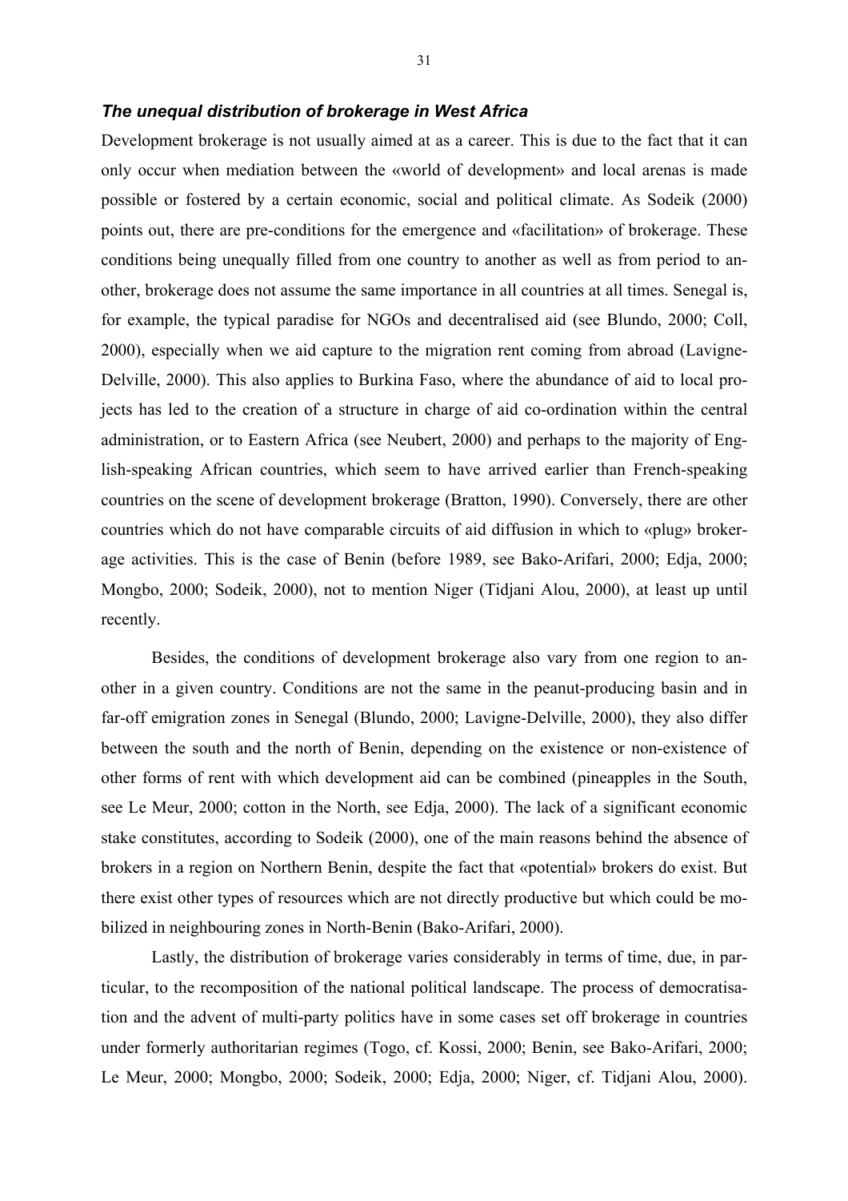### *The unequal distribution of brokerage in West Africa*

Development brokerage is not usually aimed at as a career. This is due to the fact that it can only occur when mediation between the «world of development» and local arenas is made possible or fostered by a certain economic, social and political climate. As Sodeik (2000) points out, there are pre-conditions for the emergence and «facilitation» of brokerage. These conditions being unequally filled from one country to another as well as from period to another, brokerage does not assume the same importance in all countries at all times. Senegal is, for example, the typical paradise for NGOs and decentralised aid (see Blundo, 2000; Coll, 2000), especially when we aid capture to the migration rent coming from abroad (Lavigne-Delville, 2000). This also applies to Burkina Faso, where the abundance of aid to local projects has led to the creation of a structure in charge of aid co-ordination within the central administration, or to Eastern Africa (see Neubert, 2000) and perhaps to the majority of English-speaking African countries, which seem to have arrived earlier than French-speaking countries on the scene of development brokerage (Bratton, 1990). Conversely, there are other countries which do not have comparable circuits of aid diffusion in which to «plug» brokerage activities. This is the case of Benin (before 1989, see Bako-Arifari, 2000; Edja, 2000; Mongbo, 2000; Sodeik, 2000), not to mention Niger (Tidjani Alou, 2000), at least up until recently.

Besides, the conditions of development brokerage also vary from one region to another in a given country. Conditions are not the same in the peanut-producing basin and in far-off emigration zones in Senegal (Blundo, 2000; Lavigne-Delville, 2000), they also differ between the south and the north of Benin, depending on the existence or non-existence of other forms of rent with which development aid can be combined (pineapples in the South, see Le Meur, 2000; cotton in the North, see Edja, 2000). The lack of a significant economic stake constitutes, according to Sodeik (2000), one of the main reasons behind the absence of brokers in a region on Northern Benin, despite the fact that «potential» brokers do exist. But there exist other types of resources which are not directly productive but which could be mobilized in neighbouring zones in North-Benin (Bako-Arifari, 2000).

Lastly, the distribution of brokerage varies considerably in terms of time, due, in particular, to the recomposition of the national political landscape. The process of democratisation and the advent of multi-party politics have in some cases set off brokerage in countries under formerly authoritarian regimes (Togo, cf. Kossi, 2000; Benin, see Bako-Arifari, 2000; Le Meur, 2000; Mongbo, 2000; Sodeik, 2000; Edja, 2000; Niger, cf. Tidjani Alou, 2000).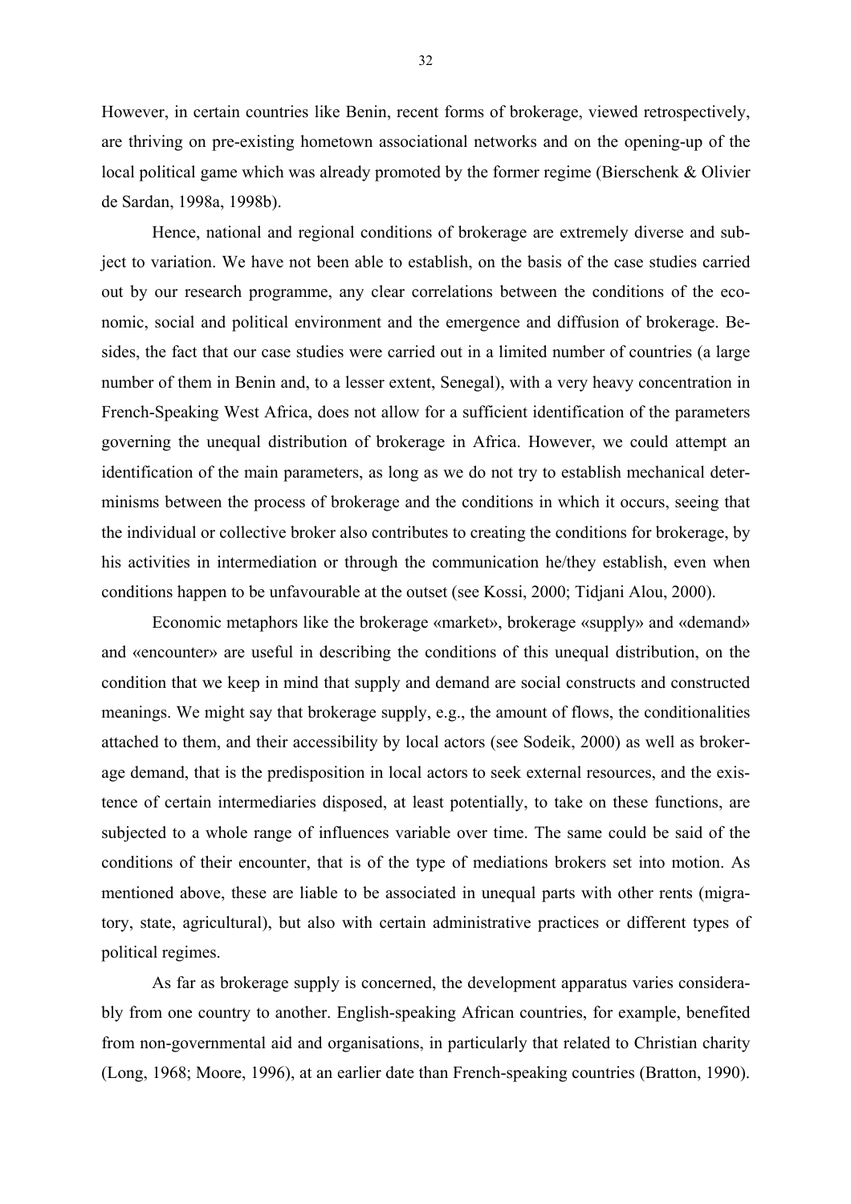However, in certain countries like Benin, recent forms of brokerage, viewed retrospectively, are thriving on pre-existing hometown associational networks and on the opening-up of the local political game which was already promoted by the former regime (Bierschenk & Olivier de Sardan, 1998a, 1998b).

Hence, national and regional conditions of brokerage are extremely diverse and subject to variation. We have not been able to establish, on the basis of the case studies carried out by our research programme, any clear correlations between the conditions of the economic, social and political environment and the emergence and diffusion of brokerage. Besides, the fact that our case studies were carried out in a limited number of countries (a large number of them in Benin and, to a lesser extent, Senegal), with a very heavy concentration in French-Speaking West Africa, does not allow for a sufficient identification of the parameters governing the unequal distribution of brokerage in Africa. However, we could attempt an identification of the main parameters, as long as we do not try to establish mechanical determinisms between the process of brokerage and the conditions in which it occurs, seeing that the individual or collective broker also contributes to creating the conditions for brokerage, by his activities in intermediation or through the communication he/they establish, even when conditions happen to be unfavourable at the outset (see Kossi, 2000; Tidjani Alou, 2000).

Economic metaphors like the brokerage «market», brokerage «supply» and «demand» and «encounter» are useful in describing the conditions of this unequal distribution, on the condition that we keep in mind that supply and demand are social constructs and constructed meanings. We might say that brokerage supply, e.g., the amount of flows, the conditionalities attached to them, and their accessibility by local actors (see Sodeik, 2000) as well as brokerage demand, that is the predisposition in local actors to seek external resources, and the existence of certain intermediaries disposed, at least potentially, to take on these functions, are subjected to a whole range of influences variable over time. The same could be said of the conditions of their encounter, that is of the type of mediations brokers set into motion. As mentioned above, these are liable to be associated in unequal parts with other rents (migratory, state, agricultural), but also with certain administrative practices or different types of political regimes.

As far as brokerage supply is concerned, the development apparatus varies considerably from one country to another. English-speaking African countries, for example, benefited from non-governmental aid and organisations, in particularly that related to Christian charity (Long, 1968; Moore, 1996), at an earlier date than French-speaking countries (Bratton, 1990).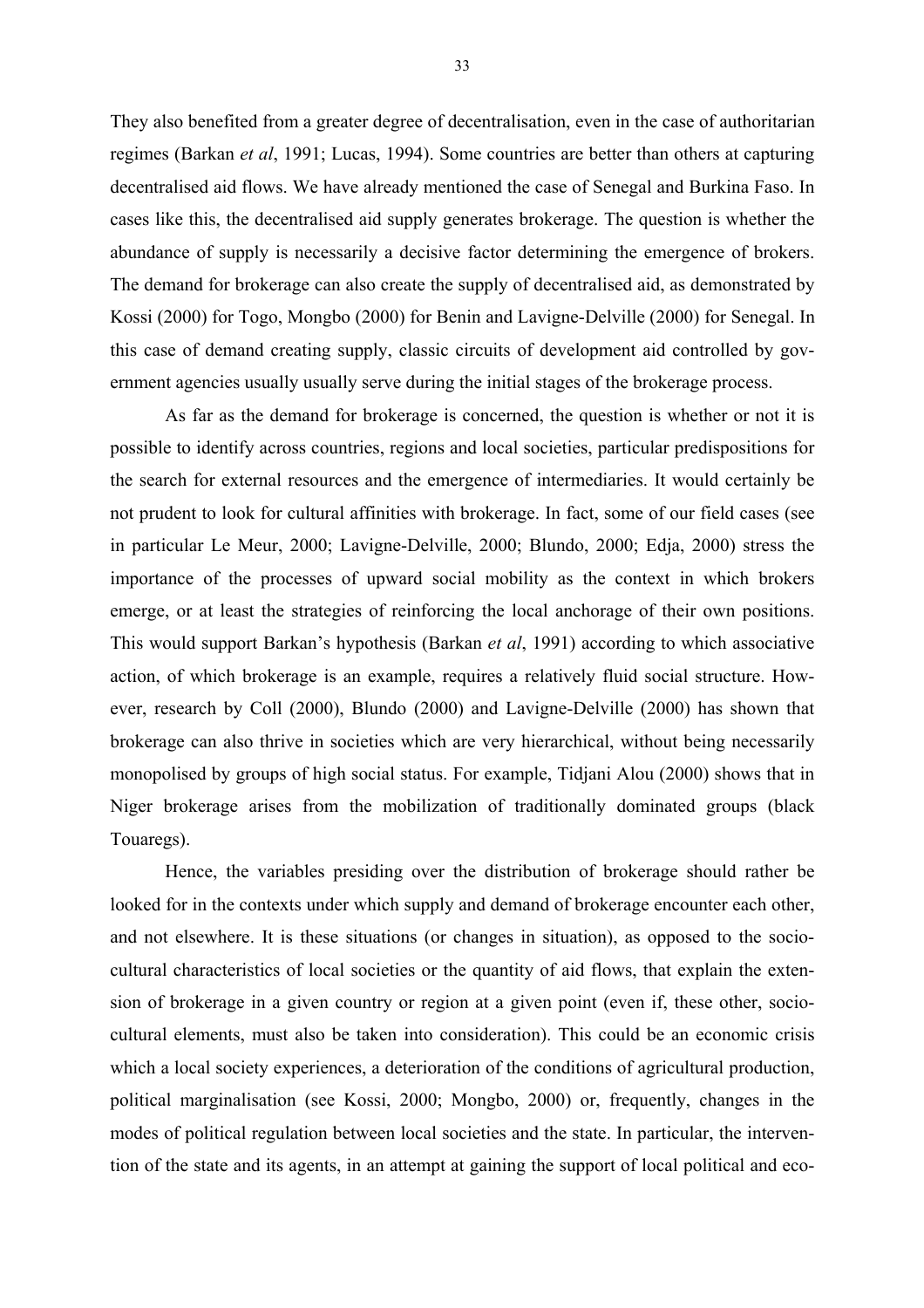They also benefited from a greater degree of decentralisation, even in the case of authoritarian regimes (Barkan *et al*, 1991; Lucas, 1994). Some countries are better than others at capturing decentralised aid flows. We have already mentioned the case of Senegal and Burkina Faso. In cases like this, the decentralised aid supply generates brokerage. The question is whether the abundance of supply is necessarily a decisive factor determining the emergence of brokers. The demand for brokerage can also create the supply of decentralised aid, as demonstrated by Kossi (2000) for Togo, Mongbo (2000) for Benin and Lavigne-Delville (2000) for Senegal. In this case of demand creating supply, classic circuits of development aid controlled by government agencies usually usually serve during the initial stages of the brokerage process.

As far as the demand for brokerage is concerned, the question is whether or not it is possible to identify across countries, regions and local societies, particular predispositions for the search for external resources and the emergence of intermediaries. It would certainly be not prudent to look for cultural affinities with brokerage. In fact, some of our field cases (see in particular Le Meur, 2000; Lavigne-Delville, 2000; Blundo, 2000; Edja, 2000) stress the importance of the processes of upward social mobility as the context in which brokers emerge, or at least the strategies of reinforcing the local anchorage of their own positions. This would support Barkan's hypothesis (Barkan *et al*, 1991) according to which associative action, of which brokerage is an example, requires a relatively fluid social structure. However, research by Coll (2000), Blundo (2000) and Lavigne-Delville (2000) has shown that brokerage can also thrive in societies which are very hierarchical, without being necessarily monopolised by groups of high social status. For example, Tidjani Alou (2000) shows that in Niger brokerage arises from the mobilization of traditionally dominated groups (black Touaregs).

Hence, the variables presiding over the distribution of brokerage should rather be looked for in the contexts under which supply and demand of brokerage encounter each other, and not elsewhere. It is these situations (or changes in situation), as opposed to the socio-cultural characteristics of local societies or the quantity of aid flows, that explain the extension of brokerage in a given country or region at a given point (even if, these other, socio-cultural elements, must also be taken into consideration). This could be an economic crisis which a local society experiences, a deterioration of the conditions of agricultural production, political marginalisation (see Kossi, 2000; Mongbo, 2000) or, frequently, changes in the modes of political regulation between local societies and the state. In particular, the intervention of the state and its agents, in an attempt at gaining the support of local political and eco-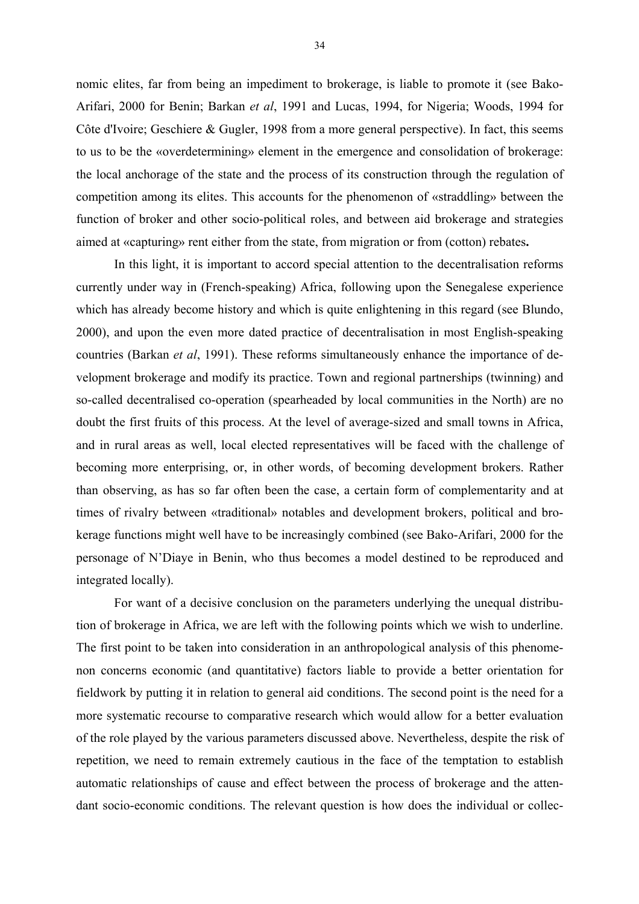nomic elites, far from being an impediment to brokerage, is liable to promote it (see Bako-Arifari, 2000 for Benin; Barkan *et al*, 1991 and Lucas, 1994, for Nigeria; Woods, 1994 for Côte d'Ivoire; Geschiere & Gugler, 1998 from a more general perspective). In fact, this seems to us to be the «overdetermining» element in the emergence and consolidation of brokerage: the local anchorage of the state and the process of its construction through the regulation of competition among its elites. This accounts for the phenomenon of «straddling» between the function of broker and other socio-political roles, and between aid brokerage and strategies aimed at «capturing» rent either from the state, from migration or from (cotton) rebates**.**

In this light, it is important to accord special attention to the decentralisation reforms currently under way in (French-speaking) Africa, following upon the Senegalese experience which has already become history and which is quite enlightening in this regard (see Blundo, 2000), and upon the even more dated practice of decentralisation in most English-speaking countries (Barkan *et al*, 1991). These reforms simultaneously enhance the importance of development brokerage and modify its practice. Town and regional partnerships (twinning) and so-called decentralised co-operation (spearheaded by local communities in the North) are no doubt the first fruits of this process. At the level of average-sized and small towns in Africa, and in rural areas as well, local elected representatives will be faced with the challenge of becoming more enterprising, or, in other words, of becoming development brokers. Rather than observing, as has so far often been the case, a certain form of complementarity and at times of rivalry between «traditional» notables and development brokers, political and brokerage functions might well have to be increasingly combined (see Bako-Arifari, 2000 for the personage of N'Diaye in Benin, who thus becomes a model destined to be reproduced and integrated locally).

For want of a decisive conclusion on the parameters underlying the unequal distribution of brokerage in Africa, we are left with the following points which we wish to underline. The first point to be taken into consideration in an anthropological analysis of this phenomenon concerns economic (and quantitative) factors liable to provide a better orientation for fieldwork by putting it in relation to general aid conditions. The second point is the need for a more systematic recourse to comparative research which would allow for a better evaluation of the role played by the various parameters discussed above. Nevertheless, despite the risk of repetition, we need to remain extremely cautious in the face of the temptation to establish automatic relationships of cause and effect between the process of brokerage and the attendant socio-economic conditions. The relevant question is how does the individual or collec-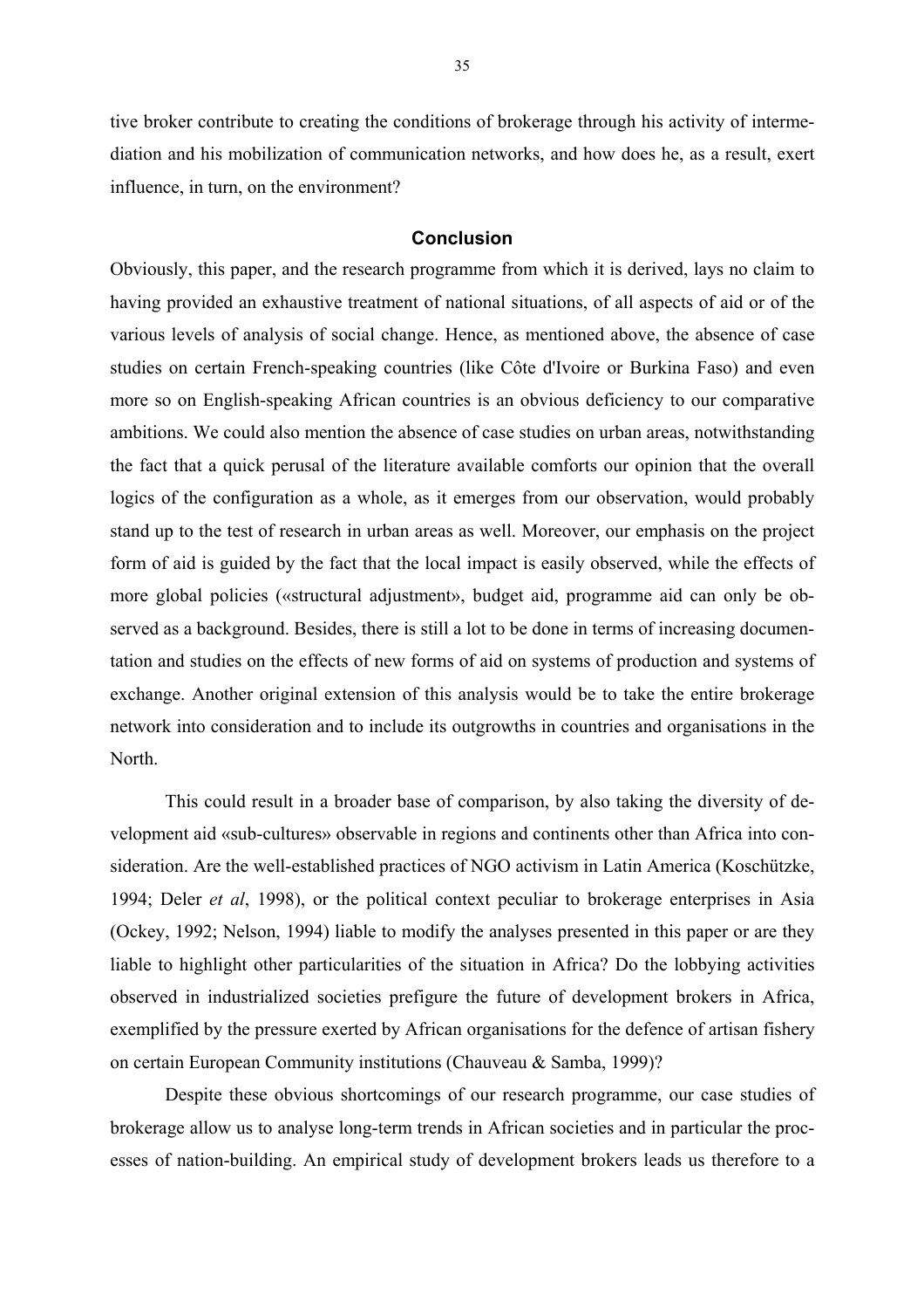tive broker contribute to creating the conditions of brokerage through his activity of intermediation and his mobilization of communication networks, and how does he, as a result, exert influence, in turn, on the environment?

## Conclusion

Obviously, this paper, and the research programme from which it is derived, lays no claim to having provided an exhaustive treatment of national situations, of all aspects of aid or of the various levels of analysis of social change. Hence, as mentioned above, the absence of case studies on certain French-speaking countries (like Côte d'Ivoire or Burkina Faso) and even more so on English-speaking African countries is an obvious deficiency to our comparative ambitions. We could also mention the absence of case studies on urban areas, notwithstanding the fact that a quick perusal of the literature available comforts our opinion that the overall logics of the configuration as a whole, as it emerges from our observation, would probably stand up to the test of research in urban areas as well. Moreover, our emphasis on the project form of aid is guided by the fact that the local impact is easily observed, while the effects of more global policies («structural adjustment», budget aid, programme aid can only be observed as a background. Besides, there is still a lot to be done in terms of increasing documentation and studies on the effects of new forms of aid on systems of production and systems of exchange. Another original extension of this analysis would be to take the entire brokerage network into consideration and to include its outgrowths in countries and organisations in the North.

This could result in a broader base of comparison, by also taking the diversity of development aid «sub-cultures» observable in regions and continents other than Africa into consideration. Are the well-established practices of NGO activism in Latin America (Koschützke, 1994; Deler *et al*, 1998), or the political context peculiar to brokerage enterprises in Asia (Ockey, 1992; Nelson, 1994) liable to modify the analyses presented in this paper or are they liable to highlight other particularities of the situation in Africa? Do the lobbying activities observed in industrialized societies prefigure the future of development brokers in Africa, exemplified by the pressure exerted by African organisations for the defence of artisan fishery on certain European Community institutions (Chauveau & Samba, 1999)?

Despite these obvious shortcomings of our research programme, our case studies of brokerage allow us to analyse long-term trends in African societies and in particular the processes of nation-building. An empirical study of development brokers leads us therefore to a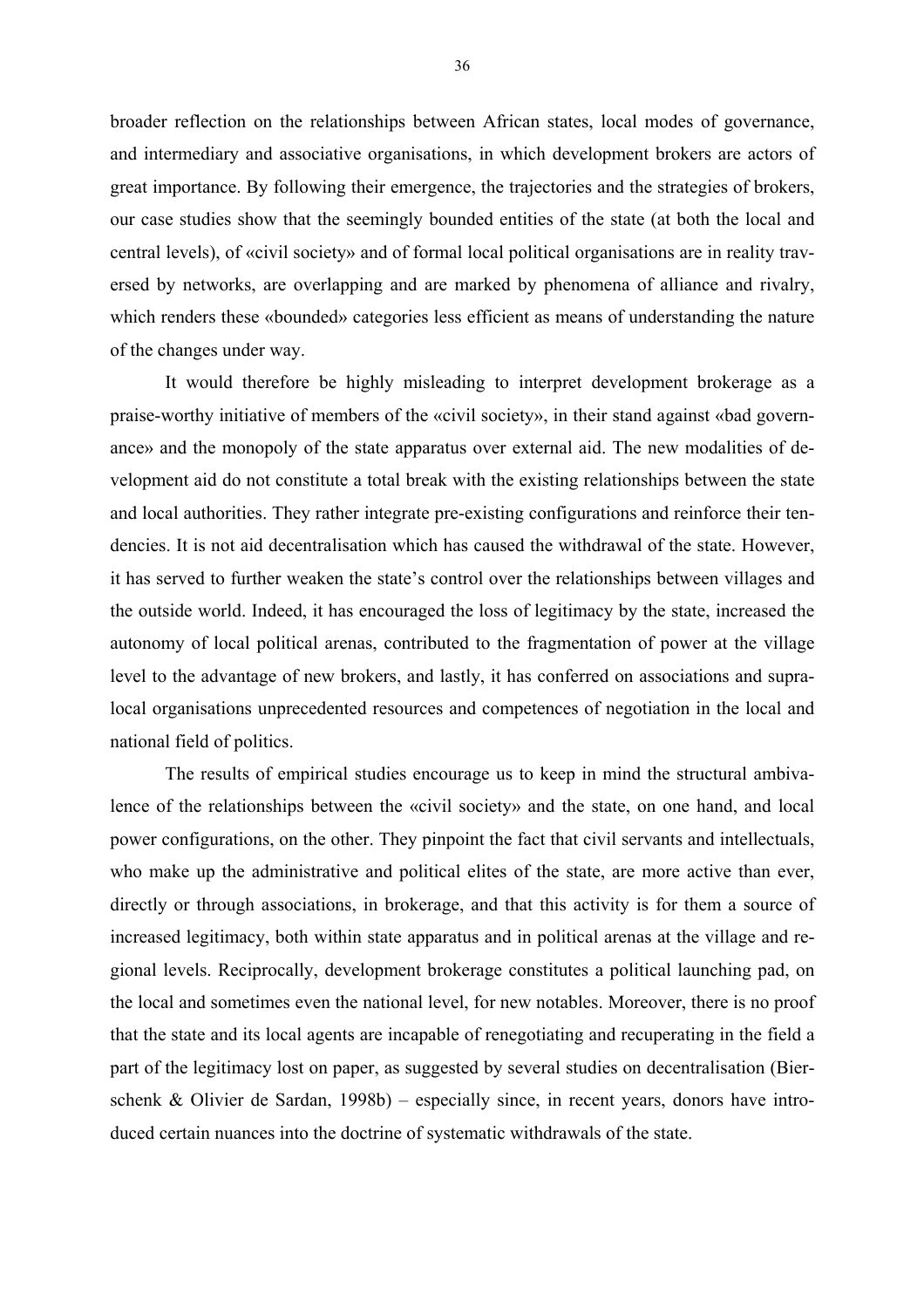broader reflection on the relationships between African states, local modes of governance, and intermediary and associative organisations, in which development brokers are actors of great importance. By following their emergence, the trajectories and the strategies of brokers, our case studies show that the seemingly bounded entities of the state (at both the local and central levels), of «civil society» and of formal local political organisations are in reality traversed by networks, are overlapping and are marked by phenomena of alliance and rivalry, which renders these «bounded» categories less efficient as means of understanding the nature of the changes under way.

It would therefore be highly misleading to interpret development brokerage as a praise-worthy initiative of members of the «civil society», in their stand against «bad governance» and the monopoly of the state apparatus over external aid. The new modalities of development aid do not constitute a total break with the existing relationships between the state and local authorities. They rather integrate pre-existing configurations and reinforce their tendencies. It is not aid decentralisation which has caused the withdrawal of the state. However, it has served to further weaken the state's control over the relationships between villages and the outside world. Indeed, it has encouraged the loss of legitimacy by the state, increased the autonomy of local political arenas, contributed to the fragmentation of power at the village level to the advantage of new brokers, and lastly, it has conferred on associations and supra-local organisations unprecedented resources and competences of negotiation in the local and national field of politics.

The results of empirical studies encourage us to keep in mind the structural ambivalence of the relationships between the «civil society» and the state, on one hand, and local power configurations, on the other. They pinpoint the fact that civil servants and intellectuals, who make up the administrative and political elites of the state, are more active than ever, directly or through associations, in brokerage, and that this activity is for them a source of increased legitimacy, both within state apparatus and in political arenas at the village and regional levels. Reciprocally, development brokerage constitutes a political launching pad, on the local and sometimes even the national level, for new notables. Moreover, there is no proof that the state and its local agents are incapable of renegotiating and recuperating in the field a part of the legitimacy lost on paper, as suggested by several studies on decentralisation (Bierschenk & Olivier de Sardan, 1998b) – especially since, in recent years, donors have introduced certain nuances into the doctrine of systematic withdrawals of the state.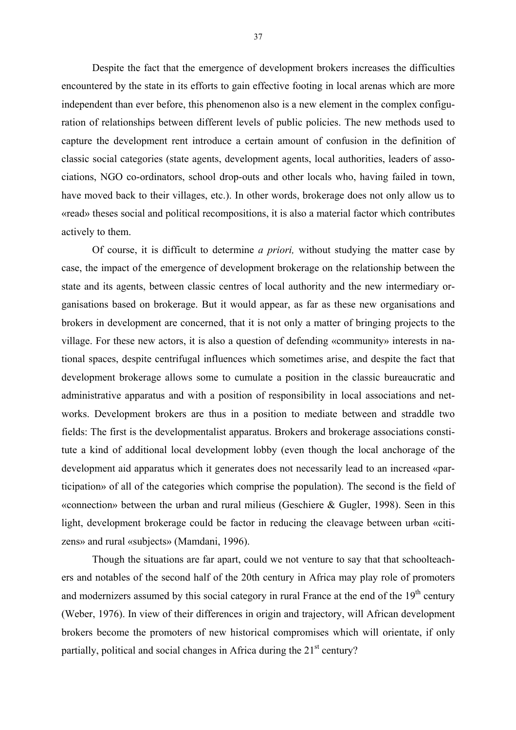Despite the fact that the emergence of development brokers increases the difficulties encountered by the state in its efforts to gain effective footing in local arenas which are more independent than ever before, this phenomenon also is a new element in the complex configuration of relationships between different levels of public policies. The new methods used to capture the development rent introduce a certain amount of confusion in the definition of classic social categories (state agents, development agents, local authorities, leaders of associations, NGO co-ordinators, school drop-outs and other locals who, having failed in town, have moved back to their villages, etc.). In other words, brokerage does not only allow us to «read» theses social and political recompositions, it is also a material factor which contributes actively to them.

Of course, it is difficult to determine *a priori,* without studying the matter case by case, the impact of the emergence of development brokerage on the relationship between the state and its agents, between classic centres of local authority and the new intermediary organisations based on brokerage. But it would appear, as far as these new organisations and brokers in development are concerned, that it is not only a matter of bringing projects to the village. For these new actors, it is also a question of defending «community» interests in national spaces, despite centrifugal influences which sometimes arise, and despite the fact that development brokerage allows some to cumulate a position in the classic bureaucratic and administrative apparatus and with a position of responsibility in local associations and networks. Development brokers are thus in a position to mediate between and straddle two fields: The first is the developmentalist apparatus. Brokers and brokerage associations constitute a kind of additional local development lobby (even though the local anchorage of the development aid apparatus which it generates does not necessarily lead to an increased «participation» of all of the categories which comprise the population). The second is the field of «connection» between the urban and rural milieus (Geschiere & Gugler, 1998). Seen in this light, development brokerage could be factor in reducing the cleavage between urban «citizens» and rural «subjects» (Mamdani, 1996).

Though the situations are far apart, could we not venture to say that that schoolteachers and notables of the second half of the 20th century in Africa may play role of promoters and modernizers assumed by this social category in rural France at the end of the 19th century (Weber, 1976). In view of their differences in origin and trajectory, will African development brokers become the promoters of new historical compromises which will orientate, if only partially, political and social changes in Africa during the 21st century?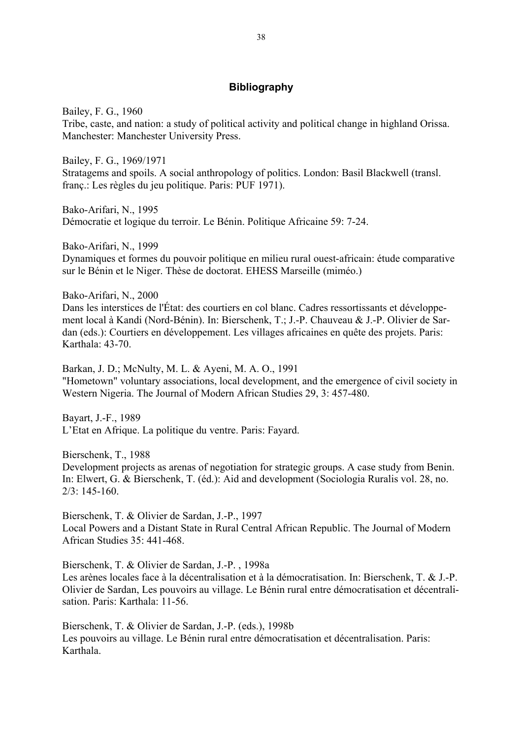## Bibliography

Bailey, F. G., 1960
Tribe, caste, and nation: a study of political activity and political change in highland Orissa. Manchester: Manchester University Press.

Bailey, F. G., 1969/1971
Stratagems and spoils. A social anthropology of politics. London: Basil Blackwell (transl. franç.: Les règles du jeu politique. Paris: PUF 1971).

Bako-Arifari, N., 1995
Démocratie et logique du terroir. Le Bénin. Politique Africaine 59: 7-24.

Bako-Arifari, N., 1999
Dynamiques et formes du pouvoir politique en milieu rural ouest-africain: étude comparative sur le Bénin et le Niger. Thèse de doctorat. EHESS Marseille (miméo.)

Bako-Arifari, N., 2000
Dans les interstices de l'État: des courtiers en col blanc. Cadres ressortissants et développement local à Kandi (Nord-Bénin). In: Bierschenk, T.; J.-P. Chauveau & J.-P. Olivier de Sardan (eds.): Courtiers en développement. Les villages africaines en quête des projets. Paris: Karthala: 43-70.

Barkan, J. D.; McNulty, M. L. & Ayeni, M. A. O., 1991
"Hometown" voluntary associations, local development, and the emergence of civil society in Western Nigeria. The Journal of Modern African Studies 29, 3: 457-480.

Bayart, J.-F., 1989
L'Etat en Afrique. La politique du ventre. Paris: Fayard.

Bierschenk, T., 1988
Development projects as arenas of negotiation for strategic groups. A case study from Benin. In: Elwert, G. & Bierschenk, T. (éd.): Aid and development (Sociologia Ruralis vol. 28, no. 2/3: 145-160.

Bierschenk, T. & Olivier de Sardan, J.-P., 1997
Local Powers and a Distant State in Rural Central African Republic. The Journal of Modern African Studies 35: 441-468.

Bierschenk, T. & Olivier de Sardan, J.-P. , 1998a
Les arènes locales face à la décentralisation et à la démocratisation. In: Bierschenk, T. & J.-P. Olivier de Sardan, Les pouvoirs au village. Le Bénin rural entre démocratisation et décentralisation. Paris: Karthala: 11-56.

Bierschenk, T. & Olivier de Sardan, J.-P. (eds.), 1998b
Les pouvoirs au village. Le Bénin rural entre démocratisation et décentralisation. Paris: Karthala.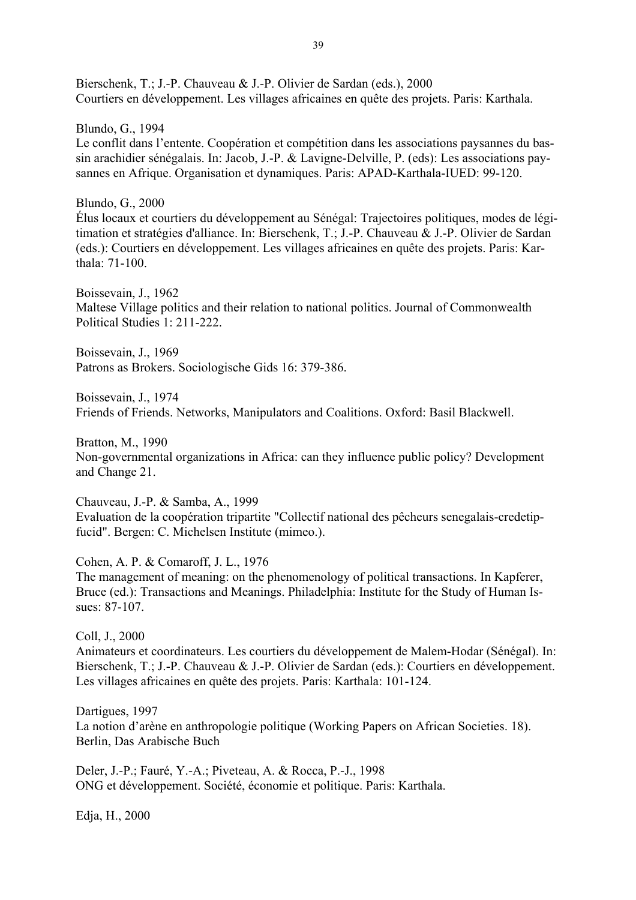Bierschenk, T.; J.-P. Chauveau & J.-P. Olivier de Sardan (eds.), 2000
Courtiers en développement. Les villages africaines en quête des projets. Paris: Karthala.

Blundo, G., 1994
Le conflit dans l'entente. Coopération et compétition dans les associations paysannes du bassin arachidier sénégalais. In: Jacob, J.-P. & Lavigne-Delville, P. (eds): Les associations paysannes en Afrique. Organisation et dynamiques. Paris: APAD-Karthala-IUED: 99-120.

Blundo, G., 2000
Élus locaux et courtiers du développement au Sénégal: Trajectoires politiques, modes de légitimation et stratégies d'alliance. In: Bierschenk, T.; J.-P. Chauveau & J.-P. Olivier de Sardan (eds.): Courtiers en développement. Les villages africaines en quête des projets. Paris: Karthala: 71-100.

Boissevain, J., 1962
Maltese Village politics and their relation to national politics. Journal of Commonwealth Political Studies 1: 211-222.

Boissevain, J., 1969
Patrons as Brokers. Sociologische Gids 16: 379-386.

Boissevain, J., 1974
Friends of Friends. Networks, Manipulators and Coalitions. Oxford: Basil Blackwell.

Bratton, M., 1990
Non-governmental organizations in Africa: can they influence public policy? Development and Change 21.

Chauveau, J.-P. & Samba, A., 1999
Evaluation de la coopération tripartite "Collectif national des pêcheurs senegalais-credetip-fucid". Bergen: C. Michelsen Institute (mimeo.).

Cohen, A. P. & Comaroff, J. L., 1976
The management of meaning: on the phenomenology of political transactions. In Kapferer, Bruce (ed.): Transactions and Meanings. Philadelphia: Institute for the Study of Human Issues: 87-107.

Coll, J., 2000
Animateurs et coordinateurs. Les courtiers du développement de Malem-Hodar (Sénégal). In: Bierschenk, T.; J.-P. Chauveau & J.-P. Olivier de Sardan (eds.): Courtiers en développement. Les villages africaines en quête des projets. Paris: Karthala: 101-124.

Dartigues, 1997
La notion d'arène en anthropologie politique (Working Papers on African Societies. 18). Berlin, Das Arabische Buch

Deler, J.-P.; Fauré, Y.-A.; Piveteau, A. & Rocca, P.-J., 1998
ONG et développement. Société, économie et politique. Paris: Karthala.

Edja, H., 2000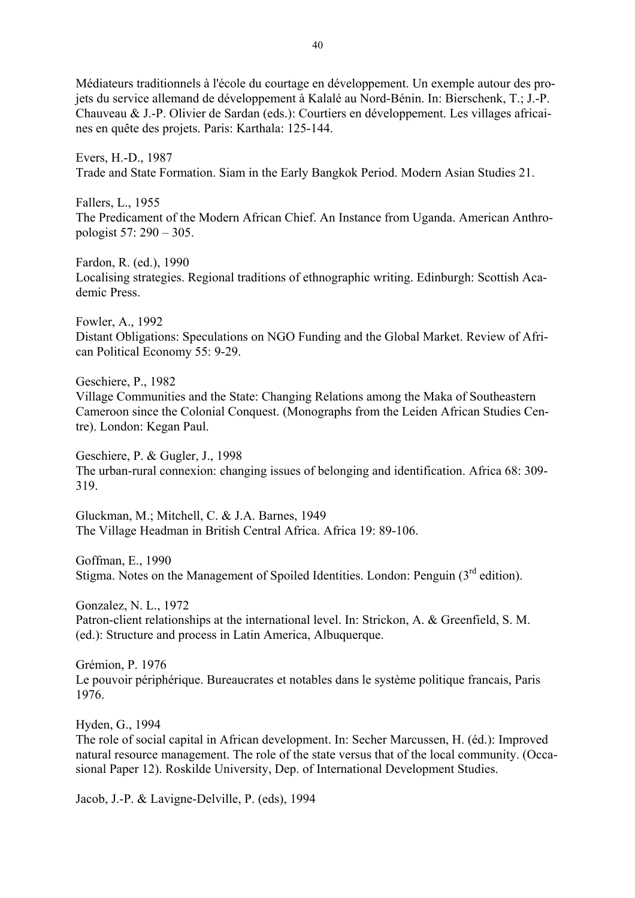Médiateurs traditionnels à l'école du courtage en développement. Un exemple autour des projets du service allemand de développement à Kalalé au Nord-Bénin. In: Bierschenk, T.; J.-P. Chauveau & J.-P. Olivier de Sardan (eds.): Courtiers en développement. Les villages africaines en quête des projets. Paris: Karthala: 125-144.

Evers, H.-D., 1987
Trade and State Formation. Siam in the Early Bangkok Period. Modern Asian Studies 21.

Fallers, L., 1955
The Predicament of the Modern African Chief. An Instance from Uganda. American Anthropologist 57: 290 – 305.

Fardon, R. (ed.), 1990
Localising strategies. Regional traditions of ethnographic writing. Edinburgh: Scottish Academic Press.

Fowler, A., 1992
Distant Obligations: Speculations on NGO Funding and the Global Market. Review of African Political Economy 55: 9-29.

Geschiere, P., 1982
Village Communities and the State: Changing Relations among the Maka of Southeastern Cameroon since the Colonial Conquest. (Monographs from the Leiden African Studies Centre). London: Kegan Paul.

Geschiere, P. & Gugler, J., 1998
The urban-rural connexion: changing issues of belonging and identification. Africa 68: 309-319.

Gluckman, M.; Mitchell, C. & J.A. Barnes, 1949
The Village Headman in British Central Africa. Africa 19: 89-106.

Goffman, E., 1990
Stigma. Notes on the Management of Spoiled Identities. London: Penguin (3rd edition).

Gonzalez, N. L., 1972
Patron-client relationships at the international level. In: Strickon, A. & Greenfield, S. M. (ed.): Structure and process in Latin America, Albuquerque.

Grémion, P. 1976
Le pouvoir périphérique. Bureaucrates et notables dans le système politique francais, Paris 1976.

Hyden, G., 1994
The role of social capital in African development. In: Secher Marcussen, H. (éd.): Improved natural resource management. The role of the state versus that of the local community. (Occasional Paper 12). Roskilde University, Dep. of International Development Studies.

Jacob, J.-P. & Lavigne-Delville, P. (eds), 1994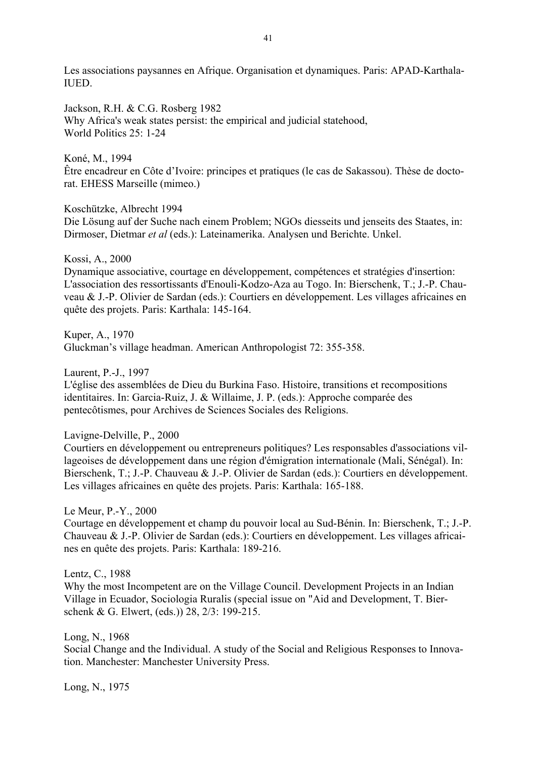Les associations paysannes en Afrique. Organisation et dynamiques. Paris: APAD-Karthala-IUED.

Jackson, R.H. & C.G. Rosberg 1982
Why Africa's weak states persist: the empirical and judicial statehood, World Politics 25: 1-24

Koné, M., 1994
Être encadreur en Côte d'Ivoire: principes et pratiques (le cas de Sakassou). Thèse de doctorat. EHESS Marseille (mimeo.)

Koschützke, Albrecht 1994
Die Lösung auf der Suche nach einem Problem; NGOs diesseits und jenseits des Staates, in: Dirmoser, Dietmar *et al* (eds.): Lateinamerika. Analysen und Berichte. Unkel.

Kossi, A., 2000
Dynamique associative, courtage en développement, compétences et stratégies d'insertion: L'association des ressortissants d'Enouli-Kodzo-Aza au Togo. In: Bierschenk, T.; J.-P. Chauveau & J.-P. Olivier de Sardan (eds.): Courtiers en développement. Les villages africaines en quête des projets. Paris: Karthala: 145-164.

Kuper, A., 1970
Gluckman's village headman. American Anthropologist 72: 355-358.

Laurent, P.-J., 1997
L'église des assemblées de Dieu du Burkina Faso. Histoire, transitions et recompositions identitaires. In: Garcia-Ruiz, J. & Willaime, J. P. (eds.): Approche comparée des pentecôtismes, pour Archives de Sciences Sociales des Religions.

Lavigne-Delville, P., 2000
Courtiers en développement ou entrepreneurs politiques? Les responsables d'associations villageoises de développement dans une région d'émigration internationale (Mali, Sénégal). In: Bierschenk, T.; J.-P. Chauveau & J.-P. Olivier de Sardan (eds.): Courtiers en développement. Les villages africaines en quête des projets. Paris: Karthala: 165-188.

Le Meur, P.-Y., 2000
Courtage en développement et champ du pouvoir local au Sud-Bénin. In: Bierschenk, T.; J.-P. Chauveau & J.-P. Olivier de Sardan (eds.): Courtiers en développement. Les villages africaines en quête des projets. Paris: Karthala: 189-216.

Lentz, C., 1988
Why the most Incompetent are on the Village Council. Development Projects in an Indian Village in Ecuador, Sociologia Ruralis (special issue on "Aid and Development, T. Bierschenk & G. Elwert, (eds.)) 28, 2/3: 199-215.

Long, N., 1968
Social Change and the Individual. A study of the Social and Religious Responses to Innovation. Manchester: Manchester University Press.

Long, N., 1975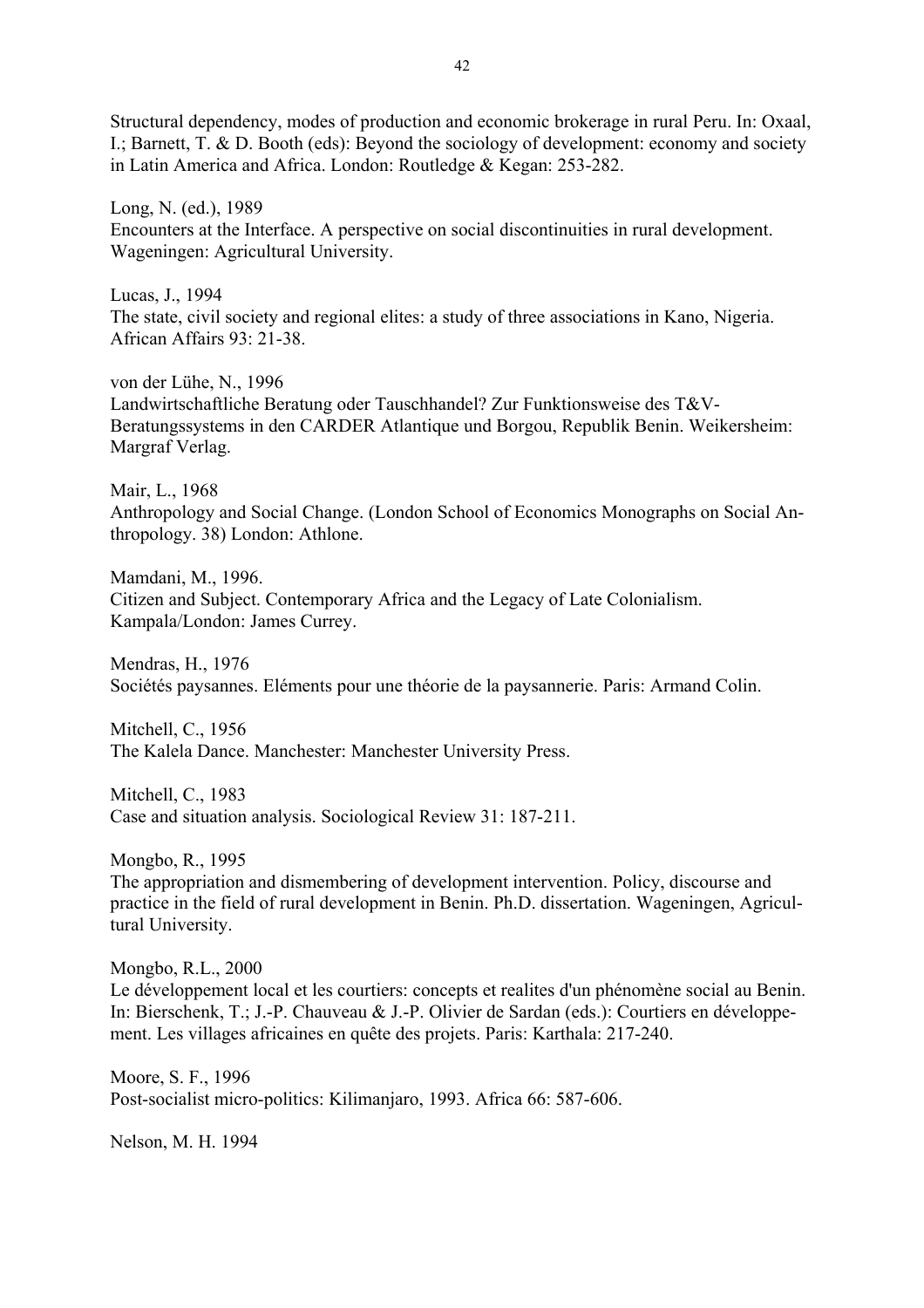Structural dependency, modes of production and economic brokerage in rural Peru. In: Oxaal, I.; Barnett, T. & D. Booth (eds): Beyond the sociology of development: economy and society in Latin America and Africa. London: Routledge & Kegan: 253-282.

Long, N. (ed.), 1989
Encounters at the Interface. A perspective on social discontinuities in rural development. Wageningen: Agricultural University.

Lucas, J., 1994
The state, civil society and regional elites: a study of three associations in Kano, Nigeria. African Affairs 93: 21-38.

von der Lühe, N., 1996
Landwirtschaftliche Beratung oder Tauschhandel? Zur Funktionsweise des T&V-Beratungssystems in den CARDER Atlantique und Borgou, Republik Benin. Weikersheim: Margraf Verlag.

Mair, L., 1968
Anthropology and Social Change. (London School of Economics Monographs on Social Anthropology. 38) London: Athlone.

Mamdani, M., 1996.
Citizen and Subject. Contemporary Africa and the Legacy of Late Colonialism. Kampala/London: James Currey.

Mendras, H., 1976
Sociétés paysannes. Eléments pour une théorie de la paysannerie. Paris: Armand Colin.

Mitchell, C., 1956
The Kalela Dance. Manchester: Manchester University Press.

Mitchell, C., 1983
Case and situation analysis. Sociological Review 31: 187-211.

Mongbo, R., 1995
The appropriation and dismembering of development intervention. Policy, discourse and practice in the field of rural development in Benin. Ph.D. dissertation. Wageningen, Agricultural University.

Mongbo, R.L., 2000
Le développement local et les courtiers: concepts et realites d'un phénomène social au Benin. In: Bierschenk, T.; J.-P. Chauveau & J.-P. Olivier de Sardan (eds.): Courtiers en développement. Les villages africaines en quête des projets. Paris: Karthala: 217-240.

Moore, S. F., 1996
Post-socialist micro-politics: Kilimanjaro, 1993. Africa 66: 587-606.

Nelson, M. H. 1994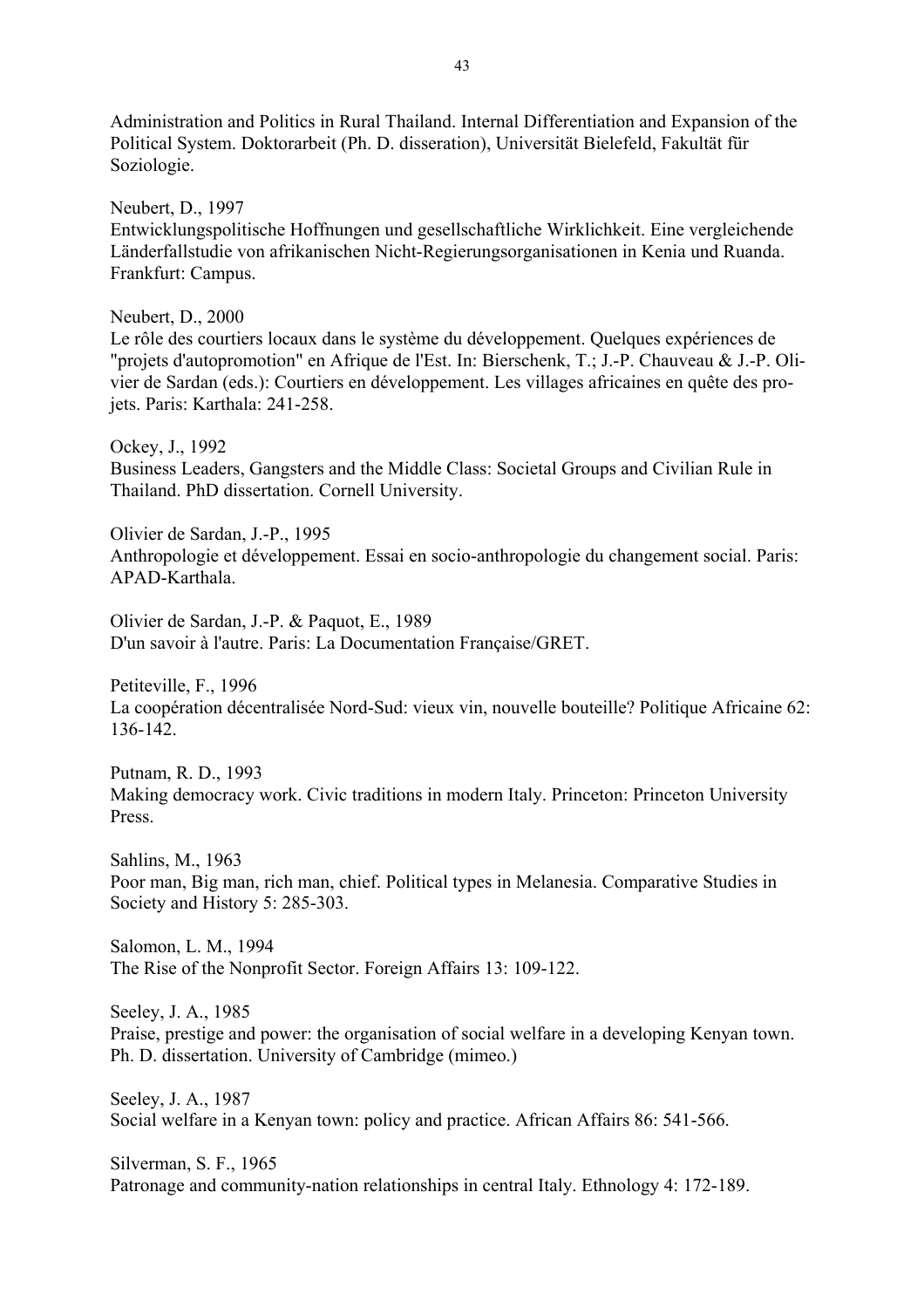Administration and Politics in Rural Thailand. Internal Differentiation and Expansion of the Political System. Doktorarbeit (Ph. D. disseration), Universität Bielefeld, Fakultät für Soziologie.

Neubert, D., 1997
Entwicklungspolitische Hoffnungen und gesellschaftliche Wirklichkeit. Eine vergleichende Länderfallstudie von afrikanischen Nicht-Regierungsorganisationen in Kenia und Ruanda. Frankfurt: Campus.

Neubert, D., 2000
Le rôle des courtiers locaux dans le système du développement. Quelques expériences de "projets d'autopromotion" en Afrique de l'Est. In: Bierschenk, T.; J.-P. Chauveau & J.-P. Olivier de Sardan (eds.): Courtiers en développement. Les villages africaines en quête des projets. Paris: Karthala: 241-258.

Ockey, J., 1992
Business Leaders, Gangsters and the Middle Class: Societal Groups and Civilian Rule in Thailand. PhD dissertation. Cornell University.

Olivier de Sardan, J.-P., 1995
Anthropologie et développement. Essai en socio-anthropologie du changement social. Paris: APAD-Karthala.

Olivier de Sardan, J.-P. & Paquot, E., 1989
D'un savoir à l'autre. Paris: La Documentation Française/GRET.

Petiteville, F., 1996
La coopération décentralisée Nord-Sud: vieux vin, nouvelle bouteille? Politique Africaine 62: 136-142.

Putnam, R. D., 1993
Making democracy work. Civic traditions in modern Italy. Princeton: Princeton University Press.

Sahlins, M., 1963
Poor man, Big man, rich man, chief. Political types in Melanesia. Comparative Studies in Society and History 5: 285-303.

Salomon, L. M., 1994
The Rise of the Nonprofit Sector. Foreign Affairs 13: 109-122.

Seeley, J. A., 1985
Praise, prestige and power: the organisation of social welfare in a developing Kenyan town. Ph. D. dissertation. University of Cambridge (mimeo.)

Seeley, J. A., 1987
Social welfare in a Kenyan town: policy and practice. African Affairs 86: 541-566.

Silverman, S. F., 1965
Patronage and community-nation relationships in central Italy. Ethnology 4: 172-189.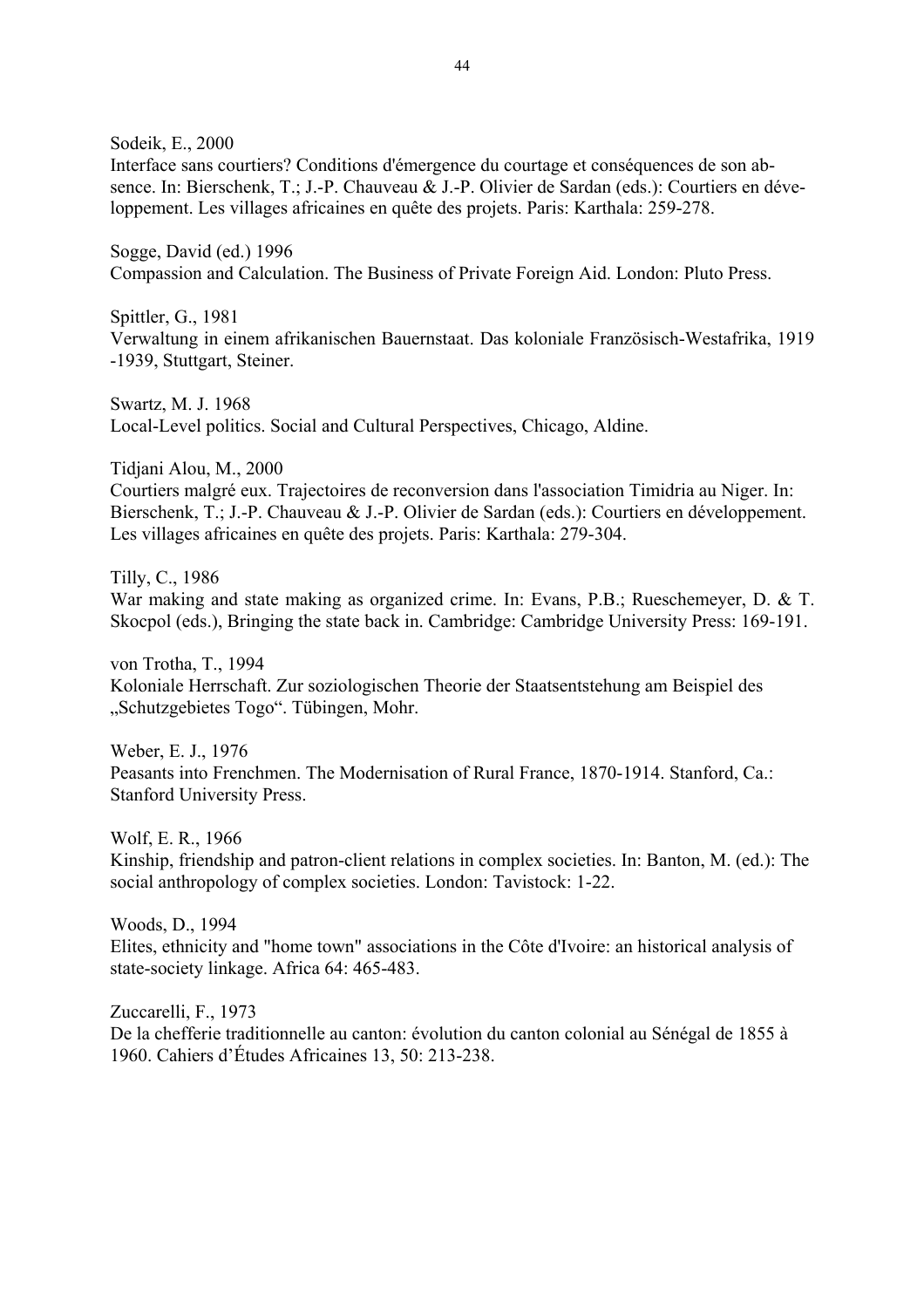Sodeik, E., 2000
Interface sans courtiers? Conditions d'émergence du courtage et conséquences de son absence. In: Bierschenk, T.; J.-P. Chauveau & J.-P. Olivier de Sardan (eds.): Courtiers en développement. Les villages africaines en quête des projets. Paris: Karthala: 259-278.

Sogge, David (ed.) 1996
Compassion and Calculation. The Business of Private Foreign Aid. London: Pluto Press.

Spittler, G., 1981
Verwaltung in einem afrikanischen Bauernstaat. Das koloniale Französisch-Westafrika, 1919 -1939, Stuttgart, Steiner.

Swartz, M. J. 1968
Local-Level politics. Social and Cultural Perspectives, Chicago, Aldine.

Tidjani Alou, M., 2000
Courtiers malgré eux. Trajectoires de reconversion dans l'association Timidria au Niger. In: Bierschenk, T.; J.-P. Chauveau & J.-P. Olivier de Sardan (eds.): Courtiers en développement. Les villages africaines en quête des projets. Paris: Karthala: 279-304.

Tilly, C., 1986
War making and state making as organized crime. In: Evans, P.B.; Rueschemeyer, D. & T. Skocpol (eds.), Bringing the state back in. Cambridge: Cambridge University Press: 169-191.

von Trotha, T., 1994
Koloniale Herrschaft. Zur soziologischen Theorie der Staatsentstehung am Beispiel des „Schutzgebietes Togo". Tübingen, Mohr.

Weber, E. J., 1976
Peasants into Frenchmen. The Modernisation of Rural France, 1870-1914. Stanford, Ca.: Stanford University Press.

Wolf, E. R., 1966
Kinship, friendship and patron-client relations in complex societies. In: Banton, M. (ed.): The social anthropology of complex societies. London: Tavistock: 1-22.

Woods, D., 1994
Elites, ethnicity and "home town" associations in the Côte d'Ivoire: an historical analysis of state-society linkage. Africa 64: 465-483.

Zuccarelli, F., 1973
De la chefferie traditionnelle au canton: évolution du canton colonial au Sénégal de 1855 à 1960. Cahiers d'Études Africaines 13, 50: 213-238.